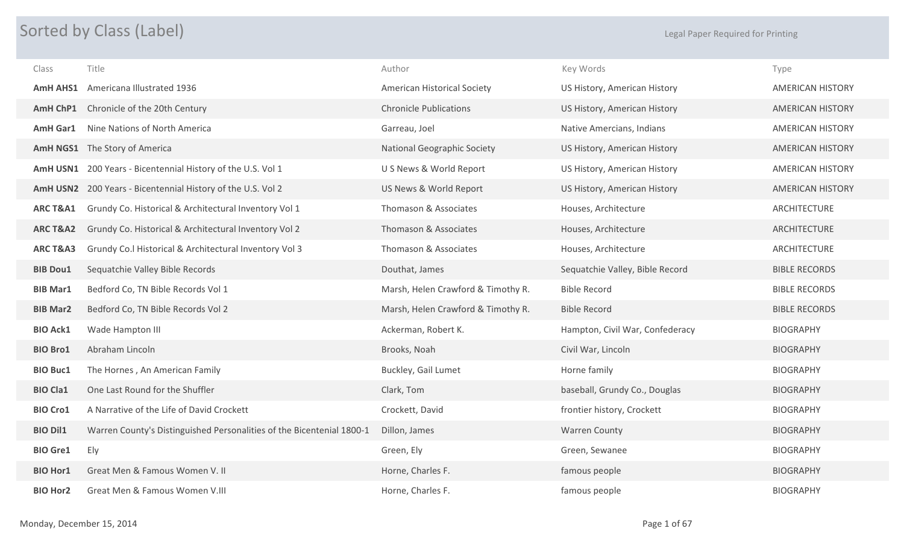# Sorted by Class (Label)

Legal Paper Required for Printing

| Class | Title | Author | Key Words | Type |
|---|---|---|---|---|
| **AmH AHS1** | Americana Illustrated 1936 | American Historical Society | US History, American History | AMERICAN HISTORY |
| **AmH ChP1** | Chronicle of the 20th Century | Chronicle Publications | US History, American History | AMERICAN HISTORY |
| **AmH Gar1** | Nine Nations of North America | Garreau, Joel | Native Amercians, Indians | AMERICAN HISTORY |
| **AmH NGS1** | The Story of America | National Geographic Society | US History, American History | AMERICAN HISTORY |
| **AmH USN1** | 200 Years - Bicentennial History of the U.S. Vol 1 | U S News & World Report | US History, American History | AMERICAN HISTORY |
| **AmH USN2** | 200 Years - Bicentennial History of the U.S. Vol 2 | US News & World Report | US History, American History | AMERICAN HISTORY |
| **ARC T&A1** | Grundy Co. Historical & Architectural Inventory Vol 1 | Thomason & Associates | Houses, Architecture | ARCHITECTURE |
| **ARC T&A2** | Grundy Co. Historical & Architectural Inventory Vol 2 | Thomason & Associates | Houses, Architecture | ARCHITECTURE |
| **ARC T&A3** | Grundy Co.l Historical & Architectural Inventory Vol 3 | Thomason & Associates | Houses, Architecture | ARCHITECTURE |
| **BIB Dou1** | Sequatchie Valley Bible Records | Douthat, James | Sequatchie Valley, Bible Record | BIBLE RECORDS |
| **BIB Mar1** | Bedford Co, TN Bible Records Vol 1 | Marsh, Helen Crawford & Timothy R. | Bible Record | BIBLE RECORDS |
| **BIB Mar2** | Bedford Co, TN Bible Records Vol 2 | Marsh, Helen Crawford & Timothy R. | Bible Record | BIBLE RECORDS |
| **BIO Ack1** | Wade Hampton III | Ackerman, Robert K. | Hampton, Civil War, Confederacy | BIOGRAPHY |
| **BIO Bro1** | Abraham Lincoln | Brooks, Noah | Civil War, Lincoln | BIOGRAPHY |
| **BIO Buc1** | The Hornes , An American Family | Buckley, Gail Lumet | Horne family | BIOGRAPHY |
| **BIO Cla1** | One Last Round for the Shuffler | Clark, Tom | baseball, Grundy Co., Douglas | BIOGRAPHY |
| **BIO Cro1** | A Narrative of the Life of David Crockett | Crockett, David | frontier history, Crockett | BIOGRAPHY |
| **BIO Dil1** | Warren County's Distinguished Personalities of the Bicentenial 1800-1 | Dillon, James | Warren County | BIOGRAPHY |
| **BIO Gre1** | Ely | Green, Ely | Green, Sewanee | BIOGRAPHY |
| **BIO Hor1** | Great Men & Famous Women V. II | Horne, Charles F. | famous people | BIOGRAPHY |
| **BIO Hor2** | Great Men & Famous Women V.III | Horne, Charles F. | famous people | BIOGRAPHY |

Monday, December 15, 2014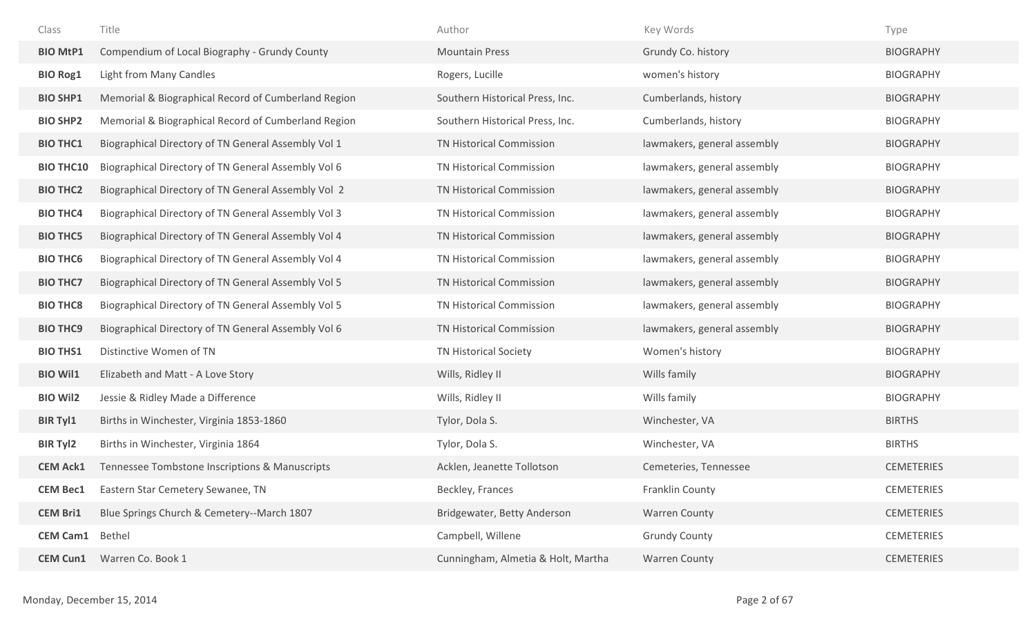| Class | Title | Author | Key Words | Type |
| --- | --- | --- | --- | --- |
| **BIO MtP1** | Compendium of Local Biography - Grundy County | Mountain Press | Grundy Co. history | BIOGRAPHY |
| **BIO Rog1** | Light from Many Candles | Rogers, Lucille | women's history | BIOGRAPHY |
| **BIO SHP1** | Memorial & Biographical Record of Cumberland Region | Southern Historical Press, Inc. | Cumberlands, history | BIOGRAPHY |
| **BIO SHP2** | Memorial & Biographical Record of Cumberland Region | Southern Historical Press, Inc. | Cumberlands, history | BIOGRAPHY |
| **BIO THC1** | Biographical Directory of TN General Assembly Vol 1 | TN Historical Commission | lawmakers, general assembly | BIOGRAPHY |
| **BIO THC10** | Biographical Directory of TN General Assembly Vol 6 | TN Historical Commission | lawmakers, general assembly | BIOGRAPHY |
| **BIO THC2** | Biographical Directory of TN General Assembly Vol 2 | TN Historical Commission | lawmakers, general assembly | BIOGRAPHY |
| **BIO THC4** | Biographical Directory of TN General Assembly Vol 3 | TN Historical Commission | lawmakers, general assembly | BIOGRAPHY |
| **BIO THC5** | Biographical Directory of TN General Assembly Vol 4 | TN Historical Commission | lawmakers, general assembly | BIOGRAPHY |
| **BIO THC6** | Biographical Directory of TN General Assembly Vol 4 | TN Historical Commission | lawmakers, general assembly | BIOGRAPHY |
| **BIO THC7** | Biographical Directory of TN General Assembly Vol 5 | TN Historical Commission | lawmakers, general assembly | BIOGRAPHY |
| **BIO THC8** | Biographical Directory of TN General Assembly Vol 5 | TN Historical Commission | lawmakers, general assembly | BIOGRAPHY |
| **BIO THC9** | Biographical Directory of TN General Assembly Vol 6 | TN Historical Commission | lawmakers, general assembly | BIOGRAPHY |
| **BIO THS1** | Distinctive Women of TN | TN Historical Society | Women's history | BIOGRAPHY |
| **BIO Wil1** | Elizabeth and Matt - A Love Story | Wills, Ridley II | Wills family | BIOGRAPHY |
| **BIO Wil2** | Jessie & Ridley Made a Difference | Wills, Ridley II | Wills family | BIOGRAPHY |
| **BIR Tyl1** | Births in Winchester, Virginia 1853-1860 | Tylor, Dola S. | Winchester, VA | BIRTHS |
| **BIR Tyl2** | Births in Winchester, Virginia 1864 | Tylor, Dola S. | Winchester, VA | BIRTHS |
| **CEM Ack1** | Tennessee Tombstone Inscriptions & Manuscripts | Acklen, Jeanette Tollotson | Cemeteries, Tennessee | CEMETERIES |
| **CEM Bec1** | Eastern Star Cemetery Sewanee, TN | Beckley, Frances | Franklin County | CEMETERIES |
| **CEM Bri1** | Blue Springs Church & Cemetery--March 1807 | Bridgewater, Betty Anderson | Warren County | CEMETERIES |
| **CEM Cam1** | Bethel | Campbell, Willene | Grundy County | CEMETERIES |
| **CEM Cun1** | Warren Co. Book 1 | Cunningham, Almetia & Holt, Martha | Warren County | CEMETERIES |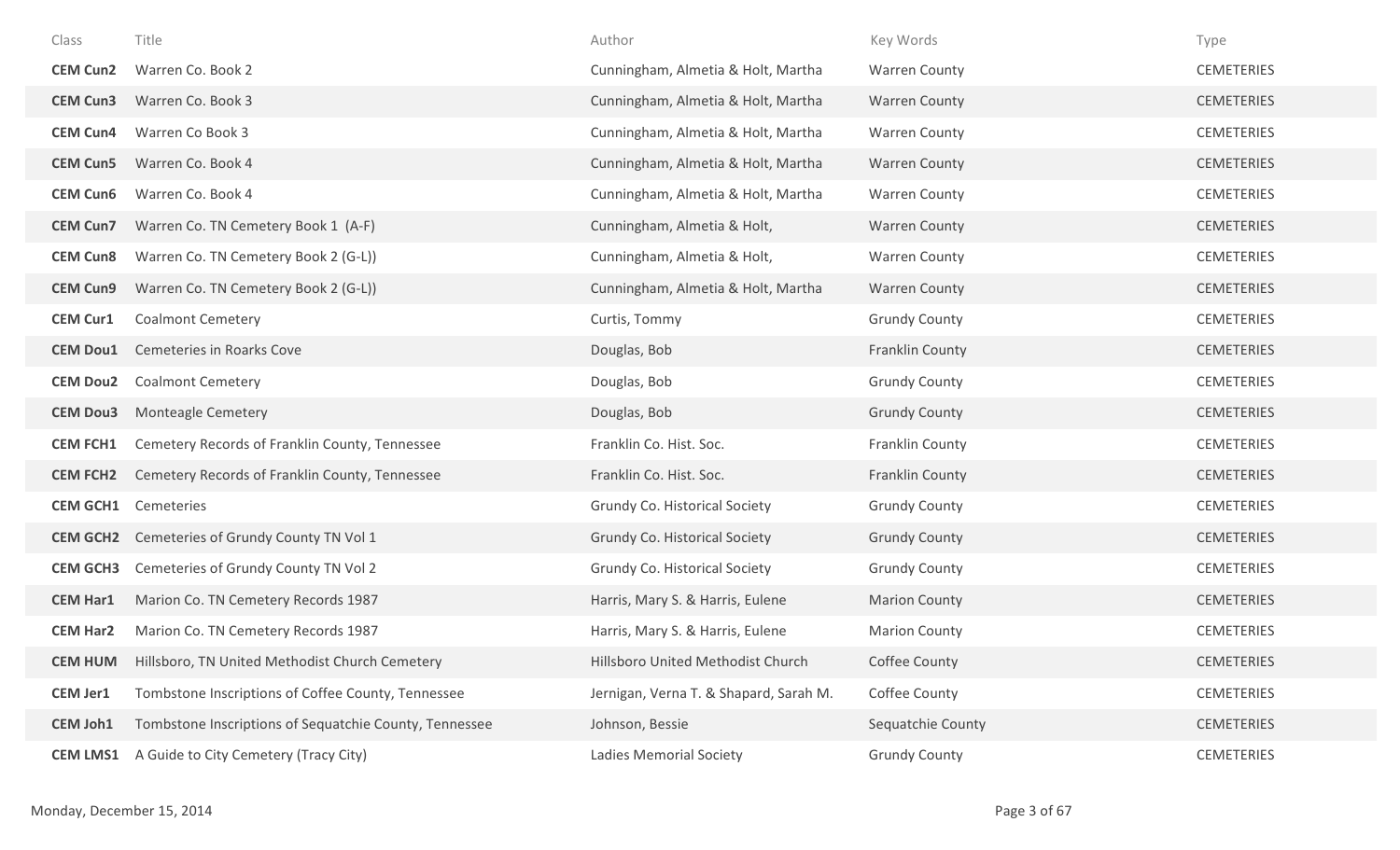| Class | Title | Author | Key Words | Type |
|---|---|---|---|---|
| **CEM Cun2** | Warren Co. Book 2 | Cunningham, Almetia & Holt, Martha | Warren County | CEMETERIES |
| **CEM Cun3** | Warren Co. Book 3 | Cunningham, Almetia & Holt, Martha | Warren County | CEMETERIES |
| **CEM Cun4** | Warren Co Book 3 | Cunningham, Almetia & Holt, Martha | Warren County | CEMETERIES |
| **CEM Cun5** | Warren Co. Book 4 | Cunningham, Almetia & Holt, Martha | Warren County | CEMETERIES |
| **CEM Cun6** | Warren Co. Book 4 | Cunningham, Almetia & Holt, Martha | Warren County | CEMETERIES |
| **CEM Cun7** | Warren Co. TN Cemetery Book 1 (A-F) | Cunningham, Almetia & Holt, | Warren County | CEMETERIES |
| **CEM Cun8** | Warren Co. TN Cemetery Book 2 (G-L)) | Cunningham, Almetia & Holt, | Warren County | CEMETERIES |
| **CEM Cun9** | Warren Co. TN Cemetery Book 2 (G-L)) | Cunningham, Almetia & Holt, Martha | Warren County | CEMETERIES |
| **CEM Cur1** | Coalmont Cemetery | Curtis, Tommy | Grundy County | CEMETERIES |
| **CEM Dou1** | Cemeteries in Roarks Cove | Douglas, Bob | Franklin County | CEMETERIES |
| **CEM Dou2** | Coalmont Cemetery | Douglas, Bob | Grundy County | CEMETERIES |
| **CEM Dou3** | Monteagle Cemetery | Douglas, Bob | Grundy County | CEMETERIES |
| **CEM FCH1** | Cemetery Records of Franklin County, Tennessee | Franklin Co. Hist. Soc. | Franklin County | CEMETERIES |
| **CEM FCH2** | Cemetery Records of Franklin County, Tennessee | Franklin Co. Hist. Soc. | Franklin County | CEMETERIES |
| **CEM GCH1** | Cemeteries | Grundy Co. Historical Society | Grundy County | CEMETERIES |
| **CEM GCH2** | Cemeteries of Grundy County TN Vol 1 | Grundy Co. Historical Society | Grundy County | CEMETERIES |
| **CEM GCH3** | Cemeteries of Grundy County TN Vol 2 | Grundy Co. Historical Society | Grundy County | CEMETERIES |
| **CEM Har1** | Marion Co. TN Cemetery Records 1987 | Harris, Mary S. & Harris, Eulene | Marion County | CEMETERIES |
| **CEM Har2** | Marion Co. TN Cemetery Records 1987 | Harris, Mary S. & Harris, Eulene | Marion County | CEMETERIES |
| **CEM HUM** | Hillsboro, TN United Methodist Church Cemetery | Hillsboro United Methodist Church | Coffee County | CEMETERIES |
| **CEM Jer1** | Tombstone Inscriptions of Coffee County, Tennessee | Jernigan, Verna T. & Shapard, Sarah M. | Coffee County | CEMETERIES |
| **CEM Joh1** | Tombstone Inscriptions of Sequatchie County, Tennessee | Johnson, Bessie | Sequatchie County | CEMETERIES |
| **CEM LMS1** | A Guide to City Cemetery (Tracy City) | Ladies Memorial Society | Grundy County | CEMETERIES |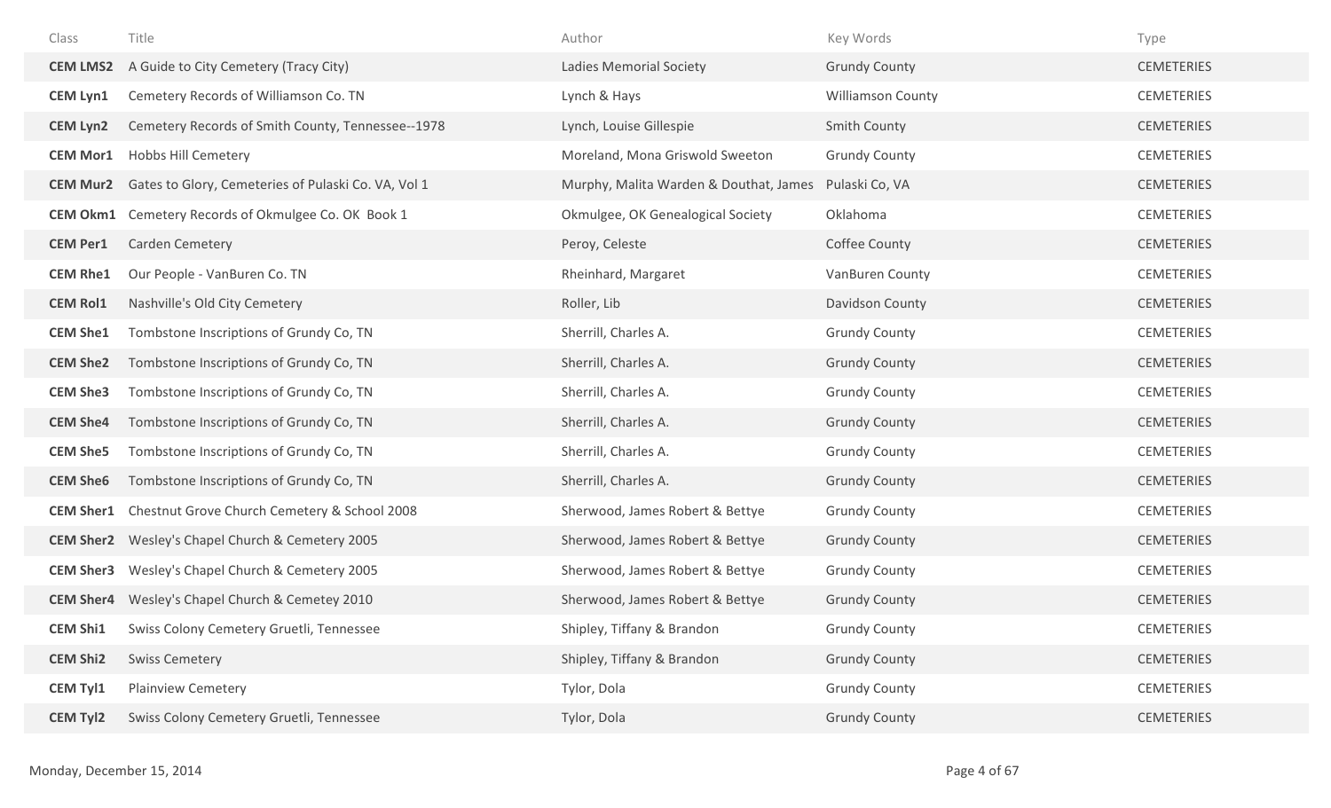| Class | Title | Author | Key Words | Type |
|---|---|---|---|---|
| **CEM LMS2** | A Guide to City Cemetery (Tracy City) | Ladies Memorial Society | Grundy County | CEMETERIES |
| **CEM Lyn1** | Cemetery Records of Williamson Co. TN | Lynch & Hays | Williamson County | CEMETERIES |
| **CEM Lyn2** | Cemetery Records of Smith County, Tennessee--1978 | Lynch, Louise Gillespie | Smith County | CEMETERIES |
| **CEM Mor1** | Hobbs Hill Cemetery | Moreland, Mona Griswold Sweeton | Grundy County | CEMETERIES |
| **CEM Mur2** | Gates to Glory, Cemeteries of Pulaski Co. VA, Vol 1 | Murphy, Malita Warden & Douthat, James | Pulaski Co, VA | CEMETERIES |
| **CEM Okm1** | Cemetery Records of Okmulgee Co. OK Book 1 | Okmulgee, OK Genealogical Society | Oklahoma | CEMETERIES |
| **CEM Per1** | Carden Cemetery | Peroy, Celeste | Coffee County | CEMETERIES |
| **CEM Rhe1** | Our People - VanBuren Co. TN | Rheinhard, Margaret | VanBuren County | CEMETERIES |
| **CEM Rol1** | Nashville's Old City Cemetery | Roller, Lib | Davidson County | CEMETERIES |
| **CEM She1** | Tombstone Inscriptions of Grundy Co, TN | Sherrill, Charles A. | Grundy County | CEMETERIES |
| **CEM She2** | Tombstone Inscriptions of Grundy Co, TN | Sherrill, Charles A. | Grundy County | CEMETERIES |
| **CEM She3** | Tombstone Inscriptions of Grundy Co, TN | Sherrill, Charles A. | Grundy County | CEMETERIES |
| **CEM She4** | Tombstone Inscriptions of Grundy Co, TN | Sherrill, Charles A. | Grundy County | CEMETERIES |
| **CEM She5** | Tombstone Inscriptions of Grundy Co, TN | Sherrill, Charles A. | Grundy County | CEMETERIES |
| **CEM She6** | Tombstone Inscriptions of Grundy Co, TN | Sherrill, Charles A. | Grundy County | CEMETERIES |
| **CEM Sher1** | Chestnut Grove Church Cemetery & School 2008 | Sherwood, James Robert & Bettye | Grundy County | CEMETERIES |
| **CEM Sher2** | Wesley's Chapel Church & Cemetery 2005 | Sherwood, James Robert & Bettye | Grundy County | CEMETERIES |
| **CEM Sher3** | Wesley's Chapel Church & Cemetery 2005 | Sherwood, James Robert & Bettye | Grundy County | CEMETERIES |
| **CEM Sher4** | Wesley's Chapel Church & Cemetey 2010 | Sherwood, James Robert & Bettye | Grundy County | CEMETERIES |
| **CEM Shi1** | Swiss Colony Cemetery Gruetli, Tennessee | Shipley, Tiffany & Brandon | Grundy County | CEMETERIES |
| **CEM Shi2** | Swiss Cemetery | Shipley, Tiffany & Brandon | Grundy County | CEMETERIES |
| **CEM Tyl1** | Plainview Cemetery | Tylor, Dola | Grundy County | CEMETERIES |
| **CEM Tyl2** | Swiss Colony Cemetery Gruetli, Tennessee | Tylor, Dola | Grundy County | CEMETERIES |

Monday, December 15, 2014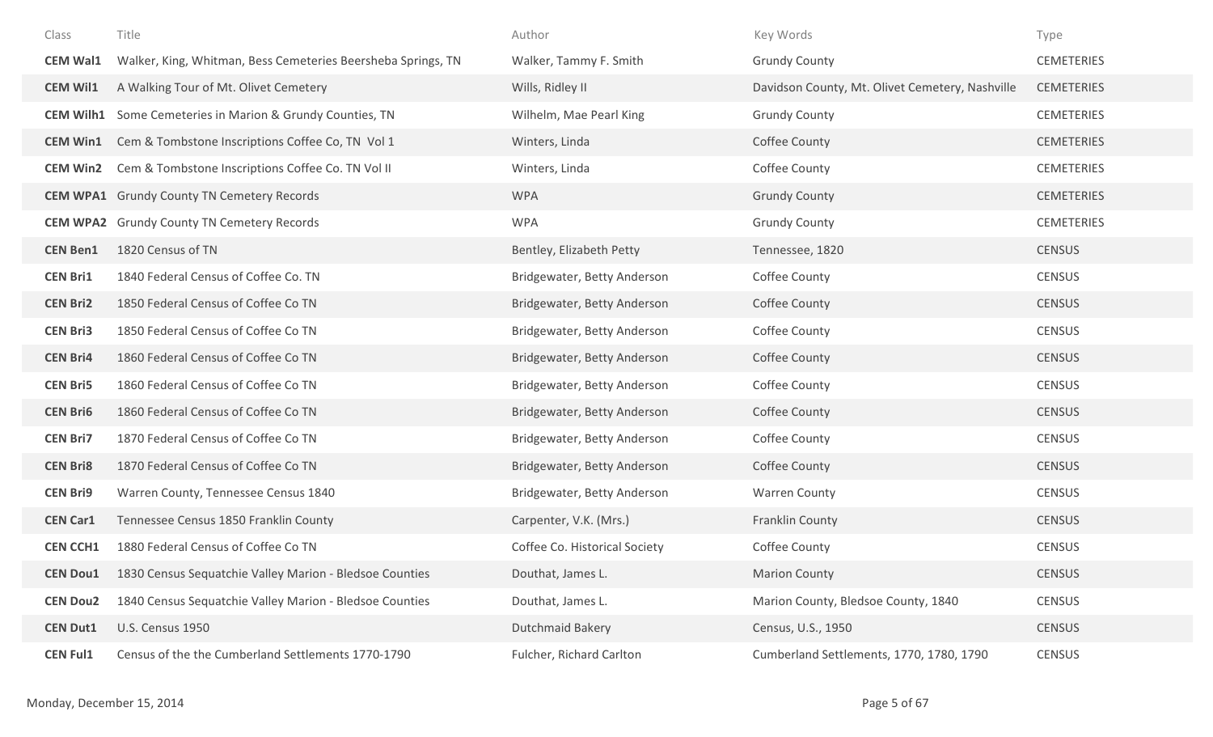| Class | Title | Author | Key Words | Type |
|---|---|---|---|---|
| **CEM Wal1** | Walker, King, Whitman, Bess Cemeteries Beersheba Springs, TN | Walker, Tammy F. Smith | Grundy County | CEMETERIES |
| **CEM Wil1** | A Walking Tour of Mt. Olivet Cemetery | Wills, Ridley II | Davidson County, Mt. Olivet Cemetery, Nashville | CEMETERIES |
| **CEM Wilh1** | Some Cemeteries in Marion & Grundy Counties, TN | Wilhelm, Mae Pearl King | Grundy County | CEMETERIES |
| **CEM Win1** | Cem & Tombstone Inscriptions Coffee Co, TN Vol 1 | Winters, Linda | Coffee County | CEMETERIES |
| **CEM Win2** | Cem & Tombstone Inscriptions Coffee Co. TN Vol II | Winters, Linda | Coffee County | CEMETERIES |
| **CEM WPA1** | Grundy County TN Cemetery Records | WPA | Grundy County | CEMETERIES |
| **CEM WPA2** | Grundy County TN Cemetery Records | WPA | Grundy County | CEMETERIES |
| **CEN Ben1** | 1820 Census of TN | Bentley, Elizabeth Petty | Tennessee, 1820 | CENSUS |
| **CEN Bri1** | 1840 Federal Census of Coffee Co. TN | Bridgewater, Betty Anderson | Coffee County | CENSUS |
| **CEN Bri2** | 1850 Federal Census of Coffee Co TN | Bridgewater, Betty Anderson | Coffee County | CENSUS |
| **CEN Bri3** | 1850 Federal Census of Coffee Co TN | Bridgewater, Betty Anderson | Coffee County | CENSUS |
| **CEN Bri4** | 1860 Federal Census of Coffee Co TN | Bridgewater, Betty Anderson | Coffee County | CENSUS |
| **CEN Bri5** | 1860 Federal Census of Coffee Co TN | Bridgewater, Betty Anderson | Coffee County | CENSUS |
| **CEN Bri6** | 1860 Federal Census of Coffee Co TN | Bridgewater, Betty Anderson | Coffee County | CENSUS |
| **CEN Bri7** | 1870 Federal Census of Coffee Co TN | Bridgewater, Betty Anderson | Coffee County | CENSUS |
| **CEN Bri8** | 1870 Federal Census of Coffee Co TN | Bridgewater, Betty Anderson | Coffee County | CENSUS |
| **CEN Bri9** | Warren County, Tennessee Census 1840 | Bridgewater, Betty Anderson | Warren County | CENSUS |
| **CEN Car1** | Tennessee Census 1850 Franklin County | Carpenter, V.K. (Mrs.) | Franklin County | CENSUS |
| **CEN CCH1** | 1880 Federal Census of Coffee Co TN | Coffee Co. Historical Society | Coffee County | CENSUS |
| **CEN Dou1** | 1830 Census Sequatchie Valley Marion - Bledsoe Counties | Douthat, James L. | Marion County | CENSUS |
| **CEN Dou2** | 1840 Census Sequatchie Valley Marion - Bledsoe Counties | Douthat, James L. | Marion County, Bledsoe County, 1840 | CENSUS |
| **CEN Dut1** | U.S. Census 1950 | Dutchmaid Bakery | Census, U.S., 1950 | CENSUS |
| **CEN Ful1** | Census of the the Cumberland Settlements 1770-1790 | Fulcher, Richard Carlton | Cumberland Settlements, 1770, 1780, 1790 | CENSUS |

Monday, December 15, 2014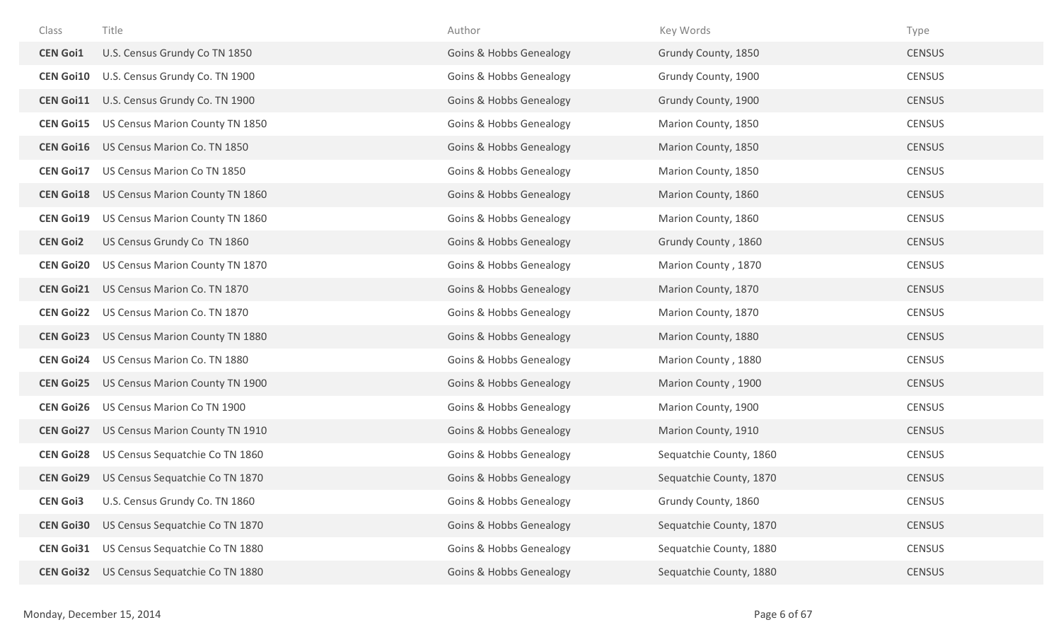| Class | Title | Author | Key Words | Type |
| --- | --- | --- | --- | --- |
| **CEN Goi1** | U.S. Census Grundy Co TN 1850 | Goins & Hobbs Genealogy | Grundy County, 1850 | CENSUS |
| **CEN Goi10** | U.S. Census Grundy Co. TN 1900 | Goins & Hobbs Genealogy | Grundy County, 1900 | CENSUS |
| **CEN Goi11** | U.S. Census Grundy Co. TN 1900 | Goins & Hobbs Genealogy | Grundy County, 1900 | CENSUS |
| **CEN Goi15** | US Census Marion County TN 1850 | Goins & Hobbs Genealogy | Marion County, 1850 | CENSUS |
| **CEN Goi16** | US Census Marion Co. TN 1850 | Goins & Hobbs Genealogy | Marion County, 1850 | CENSUS |
| **CEN Goi17** | US Census Marion Co TN 1850 | Goins & Hobbs Genealogy | Marion County, 1850 | CENSUS |
| **CEN Goi18** | US Census Marion County TN 1860 | Goins & Hobbs Genealogy | Marion County, 1860 | CENSUS |
| **CEN Goi19** | US Census Marion County TN 1860 | Goins & Hobbs Genealogy | Marion County, 1860 | CENSUS |
| **CEN Goi2** | US Census Grundy Co TN 1860 | Goins & Hobbs Genealogy | Grundy County , 1860 | CENSUS |
| **CEN Goi20** | US Census Marion County TN 1870 | Goins & Hobbs Genealogy | Marion County , 1870 | CENSUS |
| **CEN Goi21** | US Census Marion Co. TN 1870 | Goins & Hobbs Genealogy | Marion County, 1870 | CENSUS |
| **CEN Goi22** | US Census Marion Co. TN 1870 | Goins & Hobbs Genealogy | Marion County, 1870 | CENSUS |
| **CEN Goi23** | US Census Marion County TN 1880 | Goins & Hobbs Genealogy | Marion County, 1880 | CENSUS |
| **CEN Goi24** | US Census Marion Co. TN 1880 | Goins & Hobbs Genealogy | Marion County , 1880 | CENSUS |
| **CEN Goi25** | US Census Marion County TN 1900 | Goins & Hobbs Genealogy | Marion County , 1900 | CENSUS |
| **CEN Goi26** | US Census Marion Co TN 1900 | Goins & Hobbs Genealogy | Marion County, 1900 | CENSUS |
| **CEN Goi27** | US Census Marion County TN 1910 | Goins & Hobbs Genealogy | Marion County, 1910 | CENSUS |
| **CEN Goi28** | US Census Sequatchie Co TN 1860 | Goins & Hobbs Genealogy | Sequatchie County, 1860 | CENSUS |
| **CEN Goi29** | US Census Sequatchie Co TN 1870 | Goins & Hobbs Genealogy | Sequatchie County, 1870 | CENSUS |
| **CEN Goi3** | U.S. Census Grundy Co. TN 1860 | Goins & Hobbs Genealogy | Grundy County, 1860 | CENSUS |
| **CEN Goi30** | US Census Sequatchie Co TN 1870 | Goins & Hobbs Genealogy | Sequatchie County, 1870 | CENSUS |
| **CEN Goi31** | US Census Sequatchie Co TN 1880 | Goins & Hobbs Genealogy | Sequatchie County, 1880 | CENSUS |
| **CEN Goi32** | US Census Sequatchie Co TN 1880 | Goins & Hobbs Genealogy | Sequatchie County, 1880 | CENSUS |

Monday, December 15, 2014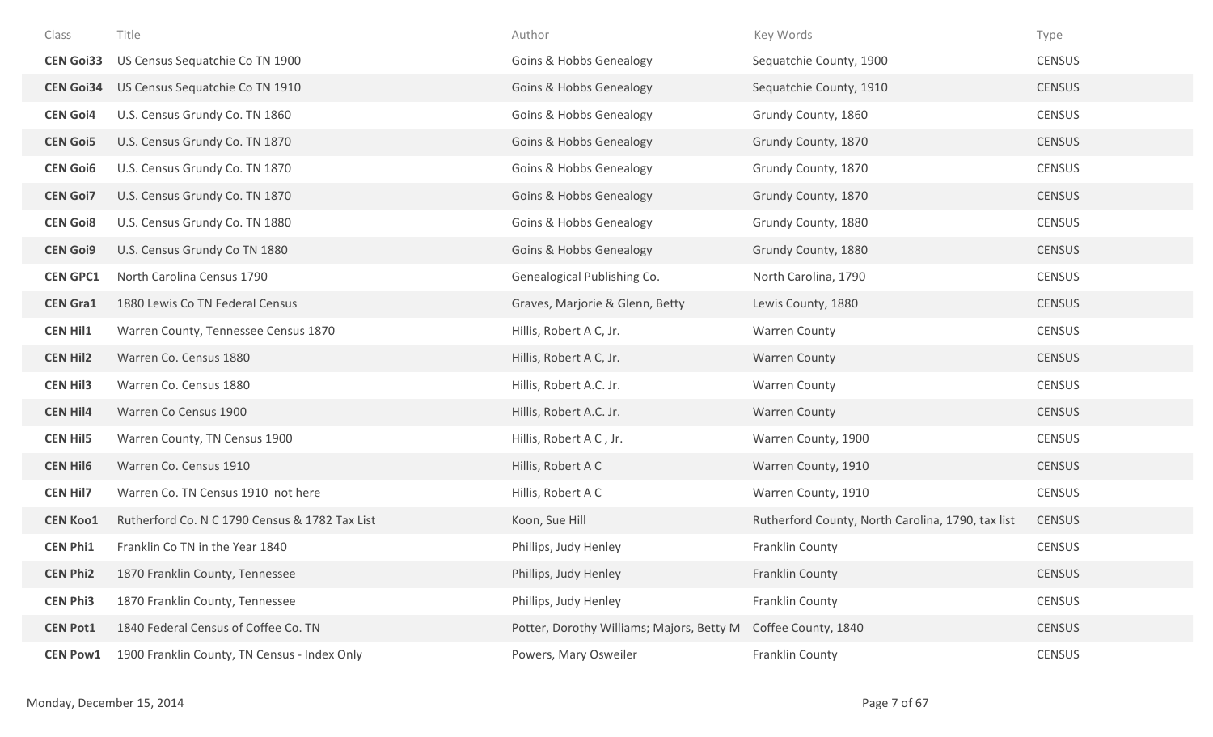| Class | Title | Author | Key Words | Type |
|---|---|---|---|---|
| **CEN Goi33** | US Census Sequatchie Co TN 1900 | Goins & Hobbs Genealogy | Sequatchie County, 1900 | CENSUS |
| **CEN Goi34** | US Census Sequatchie Co TN 1910 | Goins & Hobbs Genealogy | Sequatchie County, 1910 | CENSUS |
| **CEN Goi4** | U.S. Census Grundy Co. TN 1860 | Goins & Hobbs Genealogy | Grundy County, 1860 | CENSUS |
| **CEN Goi5** | U.S. Census Grundy Co. TN 1870 | Goins & Hobbs Genealogy | Grundy County, 1870 | CENSUS |
| **CEN Goi6** | U.S. Census Grundy Co. TN 1870 | Goins & Hobbs Genealogy | Grundy County, 1870 | CENSUS |
| **CEN Goi7** | U.S. Census Grundy Co. TN 1870 | Goins & Hobbs Genealogy | Grundy County, 1870 | CENSUS |
| **CEN Goi8** | U.S. Census Grundy Co. TN 1880 | Goins & Hobbs Genealogy | Grundy County, 1880 | CENSUS |
| **CEN Goi9** | U.S. Census Grundy Co TN 1880 | Goins & Hobbs Genealogy | Grundy County, 1880 | CENSUS |
| **CEN GPC1** | North Carolina Census 1790 | Genealogical Publishing Co. | North Carolina, 1790 | CENSUS |
| **CEN Gra1** | 1880 Lewis Co TN Federal Census | Graves, Marjorie & Glenn, Betty | Lewis County, 1880 | CENSUS |
| **CEN Hil1** | Warren County, Tennessee Census 1870 | Hillis, Robert A C, Jr. | Warren County | CENSUS |
| **CEN Hil2** | Warren Co. Census 1880 | Hillis, Robert A C, Jr. | Warren County | CENSUS |
| **CEN Hil3** | Warren Co. Census 1880 | Hillis, Robert A.C. Jr. | Warren County | CENSUS |
| **CEN Hil4** | Warren Co Census 1900 | Hillis, Robert A.C. Jr. | Warren County | CENSUS |
| **CEN Hil5** | Warren County, TN Census 1900 | Hillis, Robert A C , Jr. | Warren County, 1900 | CENSUS |
| **CEN Hil6** | Warren Co. Census 1910 | Hillis, Robert A C | Warren County, 1910 | CENSUS |
| **CEN Hil7** | Warren Co. TN Census 1910 not here | Hillis, Robert A C | Warren County, 1910 | CENSUS |
| **CEN Koo1** | Rutherford Co. N C 1790 Census & 1782 Tax List | Koon, Sue Hill | Rutherford County, North Carolina, 1790, tax list | CENSUS |
| **CEN Phi1** | Franklin Co TN in the Year 1840 | Phillips, Judy Henley | Franklin County | CENSUS |
| **CEN Phi2** | 1870 Franklin County, Tennessee | Phillips, Judy Henley | Franklin County | CENSUS |
| **CEN Phi3** | 1870 Franklin County, Tennessee | Phillips, Judy Henley | Franklin County | CENSUS |
| **CEN Pot1** | 1840 Federal Census of Coffee Co. TN | Potter, Dorothy Williams; Majors, Betty M | Coffee County, 1840 | CENSUS |
| **CEN Pow1** | 1900 Franklin County, TN Census - Index Only | Powers, Mary Osweiler | Franklin County | CENSUS |

Monday, December 15, 2014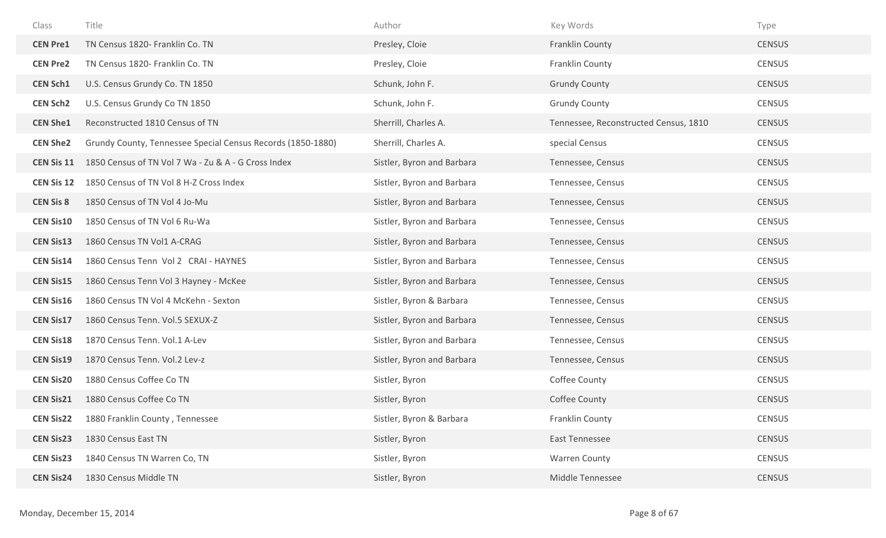| Class | Title | Author | Key Words | Type |
|---|---|---|---|---|
| **CEN Pre1** | TN Census 1820- Franklin Co. TN | Presley, Cloie | Franklin County | CENSUS |
| **CEN Pre2** | TN Census 1820- Franklin Co. TN | Presley, Cloie | Franklin County | CENSUS |
| **CEN Sch1** | U.S. Census Grundy Co. TN 1850 | Schunk, John F. | Grundy County | CENSUS |
| **CEN Sch2** | U.S. Census Grundy Co TN 1850 | Schunk, John F. | Grundy County | CENSUS |
| **CEN She1** | Reconstructed 1810 Census of TN | Sherrill, Charles A. | Tennessee, Reconstructed Census, 1810 | CENSUS |
| **CEN She2** | Grundy County, Tennessee Special Census Records (1850-1880) | Sherrill, Charles A. | special Census | CENSUS |
| **CEN Sis 11** | 1850 Census of TN Vol 7 Wa - Zu & A - G Cross Index | Sistler, Byron and Barbara | Tennessee, Census | CENSUS |
| **CEN Sis 12** | 1850 Census of TN Vol 8 H-Z Cross Index | Sistler, Byron and Barbara | Tennessee, Census | CENSUS |
| **CEN Sis 8** | 1850 Census of TN Vol 4 Jo-Mu | Sistler, Byron and Barbara | Tennessee, Census | CENSUS |
| **CEN Sis10** | 1850 Census of TN Vol 6 Ru-Wa | Sistler, Byron and Barbara | Tennessee, Census | CENSUS |
| **CEN Sis13** | 1860 Census TN Vol1 A-CRAG | Sistler, Byron and Barbara | Tennessee, Census | CENSUS |
| **CEN Sis14** | 1860 Census Tenn Vol 2 CRAI - HAYNES | Sistler, Byron and Barbara | Tennessee, Census | CENSUS |
| **CEN Sis15** | 1860 Census Tenn Vol 3 Hayney - McKee | Sistler, Byron and Barbara | Tennessee, Census | CENSUS |
| **CEN Sis16** | 1860 Census TN Vol 4 McKehn - Sexton | Sistler, Byron & Barbara | Tennessee, Census | CENSUS |
| **CEN Sis17** | 1860 Census Tenn. Vol.5 SEXUX-Z | Sistler, Byron and Barbara | Tennessee, Census | CENSUS |
| **CEN Sis18** | 1870 Census Tenn. Vol.1 A-Lev | Sistler, Byron and Barbara | Tennessee, Census | CENSUS |
| **CEN Sis19** | 1870 Census Tenn. Vol.2 Lev-z | Sistler, Byron and Barbara | Tennessee, Census | CENSUS |
| **CEN Sis20** | 1880 Census Coffee Co TN | Sistler, Byron | Coffee County | CENSUS |
| **CEN Sis21** | 1880 Census Coffee Co TN | Sistler, Byron | Coffee County | CENSUS |
| **CEN Sis22** | 1880 Franklin County , Tennessee | Sistler, Byron & Barbara | Franklin County | CENSUS |
| **CEN Sis23** | 1830 Census East TN | Sistler, Byron | East Tennessee | CENSUS |
| **CEN Sis23** | 1840 Census TN Warren Co, TN | Sistler, Byron | Warren County | CENSUS |
| **CEN Sis24** | 1830 Census Middle TN | Sistler, Byron | Middle Tennessee | CENSUS |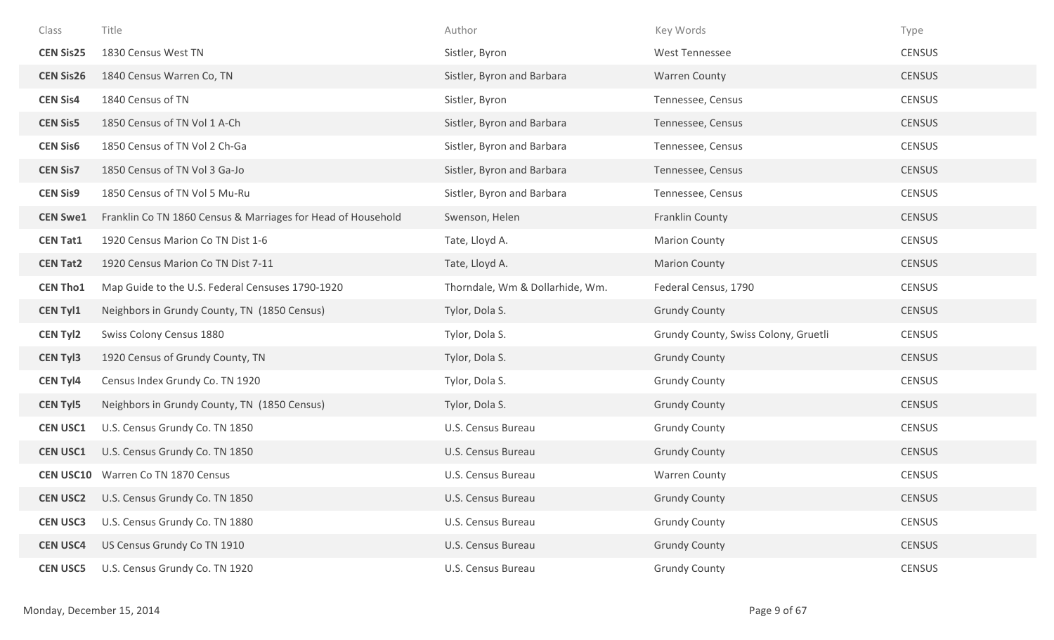| Class | Title | Author | Key Words | Type |
|---|---|---|---|---|
| **CEN Sis25** | 1830 Census West TN | Sistler, Byron | West Tennessee | CENSUS |
| **CEN Sis26** | 1840 Census Warren Co, TN | Sistler, Byron and Barbara | Warren County | CENSUS |
| **CEN Sis4** | 1840 Census of TN | Sistler, Byron | Tennessee, Census | CENSUS |
| **CEN Sis5** | 1850 Census of TN Vol 1 A-Ch | Sistler, Byron and Barbara | Tennessee, Census | CENSUS |
| **CEN Sis6** | 1850 Census of TN Vol 2 Ch-Ga | Sistler, Byron and Barbara | Tennessee, Census | CENSUS |
| **CEN Sis7** | 1850 Census of TN Vol 3 Ga-Jo | Sistler, Byron and Barbara | Tennessee, Census | CENSUS |
| **CEN Sis9** | 1850 Census of TN Vol 5 Mu-Ru | Sistler, Byron and Barbara | Tennessee, Census | CENSUS |
| **CEN Swe1** | Franklin Co TN 1860 Census & Marriages for Head of Household | Swenson, Helen | Franklin County | CENSUS |
| **CEN Tat1** | 1920 Census Marion Co TN Dist 1-6 | Tate, Lloyd A. | Marion County | CENSUS |
| **CEN Tat2** | 1920 Census Marion Co TN Dist 7-11 | Tate, Lloyd A. | Marion County | CENSUS |
| **CEN Tho1** | Map Guide to the U.S. Federal Censuses 1790-1920 | Thorndale, Wm & Dollarhide, Wm. | Federal Census, 1790 | CENSUS |
| **CEN Tyl1** | Neighbors in Grundy County, TN (1850 Census) | Tylor, Dola S. | Grundy County | CENSUS |
| **CEN Tyl2** | Swiss Colony Census 1880 | Tylor, Dola S. | Grundy County, Swiss Colony, Gruetli | CENSUS |
| **CEN Tyl3** | 1920 Census of Grundy County, TN | Tylor, Dola S. | Grundy County | CENSUS |
| **CEN Tyl4** | Census Index Grundy Co. TN 1920 | Tylor, Dola S. | Grundy County | CENSUS |
| **CEN Tyl5** | Neighbors in Grundy County, TN (1850 Census) | Tylor, Dola S. | Grundy County | CENSUS |
| **CEN USC1** | U.S. Census Grundy Co. TN 1850 | U.S. Census Bureau | Grundy County | CENSUS |
| **CEN USC1** | U.S. Census Grundy Co. TN 1850 | U.S. Census Bureau | Grundy County | CENSUS |
| **CEN USC10** | Warren Co TN 1870 Census | U.S. Census Bureau | Warren County | CENSUS |
| **CEN USC2** | U.S. Census Grundy Co. TN 1850 | U.S. Census Bureau | Grundy County | CENSUS |
| **CEN USC3** | U.S. Census Grundy Co. TN 1880 | U.S. Census Bureau | Grundy County | CENSUS |
| **CEN USC4** | US Census Grundy Co TN 1910 | U.S. Census Bureau | Grundy County | CENSUS |
| **CEN USC5** | U.S. Census Grundy Co. TN 1920 | U.S. Census Bureau | Grundy County | CENSUS |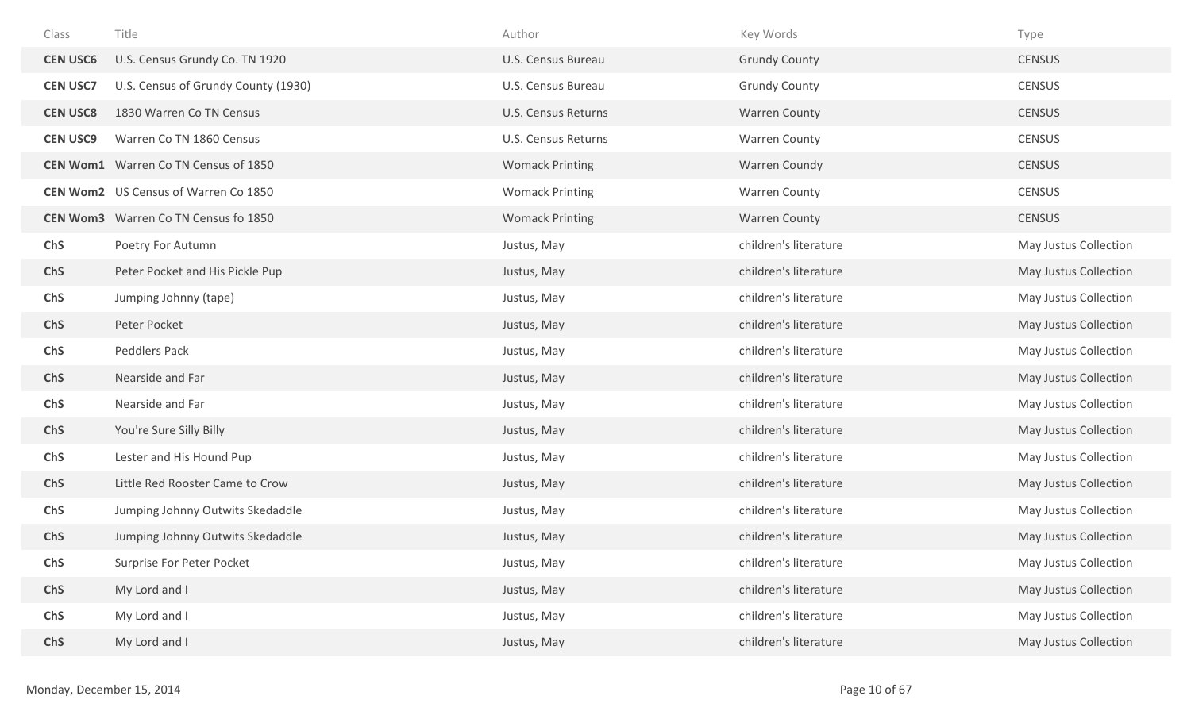| Class | Title | Author | Key Words | Type |
|---|---|---|---|---|
| **CEN USC6** | U.S. Census Grundy Co. TN 1920 | U.S. Census Bureau | Grundy County | CENSUS |
| **CEN USC7** | U.S. Census of Grundy County (1930) | U.S. Census Bureau | Grundy County | CENSUS |
| **CEN USC8** | 1830 Warren Co TN Census | U.S. Census Returns | Warren County | CENSUS |
| **CEN USC9** | Warren Co TN 1860 Census | U.S. Census Returns | Warren County | CENSUS |
| **CEN Wom1** | Warren Co TN Census of 1850 | Womack Printing | Warren Coundy | CENSUS |
| **CEN Wom2** | US Census of Warren Co 1850 | Womack Printing | Warren County | CENSUS |
| **CEN Wom3** | Warren Co TN Census fo 1850 | Womack Printing | Warren County | CENSUS |
| **ChS** | Poetry For Autumn | Justus, May | children's literature | May Justus Collection |
| **ChS** | Peter Pocket and His Pickle Pup | Justus, May | children's literature | May Justus Collection |
| **ChS** | Jumping Johnny (tape) | Justus, May | children's literature | May Justus Collection |
| **ChS** | Peter Pocket | Justus, May | children's literature | May Justus Collection |
| **ChS** | Peddlers Pack | Justus, May | children's literature | May Justus Collection |
| **ChS** | Nearside and Far | Justus, May | children's literature | May Justus Collection |
| **ChS** | Nearside and Far | Justus, May | children's literature | May Justus Collection |
| **ChS** | You're Sure Silly Billy | Justus, May | children's literature | May Justus Collection |
| **ChS** | Lester and His Hound Pup | Justus, May | children's literature | May Justus Collection |
| **ChS** | Little Red Rooster Came to Crow | Justus, May | children's literature | May Justus Collection |
| **ChS** | Jumping Johnny Outwits Skedaddle | Justus, May | children's literature | May Justus Collection |
| **ChS** | Jumping Johnny Outwits Skedaddle | Justus, May | children's literature | May Justus Collection |
| **ChS** | Surprise For Peter Pocket | Justus, May | children's literature | May Justus Collection |
| **ChS** | My Lord and I | Justus, May | children's literature | May Justus Collection |
| **ChS** | My Lord and I | Justus, May | children's literature | May Justus Collection |
| **ChS** | My Lord and I | Justus, May | children's literature | May Justus Collection |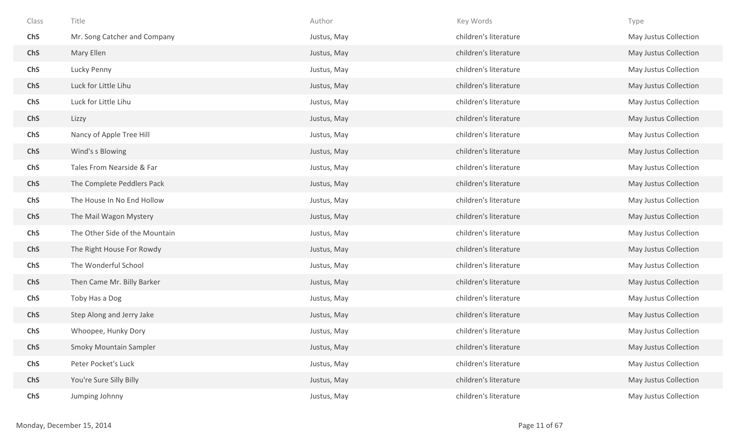| Class | Title | Author | Key Words | Type |
| --- | --- | --- | --- | --- |
| **ChS** | Mr. Song Catcher and Company | Justus, May | children's literature | May Justus Collection |
| **ChS** | Mary Ellen | Justus, May | children's literature | May Justus Collection |
| **ChS** | Lucky Penny | Justus, May | children's literature | May Justus Collection |
| **ChS** | Luck for Little Lihu | Justus, May | children's literature | May Justus Collection |
| **ChS** | Luck for Little Lihu | Justus, May | children's literature | May Justus Collection |
| **ChS** | Lizzy | Justus, May | children's literature | May Justus Collection |
| **ChS** | Nancy of Apple Tree Hill | Justus, May | children's literature | May Justus Collection |
| **ChS** | Wind's s Blowing | Justus, May | children's literature | May Justus Collection |
| **ChS** | Tales From Nearside & Far | Justus, May | children's literature | May Justus Collection |
| **ChS** | The Complete Peddlers Pack | Justus, May | children's literature | May Justus Collection |
| **ChS** | The House In No End Hollow | Justus, May | children's literature | May Justus Collection |
| **ChS** | The Mail Wagon Mystery | Justus, May | children's literature | May Justus Collection |
| **ChS** | The Other Side of the Mountain | Justus, May | children's literature | May Justus Collection |
| **ChS** | The Right House For Rowdy | Justus, May | children's literature | May Justus Collection |
| **ChS** | The Wonderful School | Justus, May | children's literature | May Justus Collection |
| **ChS** | Then Came Mr. Billy Barker | Justus, May | children's literature | May Justus Collection |
| **ChS** | Toby Has a Dog | Justus, May | children's literature | May Justus Collection |
| **ChS** | Step Along and Jerry Jake | Justus, May | children's literature | May Justus Collection |
| **ChS** | Whoopee, Hunky Dory | Justus, May | children's literature | May Justus Collection |
| **ChS** | Smoky Mountain Sampler | Justus, May | children's literature | May Justus Collection |
| **ChS** | Peter Pocket's Luck | Justus, May | children's literature | May Justus Collection |
| **ChS** | You're Sure Silly Billy | Justus, May | children's literature | May Justus Collection |
| **ChS** | Jumping Johnny | Justus, May | children's literature | May Justus Collection |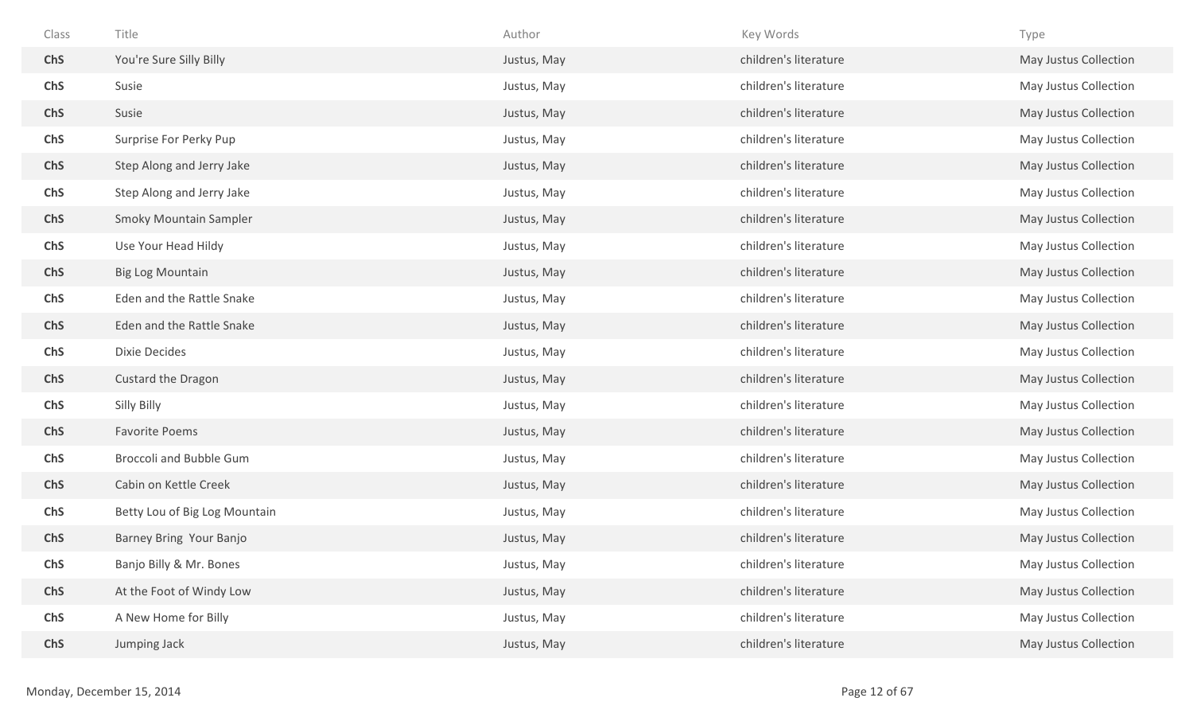| Class | Title | Author | Key Words | Type |
|---|---|---|---|---|
| **ChS** | You're Sure Silly Billy | Justus, May | children's literature | May Justus Collection |
| **ChS** | Susie | Justus, May | children's literature | May Justus Collection |
| **ChS** | Susie | Justus, May | children's literature | May Justus Collection |
| **ChS** | Surprise For Perky Pup | Justus, May | children's literature | May Justus Collection |
| **ChS** | Step Along and Jerry Jake | Justus, May | children's literature | May Justus Collection |
| **ChS** | Step Along and Jerry Jake | Justus, May | children's literature | May Justus Collection |
| **ChS** | Smoky Mountain Sampler | Justus, May | children's literature | May Justus Collection |
| **ChS** | Use Your Head Hildy | Justus, May | children's literature | May Justus Collection |
| **ChS** | Big Log Mountain | Justus, May | children's literature | May Justus Collection |
| **ChS** | Eden and the Rattle Snake | Justus, May | children's literature | May Justus Collection |
| **ChS** | Eden and the Rattle Snake | Justus, May | children's literature | May Justus Collection |
| **ChS** | Dixie Decides | Justus, May | children's literature | May Justus Collection |
| **ChS** | Custard the Dragon | Justus, May | children's literature | May Justus Collection |
| **ChS** | Silly Billy | Justus, May | children's literature | May Justus Collection |
| **ChS** | Favorite Poems | Justus, May | children's literature | May Justus Collection |
| **ChS** | Broccoli and Bubble Gum | Justus, May | children's literature | May Justus Collection |
| **ChS** | Cabin on Kettle Creek | Justus, May | children's literature | May Justus Collection |
| **ChS** | Betty Lou of Big Log Mountain | Justus, May | children's literature | May Justus Collection |
| **ChS** | Barney Bring Your Banjo | Justus, May | children's literature | May Justus Collection |
| **ChS** | Banjo Billy & Mr. Bones | Justus, May | children's literature | May Justus Collection |
| **ChS** | At the Foot of Windy Low | Justus, May | children's literature | May Justus Collection |
| **ChS** | A New Home for Billy | Justus, May | children's literature | May Justus Collection |
| **ChS** | Jumping Jack | Justus, May | children's literature | May Justus Collection |

Monday, December 15, 2014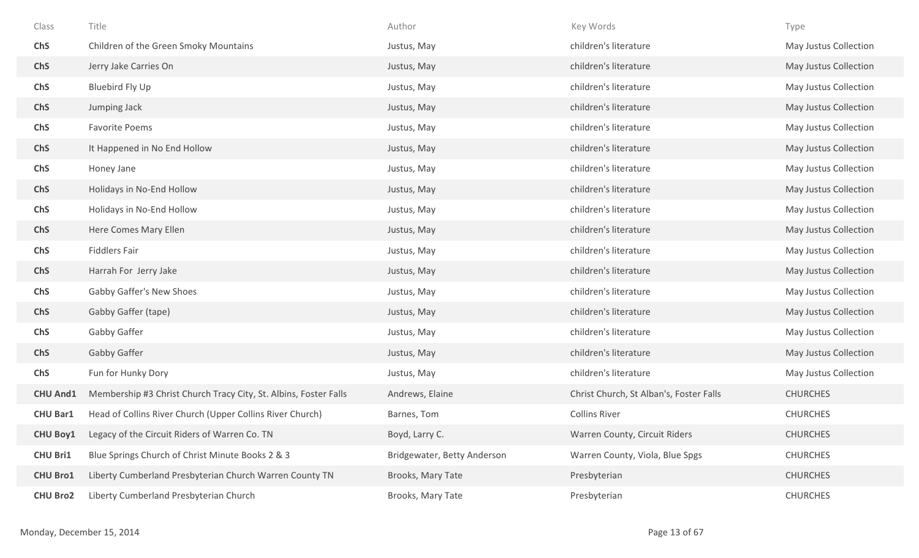| Class | Title | Author | Key Words | Type |
|---|---|---|---|---|
| **ChS** | Children of the Green Smoky Mountains | Justus, May | children's literature | May Justus Collection |
| **ChS** | Jerry Jake Carries On | Justus, May | children's literature | May Justus Collection |
| **ChS** | Bluebird Fly Up | Justus, May | children's literature | May Justus Collection |
| **ChS** | Jumping Jack | Justus, May | children's literature | May Justus Collection |
| **ChS** | Favorite Poems | Justus, May | children's literature | May Justus Collection |
| **ChS** | It Happened in No End Hollow | Justus, May | children's literature | May Justus Collection |
| **ChS** | Honey Jane | Justus, May | children's literature | May Justus Collection |
| **ChS** | Holidays in No-End Hollow | Justus, May | children's literature | May Justus Collection |
| **ChS** | Holidays in No-End Hollow | Justus, May | children's literature | May Justus Collection |
| **ChS** | Here Comes Mary Ellen | Justus, May | children's literature | May Justus Collection |
| **ChS** | Fiddlers Fair | Justus, May | children's literature | May Justus Collection |
| **ChS** | Harrah For Jerry Jake | Justus, May | children's literature | May Justus Collection |
| **ChS** | Gabby Gaffer's New Shoes | Justus, May | children's literature | May Justus Collection |
| **ChS** | Gabby Gaffer (tape) | Justus, May | children's literature | May Justus Collection |
| **ChS** | Gabby Gaffer | Justus, May | children's literature | May Justus Collection |
| **ChS** | Gabby Gaffer | Justus, May | children's literature | May Justus Collection |
| **ChS** | Fun for Hunky Dory | Justus, May | children's literature | May Justus Collection |
| **CHU And1** | Membership #3 Christ Church Tracy City, St. Albins, Foster Falls | Andrews, Elaine | Christ Church, St Alban's, Foster Falls | CHURCHES |
| **CHU Bar1** | Head of Collins River Church (Upper Collins River Church) | Barnes, Tom | Collins River | CHURCHES |
| **CHU Boy1** | Legacy of the Circuit Riders of Warren Co. TN | Boyd, Larry C. | Warren County, Circuit Riders | CHURCHES |
| **CHU Bri1** | Blue Springs Church of Christ Minute Books 2 & 3 | Bridgewater, Betty Anderson | Warren County, Viola, Blue Spgs | CHURCHES |
| **CHU Bro1** | Liberty Cumberland Presbyterian Church Warren County TN | Brooks, Mary Tate | Presbyterian | CHURCHES |
| **CHU Bro2** | Liberty Cumberland Presbyterian Church | Brooks, Mary Tate | Presbyterian | CHURCHES |

Monday, December 15, 2014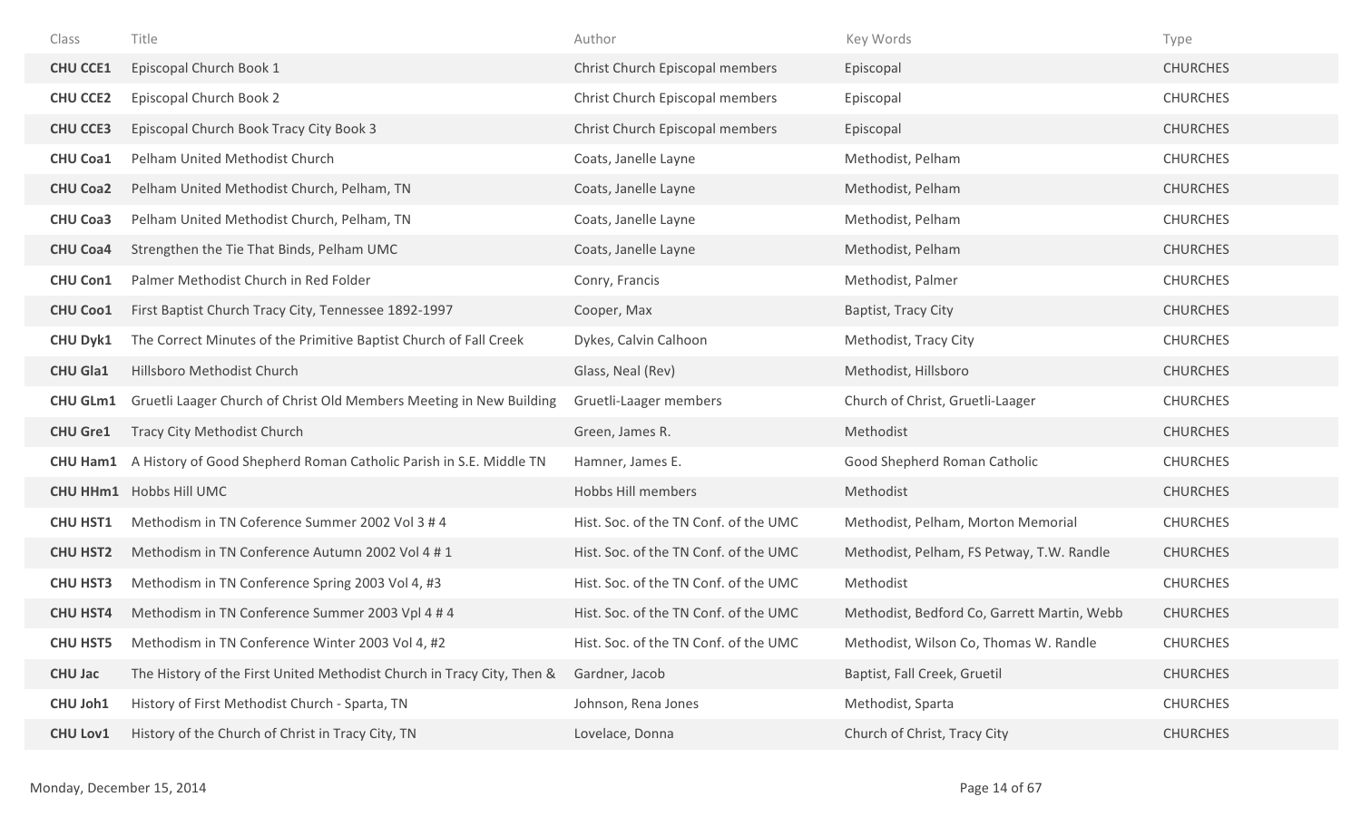| Class | Title | Author | Key Words | Type |
|---|---|---|---|---|
| **CHU CCE1** | Episcopal Church Book 1 | Christ Church Episcopal members | Episcopal | CHURCHES |
| **CHU CCE2** | Episcopal Church Book 2 | Christ Church Episcopal members | Episcopal | CHURCHES |
| **CHU CCE3** | Episcopal Church Book Tracy City Book 3 | Christ Church Episcopal members | Episcopal | CHURCHES |
| **CHU Coa1** | Pelham United Methodist Church | Coats, Janelle Layne | Methodist, Pelham | CHURCHES |
| **CHU Coa2** | Pelham United Methodist Church, Pelham, TN | Coats, Janelle Layne | Methodist, Pelham | CHURCHES |
| **CHU Coa3** | Pelham United Methodist Church, Pelham, TN | Coats, Janelle Layne | Methodist, Pelham | CHURCHES |
| **CHU Coa4** | Strengthen the Tie That Binds, Pelham UMC | Coats, Janelle Layne | Methodist, Pelham | CHURCHES |
| **CHU Con1** | Palmer Methodist Church in Red Folder | Conry, Francis | Methodist, Palmer | CHURCHES |
| **CHU Coo1** | First Baptist Church Tracy City, Tennessee 1892-1997 | Cooper, Max | Baptist, Tracy City | CHURCHES |
| **CHU Dyk1** | The Correct Minutes of the Primitive Baptist Church of Fall Creek | Dykes, Calvin Calhoon | Methodist, Tracy City | CHURCHES |
| **CHU Gla1** | Hillsboro Methodist Church | Glass, Neal (Rev) | Methodist, Hillsboro | CHURCHES |
| **CHU GLm1** | Gruetli Laager Church of Christ Old Members Meeting in New Building | Gruetli-Laager members | Church of Christ, Gruetli-Laager | CHURCHES |
| **CHU Gre1** | Tracy City Methodist Church | Green, James R. | Methodist | CHURCHES |
| **CHU Ham1** | A History of Good Shepherd Roman Catholic Parish in S.E. Middle TN | Hamner, James E. | Good Shepherd Roman Catholic | CHURCHES |
| **CHU HHm1** | Hobbs Hill UMC | Hobbs Hill members | Methodist | CHURCHES |
| **CHU HST1** | Methodism in TN Coference Summer 2002 Vol 3 # 4 | Hist. Soc. of the TN Conf. of the UMC | Methodist, Pelham, Morton Memorial | CHURCHES |
| **CHU HST2** | Methodism in TN Conference Autumn 2002 Vol 4 # 1 | Hist. Soc. of the TN Conf. of the UMC | Methodist, Pelham, FS Petway, T.W. Randle | CHURCHES |
| **CHU HST3** | Methodism in TN Conference Spring 2003 Vol 4, #3 | Hist. Soc. of the TN Conf. of the UMC | Methodist | CHURCHES |
| **CHU HST4** | Methodism in TN Conference Summer 2003 Vpl 4 # 4 | Hist. Soc. of the TN Conf. of the UMC | Methodist, Bedford Co, Garrett Martin, Webb | CHURCHES |
| **CHU HST5** | Methodism in TN Conference Winter 2003 Vol 4, #2 | Hist. Soc. of the TN Conf. of the UMC | Methodist, Wilson Co, Thomas W. Randle | CHURCHES |
| **CHU Jac** | The History of the First United Methodist Church in Tracy City, Then & | Gardner, Jacob | Baptist, Fall Creek, Gruetil | CHURCHES |
| **CHU Joh1** | History of First Methodist Church - Sparta, TN | Johnson, Rena Jones | Methodist, Sparta | CHURCHES |
| **CHU Lov1** | History of the Church of Christ in Tracy City, TN | Lovelace, Donna | Church of Christ, Tracy City | CHURCHES |

Monday, December 15, 2014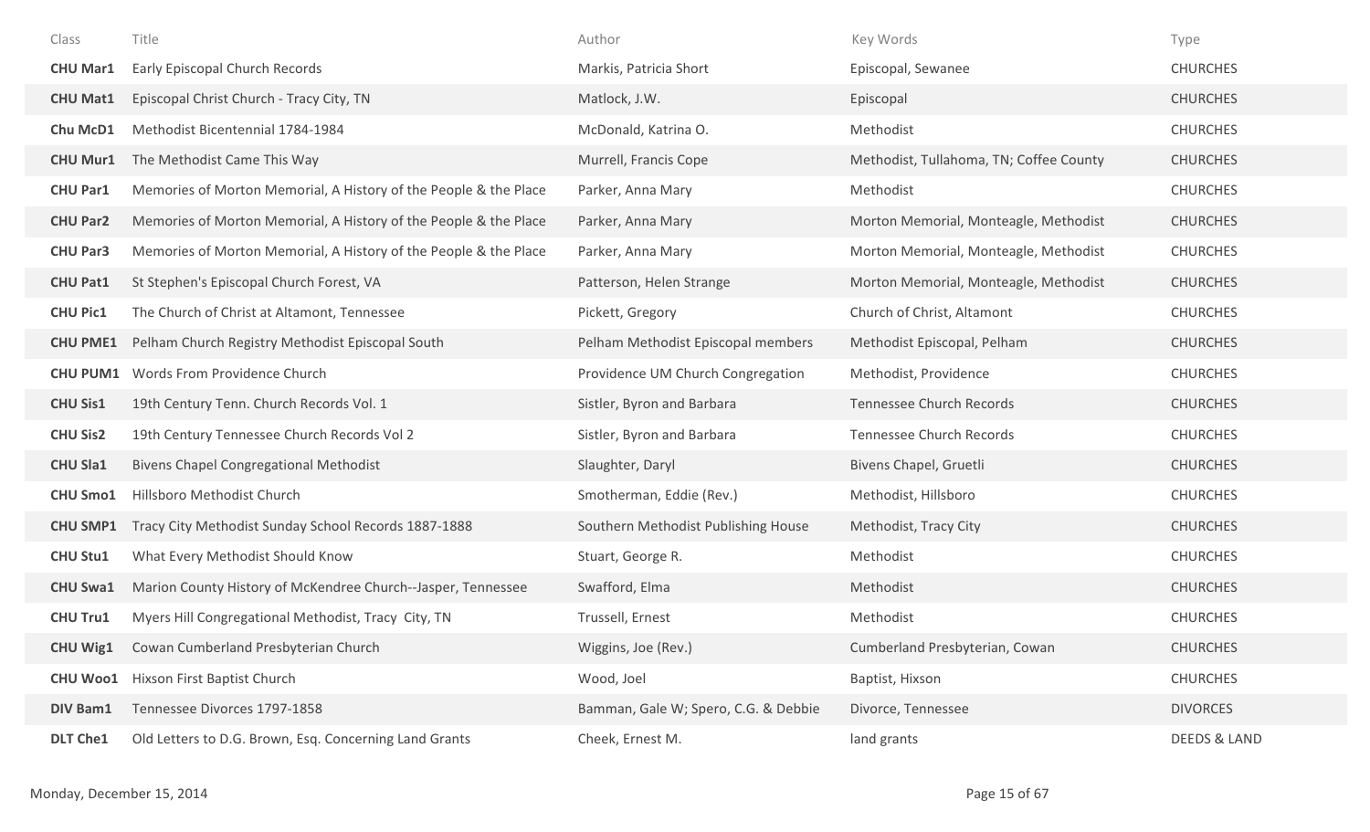| Class | Title | Author | Key Words | Type |
|---|---|---|---|---|
| **CHU Mar1** | Early Episcopal Church Records | Markis, Patricia Short | Episcopal, Sewanee | CHURCHES |
| **CHU Mat1** | Episcopal Christ Church - Tracy City, TN | Matlock, J.W. | Episcopal | CHURCHES |
| **Chu McD1** | Methodist Bicentennial 1784-1984 | McDonald, Katrina O. | Methodist | CHURCHES |
| **CHU Mur1** | The Methodist Came This Way | Murrell, Francis Cope | Methodist, Tullahoma, TN; Coffee County | CHURCHES |
| **CHU Par1** | Memories of Morton Memorial, A History of the People & the Place | Parker, Anna Mary | Methodist | CHURCHES |
| **CHU Par2** | Memories of Morton Memorial, A History of the People & the Place | Parker, Anna Mary | Morton Memorial, Monteagle, Methodist | CHURCHES |
| **CHU Par3** | Memories of Morton Memorial, A History of the People & the Place | Parker, Anna Mary | Morton Memorial, Monteagle, Methodist | CHURCHES |
| **CHU Pat1** | St Stephen's Episcopal Church Forest, VA | Patterson, Helen Strange | Morton Memorial, Monteagle, Methodist | CHURCHES |
| **CHU Pic1** | The Church of Christ at Altamont, Tennessee | Pickett, Gregory | Church of Christ, Altamont | CHURCHES |
| **CHU PME1** | Pelham Church Registry Methodist Episcopal South | Pelham Methodist Episcopal members | Methodist Episcopal, Pelham | CHURCHES |
| **CHU PUM1** | Words From Providence Church | Providence UM Church Congregation | Methodist, Providence | CHURCHES |
| **CHU Sis1** | 19th Century Tenn. Church Records Vol. 1 | Sistler, Byron and Barbara | Tennessee Church Records | CHURCHES |
| **CHU Sis2** | 19th Century Tennessee Church Records Vol 2 | Sistler, Byron and Barbara | Tennessee Church Records | CHURCHES |
| **CHU Sla1** | Bivens Chapel Congregational Methodist | Slaughter, Daryl | Bivens Chapel, Gruetli | CHURCHES |
| **CHU Smo1** | Hillsboro Methodist Church | Smotherman, Eddie (Rev.) | Methodist, Hillsboro | CHURCHES |
| **CHU SMP1** | Tracy City Methodist Sunday School Records 1887-1888 | Southern Methodist Publishing House | Methodist, Tracy City | CHURCHES |
| **CHU Stu1** | What Every Methodist Should Know | Stuart, George R. | Methodist | CHURCHES |
| **CHU Swa1** | Marion County History of McKendree Church--Jasper, Tennessee | Swafford, Elma | Methodist | CHURCHES |
| **CHU Tru1** | Myers Hill Congregational Methodist, Tracy City, TN | Trussell, Ernest | Methodist | CHURCHES |
| **CHU Wig1** | Cowan Cumberland Presbyterian Church | Wiggins, Joe (Rev.) | Cumberland Presbyterian, Cowan | CHURCHES |
| **CHU Woo1** | Hixson First Baptist Church | Wood, Joel | Baptist, Hixson | CHURCHES |
| **DIV Bam1** | Tennessee Divorces 1797-1858 | Bamman, Gale W; Spero, C.G. & Debbie | Divorce, Tennessee | DIVORCES |
| **DLT Che1** | Old Letters to D.G. Brown, Esq. Concerning Land Grants | Cheek, Ernest M. | land grants | DEEDS & LAND |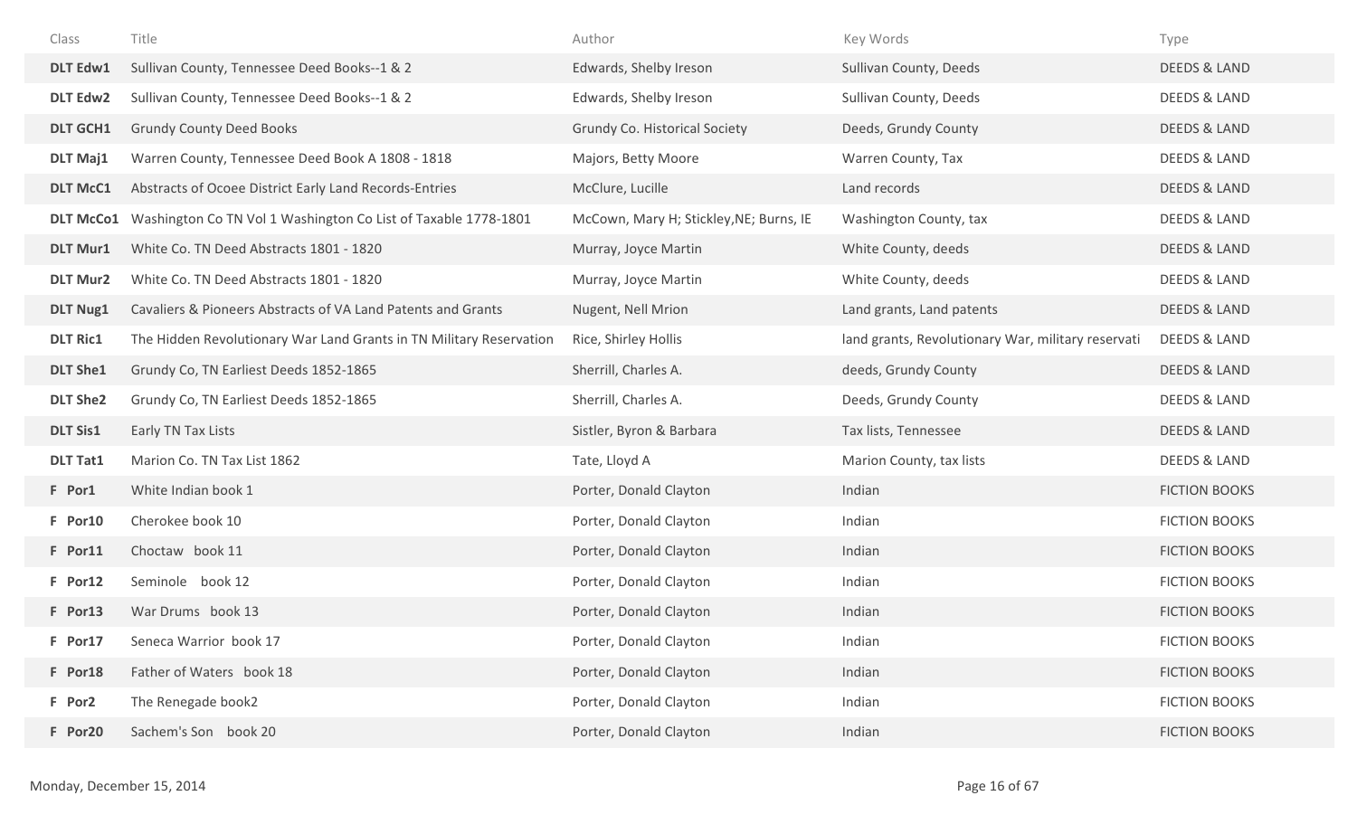| Class | Title | Author | Key Words | Type |
|---|---|---|---|---|
| **DLT Edw1** | Sullivan County, Tennessee Deed Books--1 & 2 | Edwards, Shelby Ireson | Sullivan County, Deeds | DEEDS & LAND |
| **DLT Edw2** | Sullivan County, Tennessee Deed Books--1 & 2 | Edwards, Shelby Ireson | Sullivan County, Deeds | DEEDS & LAND |
| **DLT GCH1** | Grundy County Deed Books | Grundy Co. Historical Society | Deeds, Grundy County | DEEDS & LAND |
| **DLT Maj1** | Warren County, Tennessee Deed Book A 1808 - 1818 | Majors, Betty Moore | Warren County, Tax | DEEDS & LAND |
| **DLT McC1** | Abstracts of Ocoee District Early Land Records-Entries | McClure, Lucille | Land records | DEEDS & LAND |
| **DLT McCo1** | Washington Co TN Vol 1 Washington Co List of Taxable 1778-1801 | McCown, Mary H; Stickley,NE; Burns, IE | Washington County, tax | DEEDS & LAND |
| **DLT Mur1** | White Co. TN Deed Abstracts 1801 - 1820 | Murray, Joyce Martin | White County, deeds | DEEDS & LAND |
| **DLT Mur2** | White Co. TN Deed Abstracts 1801 - 1820 | Murray, Joyce Martin | White County, deeds | DEEDS & LAND |
| **DLT Nug1** | Cavaliers & Pioneers Abstracts of VA Land Patents and Grants | Nugent, Nell Mrion | Land grants, Land patents | DEEDS & LAND |
| **DLT Ric1** | The Hidden Revolutionary War Land Grants in TN Military Reservation | Rice, Shirley Hollis | land grants, Revolutionary War, military reservati | DEEDS & LAND |
| **DLT She1** | Grundy Co, TN Earliest Deeds 1852-1865 | Sherrill, Charles A. | deeds, Grundy County | DEEDS & LAND |
| **DLT She2** | Grundy Co, TN Earliest Deeds 1852-1865 | Sherrill, Charles A. | Deeds, Grundy County | DEEDS & LAND |
| **DLT Sis1** | Early TN Tax Lists | Sistler, Byron & Barbara | Tax lists, Tennessee | DEEDS & LAND |
| **DLT Tat1** | Marion Co. TN Tax List 1862 | Tate, Lloyd A | Marion County, tax lists | DEEDS & LAND |
| **F Por1** | White Indian book 1 | Porter, Donald Clayton | Indian | FICTION BOOKS |
| **F Por10** | Cherokee book 10 | Porter, Donald Clayton | Indian | FICTION BOOKS |
| **F Por11** | Choctaw book 11 | Porter, Donald Clayton | Indian | FICTION BOOKS |
| **F Por12** | Seminole book 12 | Porter, Donald Clayton | Indian | FICTION BOOKS |
| **F Por13** | War Drums book 13 | Porter, Donald Clayton | Indian | FICTION BOOKS |
| **F Por17** | Seneca Warrior book 17 | Porter, Donald Clayton | Indian | FICTION BOOKS |
| **F Por18** | Father of Waters book 18 | Porter, Donald Clayton | Indian | FICTION BOOKS |
| **F Por2** | The Renegade book2 | Porter, Donald Clayton | Indian | FICTION BOOKS |
| **F Por20** | Sachem's Son book 20 | Porter, Donald Clayton | Indian | FICTION BOOKS |

Monday, December 15, 2014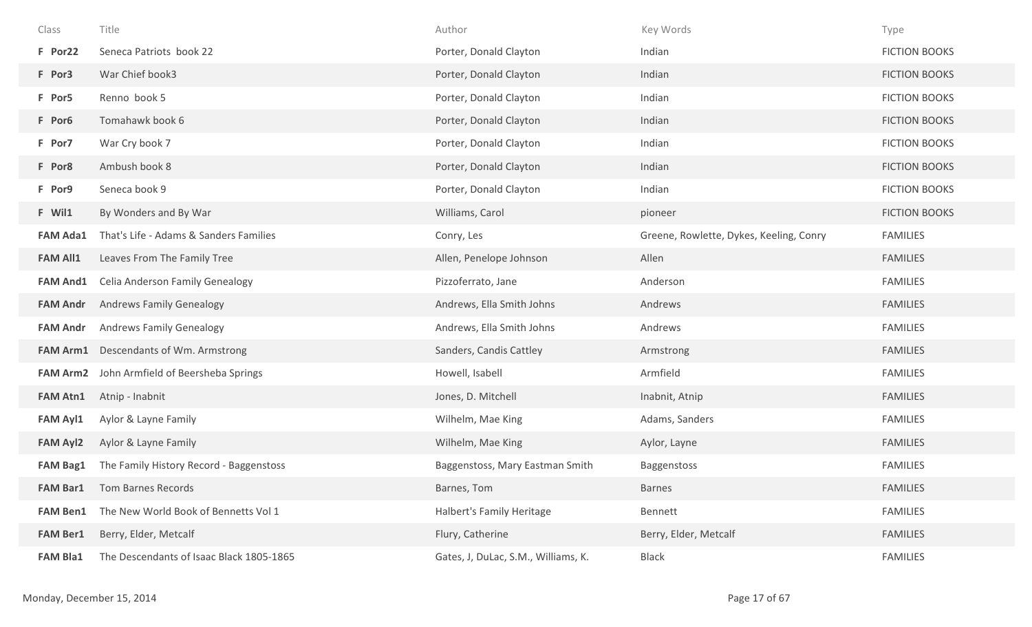| Class | Title | Author | Key Words | Type |
|---|---|---|---|---|
| **F Por22** | Seneca Patriots book 22 | Porter, Donald Clayton | Indian | FICTION BOOKS |
| **F Por3** | War Chief book3 | Porter, Donald Clayton | Indian | FICTION BOOKS |
| **F Por5** | Renno book 5 | Porter, Donald Clayton | Indian | FICTION BOOKS |
| **F Por6** | Tomahawk book 6 | Porter, Donald Clayton | Indian | FICTION BOOKS |
| **F Por7** | War Cry book 7 | Porter, Donald Clayton | Indian | FICTION BOOKS |
| **F Por8** | Ambush book 8 | Porter, Donald Clayton | Indian | FICTION BOOKS |
| **F Por9** | Seneca book 9 | Porter, Donald Clayton | Indian | FICTION BOOKS |
| **F Wil1** | By Wonders and By War | Williams, Carol | pioneer | FICTION BOOKS |
| **FAM Ada1** | That's Life - Adams & Sanders Families | Conry, Les | Greene, Rowlette, Dykes, Keeling, Conry | FAMILIES |
| **FAM All1** | Leaves From The Family Tree | Allen, Penelope Johnson | Allen | FAMILIES |
| **FAM And1** | Celia Anderson Family Genealogy | Pizzoferrato, Jane | Anderson | FAMILIES |
| **FAM Andr** | Andrews Family Genealogy | Andrews, Ella Smith Johns | Andrews | FAMILIES |
| **FAM Andr** | Andrews Family Genealogy | Andrews, Ella Smith Johns | Andrews | FAMILIES |
| **FAM Arm1** | Descendants of Wm. Armstrong | Sanders, Candis Cattley | Armstrong | FAMILIES |
| **FAM Arm2** | John Armfield of Beersheba Springs | Howell, Isabell | Armfield | FAMILIES |
| **FAM Atn1** | Atnip - Inabnit | Jones, D. Mitchell | Inabnit, Atnip | FAMILIES |
| **FAM Ayl1** | Aylor & Layne Family | Wilhelm, Mae King | Adams, Sanders | FAMILIES |
| **FAM Ayl2** | Aylor & Layne Family | Wilhelm, Mae King | Aylor, Layne | FAMILIES |
| **FAM Bag1** | The Family History Record - Baggenstoss | Baggenstoss, Mary Eastman Smith | Baggenstoss | FAMILIES |
| **FAM Bar1** | Tom Barnes Records | Barnes, Tom | Barnes | FAMILIES |
| **FAM Ben1** | The New World Book of Bennetts Vol 1 | Halbert's Family Heritage | Bennett | FAMILIES |
| **FAM Ber1** | Berry, Elder, Metcalf | Flury, Catherine | Berry, Elder, Metcalf | FAMILIES |
| **FAM Bla1** | The Descendants of Isaac Black 1805-1865 | Gates, J, DuLac, S.M., Williams, K. | Black | FAMILIES |

Monday, December 15, 2014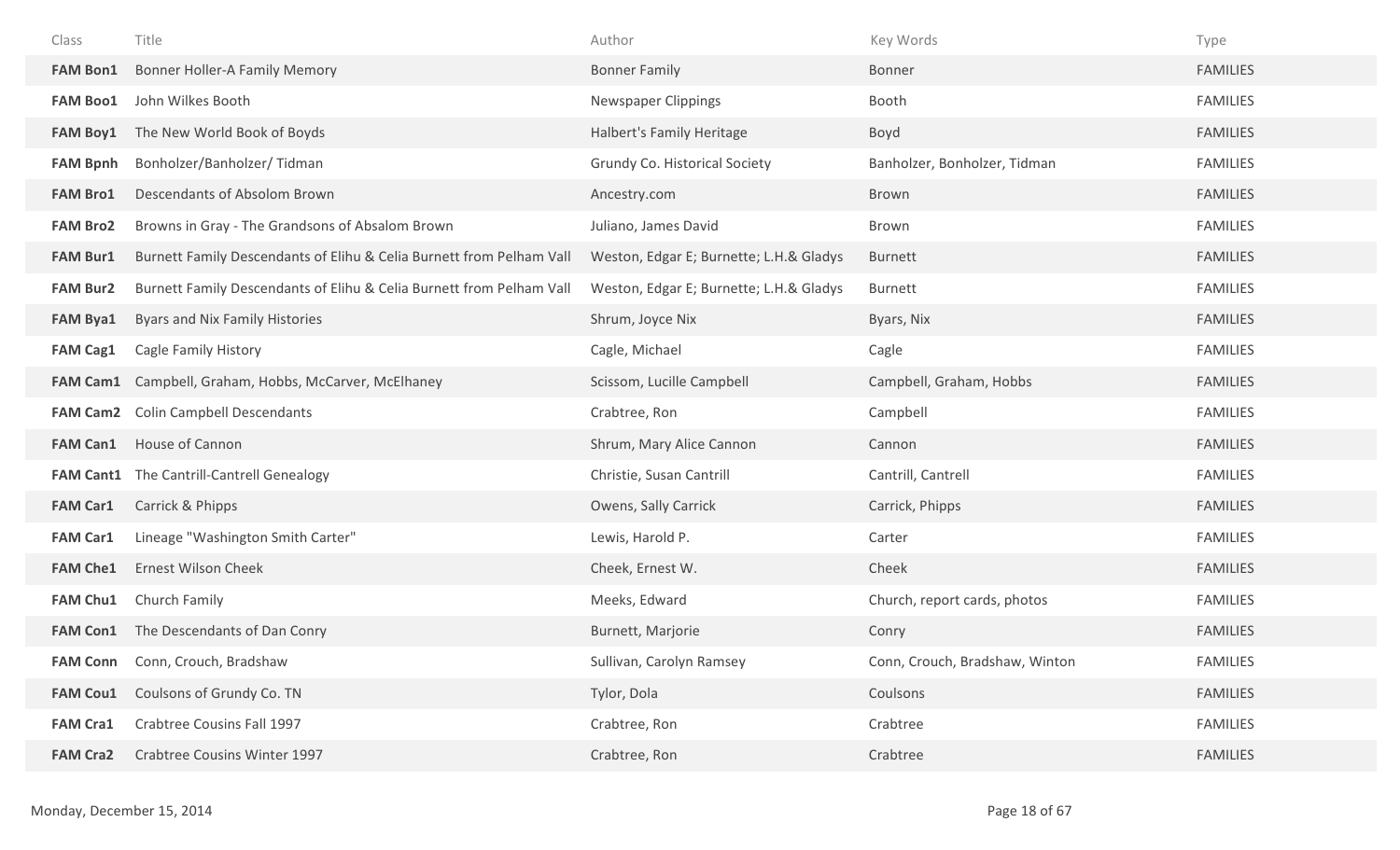| Class | Title | Author | Key Words | Type |
| --- | --- | --- | --- | --- |
| **FAM Bon1** | Bonner Holler-A Family Memory | Bonner Family | Bonner | FAMILIES |
| **FAM Boo1** | John Wilkes Booth | Newspaper Clippings | Booth | FAMILIES |
| **FAM Boy1** | The New World Book of Boyds | Halbert's Family Heritage | Boyd | FAMILIES |
| **FAM Bpnh** | Bonholzer/Banholzer/ Tidman | Grundy Co. Historical Society | Banholzer, Bonholzer, Tidman | FAMILIES |
| **FAM Bro1** | Descendants of Absolom Brown | Ancestry.com | Brown | FAMILIES |
| **FAM Bro2** | Browns in Gray - The Grandsons of Absalom Brown | Juliano, James David | Brown | FAMILIES |
| **FAM Bur1** | Burnett Family Descendants of Elihu & Celia Burnett from Pelham Vall | Weston, Edgar E; Burnette; L.H.& Gladys | Burnett | FAMILIES |
| **FAM Bur2** | Burnett Family Descendants of Elihu & Celia Burnett from Pelham Vall | Weston, Edgar E; Burnette; L.H.& Gladys | Burnett | FAMILIES |
| **FAM Bya1** | Byars and Nix Family Histories | Shrum, Joyce Nix | Byars, Nix | FAMILIES |
| **FAM Cag1** | Cagle Family History | Cagle, Michael | Cagle | FAMILIES |
| **FAM Cam1** | Campbell, Graham, Hobbs, McCarver, McElhaney | Scissom, Lucille Campbell | Campbell, Graham, Hobbs | FAMILIES |
| **FAM Cam2** | Colin Campbell Descendants | Crabtree, Ron | Campbell | FAMILIES |
| **FAM Can1** | House of Cannon | Shrum, Mary Alice Cannon | Cannon | FAMILIES |
| **FAM Cant1** | The Cantrill-Cantrell Genealogy | Christie, Susan Cantrill | Cantrill, Cantrell | FAMILIES |
| **FAM Car1** | Carrick & Phipps | Owens, Sally Carrick | Carrick, Phipps | FAMILIES |
| **FAM Car1** | Lineage "Washington Smith Carter" | Lewis, Harold P. | Carter | FAMILIES |
| **FAM Che1** | Ernest Wilson Cheek | Cheek, Ernest W. | Cheek | FAMILIES |
| **FAM Chu1** | Church Family | Meeks, Edward | Church, report cards, photos | FAMILIES |
| **FAM Con1** | The Descendants of Dan Conry | Burnett, Marjorie | Conry | FAMILIES |
| **FAM Conn** | Conn, Crouch, Bradshaw | Sullivan, Carolyn Ramsey | Conn, Crouch, Bradshaw, Winton | FAMILIES |
| **FAM Cou1** | Coulsons of Grundy Co. TN | Tylor, Dola | Coulsons | FAMILIES |
| **FAM Cra1** | Crabtree Cousins Fall 1997 | Crabtree, Ron | Crabtree | FAMILIES |
| **FAM Cra2** | Crabtree Cousins Winter 1997 | Crabtree, Ron | Crabtree | FAMILIES |

Monday, December 15, 2014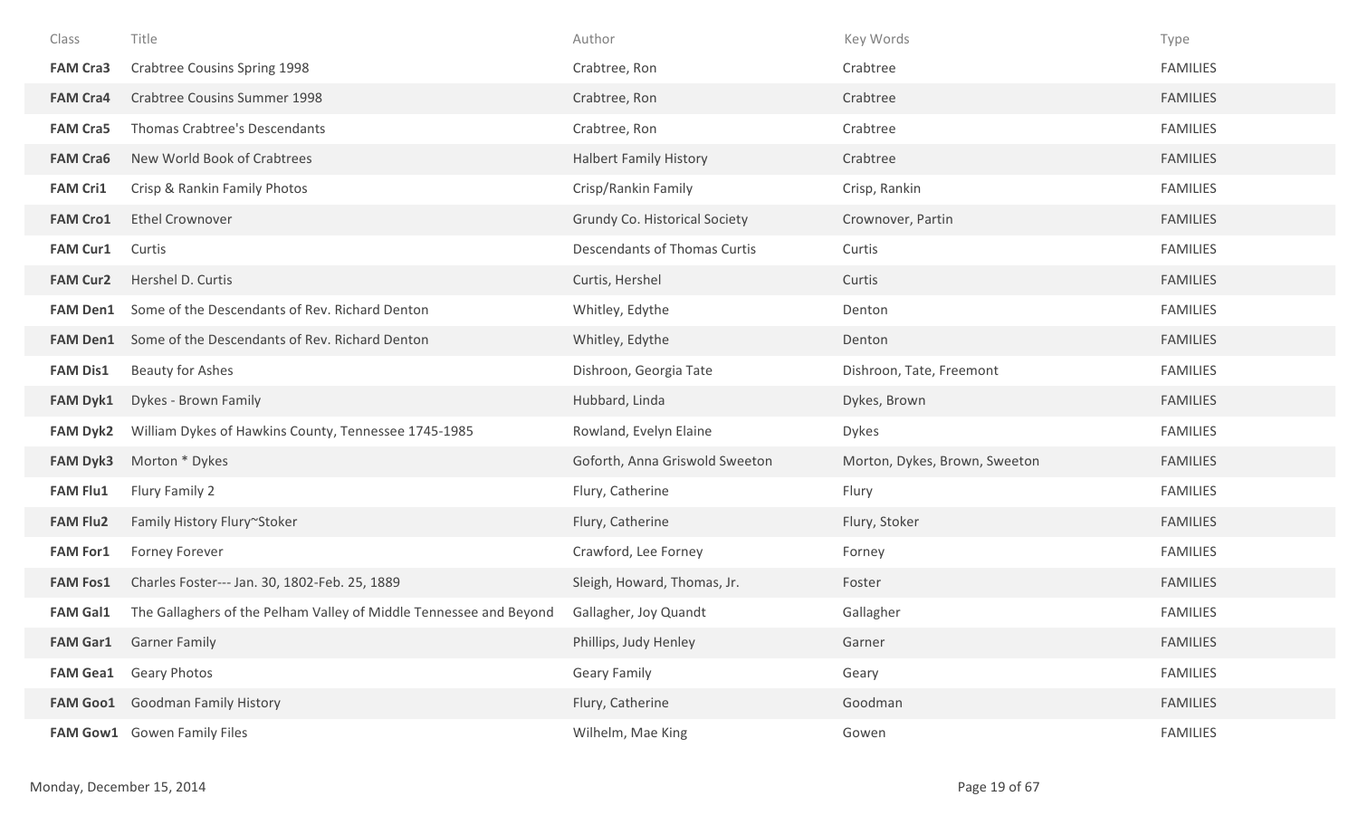| Class | Title | Author | Key Words | Type |
| --- | --- | --- | --- | --- |
| **FAM Cra3** | Crabtree Cousins Spring 1998 | Crabtree, Ron | Crabtree | FAMILIES |
| **FAM Cra4** | Crabtree Cousins Summer 1998 | Crabtree, Ron | Crabtree | FAMILIES |
| **FAM Cra5** | Thomas Crabtree's Descendants | Crabtree, Ron | Crabtree | FAMILIES |
| **FAM Cra6** | New World Book of Crabtrees | Halbert Family History | Crabtree | FAMILIES |
| **FAM Cri1** | Crisp & Rankin Family Photos | Crisp/Rankin Family | Crisp, Rankin | FAMILIES |
| **FAM Cro1** | Ethel Crownover | Grundy Co. Historical Society | Crownover, Partin | FAMILIES |
| **FAM Cur1** | Curtis | Descendants of Thomas Curtis | Curtis | FAMILIES |
| **FAM Cur2** | Hershel D. Curtis | Curtis, Hershel | Curtis | FAMILIES |
| **FAM Den1** | Some of the Descendants of Rev. Richard Denton | Whitley, Edythe | Denton | FAMILIES |
| **FAM Den1** | Some of the Descendants of Rev. Richard Denton | Whitley, Edythe | Denton | FAMILIES |
| **FAM Dis1** | Beauty for Ashes | Dishroon, Georgia Tate | Dishroon, Tate, Freemont | FAMILIES |
| **FAM Dyk1** | Dykes - Brown Family | Hubbard, Linda | Dykes, Brown | FAMILIES |
| **FAM Dyk2** | William Dykes of Hawkins County, Tennessee 1745-1985 | Rowland, Evelyn Elaine | Dykes | FAMILIES |
| **FAM Dyk3** | Morton * Dykes | Goforth, Anna Griswold Sweeton | Morton, Dykes, Brown, Sweeton | FAMILIES |
| **FAM Flu1** | Flury Family 2 | Flury, Catherine | Flury | FAMILIES |
| **FAM Flu2** | Family History Flury~Stoker | Flury, Catherine | Flury, Stoker | FAMILIES |
| **FAM For1** | Forney Forever | Crawford, Lee Forney | Forney | FAMILIES |
| **FAM Fos1** | Charles Foster--- Jan. 30, 1802-Feb. 25, 1889 | Sleigh, Howard, Thomas, Jr. | Foster | FAMILIES |
| **FAM Gal1** | The Gallaghers of the Pelham Valley of Middle Tennessee and Beyond | Gallagher, Joy Quandt | Gallagher | FAMILIES |
| **FAM Gar1** | Garner Family | Phillips, Judy Henley | Garner | FAMILIES |
| **FAM Gea1** | Geary Photos | Geary Family | Geary | FAMILIES |
| **FAM Goo1** | Goodman Family History | Flury, Catherine | Goodman | FAMILIES |
| **FAM Gow1** | Gowen Family Files | Wilhelm, Mae King | Gowen | FAMILIES |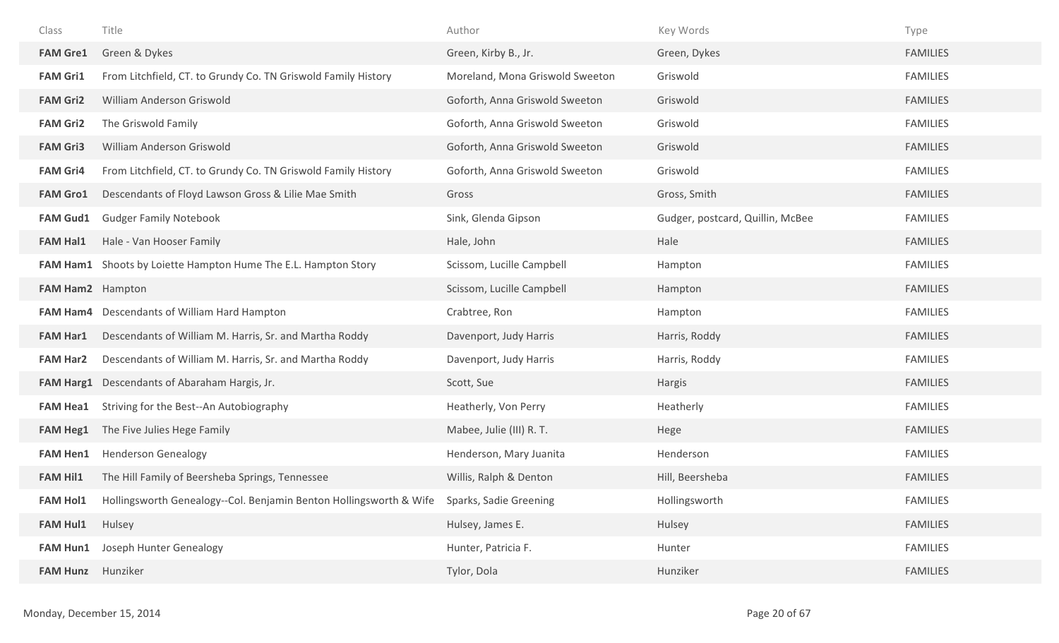| Class | Title | Author | Key Words | Type |
|---|---|---|---|---|
| **FAM Gre1** | Green & Dykes | Green, Kirby B., Jr. | Green, Dykes | FAMILIES |
| **FAM Gri1** | From Litchfield, CT. to Grundy Co. TN Griswold Family History | Moreland, Mona Griswold Sweeton | Griswold | FAMILIES |
| **FAM Gri2** | William Anderson Griswold | Goforth, Anna Griswold Sweeton | Griswold | FAMILIES |
| **FAM Gri2** | The Griswold Family | Goforth, Anna Griswold Sweeton | Griswold | FAMILIES |
| **FAM Gri3** | William Anderson Griswold | Goforth, Anna Griswold Sweeton | Griswold | FAMILIES |
| **FAM Gri4** | From Litchfield, CT. to Grundy Co. TN Griswold Family History | Goforth, Anna Griswold Sweeton | Griswold | FAMILIES |
| **FAM Gro1** | Descendants of Floyd Lawson Gross & Lilie Mae Smith | Gross | Gross, Smith | FAMILIES |
| **FAM Gud1** | Gudger Family Notebook | Sink, Glenda Gipson | Gudger, postcard, Quillin, McBee | FAMILIES |
| **FAM Hal1** | Hale - Van Hooser Family | Hale, John | Hale | FAMILIES |
| **FAM Ham1** | Shoots by Loiette Hampton Hume The E.L. Hampton Story | Scissom, Lucille Campbell | Hampton | FAMILIES |
| **FAM Ham2** | Hampton | Scissom, Lucille Campbell | Hampton | FAMILIES |
| **FAM Ham4** | Descendants of William Hard Hampton | Crabtree, Ron | Hampton | FAMILIES |
| **FAM Har1** | Descendants of William M. Harris, Sr. and Martha Roddy | Davenport, Judy Harris | Harris, Roddy | FAMILIES |
| **FAM Har2** | Descendants of William M. Harris, Sr. and Martha Roddy | Davenport, Judy Harris | Harris, Roddy | FAMILIES |
| **FAM Harg1** | Descendants of Abaraham Hargis, Jr. | Scott, Sue | Hargis | FAMILIES |
| **FAM Hea1** | Striving for the Best--An Autobiography | Heatherly, Von Perry | Heatherly | FAMILIES |
| **FAM Heg1** | The Five Julies Hege Family | Mabee, Julie (III) R. T. | Hege | FAMILIES |
| **FAM Hen1** | Henderson Genealogy | Henderson, Mary Juanita | Henderson | FAMILIES |
| **FAM Hil1** | The Hill Family of Beersheba Springs, Tennessee | Willis, Ralph & Denton | Hill, Beersheba | FAMILIES |
| **FAM Hol1** | Hollingsworth Genealogy--Col. Benjamin Benton Hollingsworth & Wife | Sparks, Sadie Greening | Hollingsworth | FAMILIES |
| **FAM Hul1** | Hulsey | Hulsey, James E. | Hulsey | FAMILIES |
| **FAM Hun1** | Joseph Hunter Genealogy | Hunter, Patricia F. | Hunter | FAMILIES |
| **FAM Hunz** | Hunziker | Tylor, Dola | Hunziker | FAMILIES |

Monday, December 15, 2014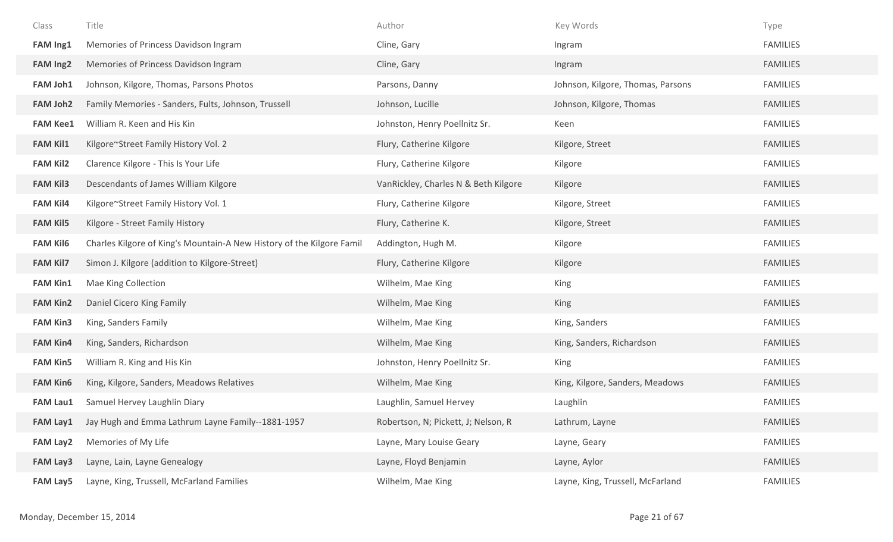| Class | Title | Author | Key Words | Type |
| --- | --- | --- | --- | --- |
| **FAM Ing1** | Memories of Princess Davidson Ingram | Cline, Gary | Ingram | FAMILIES |
| **FAM Ing2** | Memories of Princess Davidson Ingram | Cline, Gary | Ingram | FAMILIES |
| **FAM Joh1** | Johnson, Kilgore, Thomas, Parsons Photos | Parsons, Danny | Johnson, Kilgore, Thomas, Parsons | FAMILIES |
| **FAM Joh2** | Family Memories - Sanders, Fults, Johnson, Trussell | Johnson, Lucille | Johnson, Kilgore, Thomas | FAMILIES |
| **FAM Kee1** | William R. Keen and His Kin | Johnston, Henry Poellnitz Sr. | Keen | FAMILIES |
| **FAM Kil1** | Kilgore~Street Family History Vol. 2 | Flury, Catherine Kilgore | Kilgore, Street | FAMILIES |
| **FAM Kil2** | Clarence Kilgore - This Is Your Life | Flury, Catherine Kilgore | Kilgore | FAMILIES |
| **FAM Kil3** | Descendants of James William Kilgore | VanRickley, Charles N & Beth Kilgore | Kilgore | FAMILIES |
| **FAM Kil4** | Kilgore~Street Family History Vol. 1 | Flury, Catherine Kilgore | Kilgore, Street | FAMILIES |
| **FAM Kil5** | Kilgore - Street Family History | Flury, Catherine K. | Kilgore, Street | FAMILIES |
| **FAM Kil6** | Charles Kilgore of King's Mountain-A New History of the Kilgore Famil | Addington, Hugh M. | Kilgore | FAMILIES |
| **FAM Kil7** | Simon J. Kilgore (addition to Kilgore-Street) | Flury, Catherine Kilgore | Kilgore | FAMILIES |
| **FAM Kin1** | Mae King Collection | Wilhelm, Mae King | King | FAMILIES |
| **FAM Kin2** | Daniel Cicero King Family | Wilhelm, Mae King | King | FAMILIES |
| **FAM Kin3** | King, Sanders Family | Wilhelm, Mae King | King, Sanders | FAMILIES |
| **FAM Kin4** | King, Sanders, Richardson | Wilhelm, Mae King | King, Sanders, Richardson | FAMILIES |
| **FAM Kin5** | William R. King and His Kin | Johnston, Henry Poellnitz Sr. | King | FAMILIES |
| **FAM Kin6** | King, Kilgore, Sanders, Meadows Relatives | Wilhelm, Mae King | King, Kilgore, Sanders, Meadows | FAMILIES |
| **FAM Lau1** | Samuel Hervey Laughlin Diary | Laughlin, Samuel Hervey | Laughlin | FAMILIES |
| **FAM Lay1** | Jay Hugh and Emma Lathrum Layne Family--1881-1957 | Robertson, N; Pickett, J; Nelson, R | Lathrum, Layne | FAMILIES |
| **FAM Lay2** | Memories of My Life | Layne, Mary Louise Geary | Layne, Geary | FAMILIES |
| **FAM Lay3** | Layne, Lain, Layne Genealogy | Layne, Floyd Benjamin | Layne, Aylor | FAMILIES |
| **FAM Lay5** | Layne, King, Trussell, McFarland Families | Wilhelm, Mae King | Layne, King, Trussell, McFarland | FAMILIES |

Monday, December 15, 2014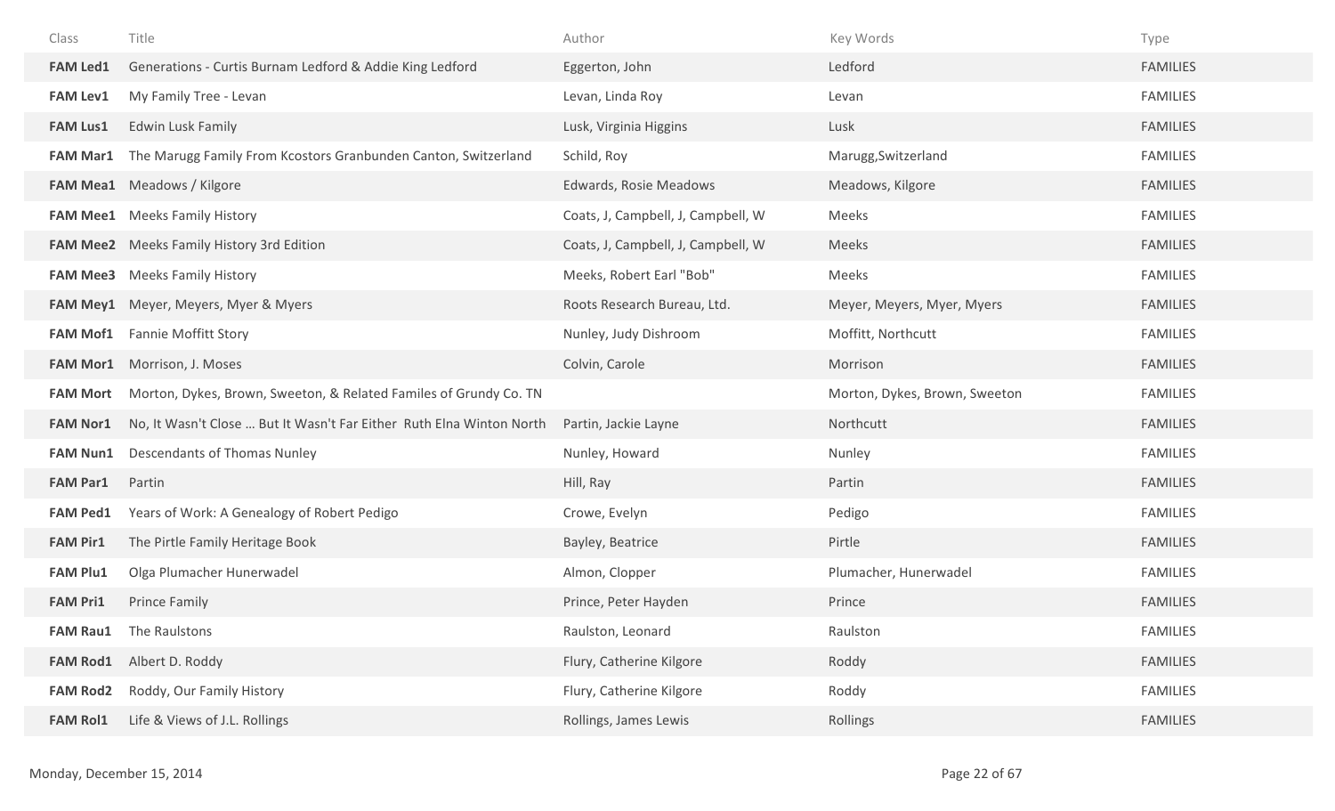| Class | Title | Author | Key Words | Type |
|---|---|---|---|---|
| **FAM Led1** | Generations - Curtis Burnam Ledford & Addie King Ledford | Eggerton, John | Ledford | FAMILIES |
| **FAM Lev1** | My Family Tree - Levan | Levan, Linda Roy | Levan | FAMILIES |
| **FAM Lus1** | Edwin Lusk Family | Lusk, Virginia Higgins | Lusk | FAMILIES |
| **FAM Mar1** | The Marugg Family From Kcostors Granbunden Canton, Switzerland | Schild, Roy | Marugg,Switzerland | FAMILIES |
| **FAM Mea1** | Meadows / Kilgore | Edwards, Rosie Meadows | Meadows, Kilgore | FAMILIES |
| **FAM Mee1** | Meeks Family History | Coats, J, Campbell, J, Campbell, W | Meeks | FAMILIES |
| **FAM Mee2** | Meeks Family History 3rd Edition | Coats, J, Campbell, J, Campbell, W | Meeks | FAMILIES |
| **FAM Mee3** | Meeks Family History | Meeks, Robert Earl "Bob" | Meeks | FAMILIES |
| **FAM Mey1** | Meyer, Meyers, Myer & Myers | Roots Research Bureau, Ltd. | Meyer, Meyers, Myer, Myers | FAMILIES |
| **FAM Mof1** | Fannie Moffitt Story | Nunley, Judy Dishroom | Moffitt, Northcutt | FAMILIES |
| **FAM Mor1** | Morrison, J. Moses | Colvin, Carole | Morrison | FAMILIES |
| **FAM Mort** | Morton, Dykes, Brown, Sweeton, & Related Familes of Grundy Co. TN | | Morton, Dykes, Brown, Sweeton | FAMILIES |
| **FAM Nor1** | No, It Wasn't Close ... But It Wasn't Far Either Ruth Elna Winton North | Partin, Jackie Layne | Northcutt | FAMILIES |
| **FAM Nun1** | Descendants of Thomas Nunley | Nunley, Howard | Nunley | FAMILIES |
| **FAM Par1** | Partin | Hill, Ray | Partin | FAMILIES |
| **FAM Ped1** | Years of Work: A Genealogy of Robert Pedigo | Crowe, Evelyn | Pedigo | FAMILIES |
| **FAM Pir1** | The Pirtle Family Heritage Book | Bayley, Beatrice | Pirtle | FAMILIES |
| **FAM Plu1** | Olga Plumacher Hunerwadel | Almon, Clopper | Plumacher, Hunerwadel | FAMILIES |
| **FAM Pri1** | Prince Family | Prince, Peter Hayden | Prince | FAMILIES |
| **FAM Rau1** | The Raulstons | Raulston, Leonard | Raulston | FAMILIES |
| **FAM Rod1** | Albert D. Roddy | Flury, Catherine Kilgore | Roddy | FAMILIES |
| **FAM Rod2** | Roddy, Our Family History | Flury, Catherine Kilgore | Roddy | FAMILIES |
| **FAM Rol1** | Life & Views of J.L. Rollings | Rollings, James Lewis | Rollings | FAMILIES |

Monday, December 15, 2014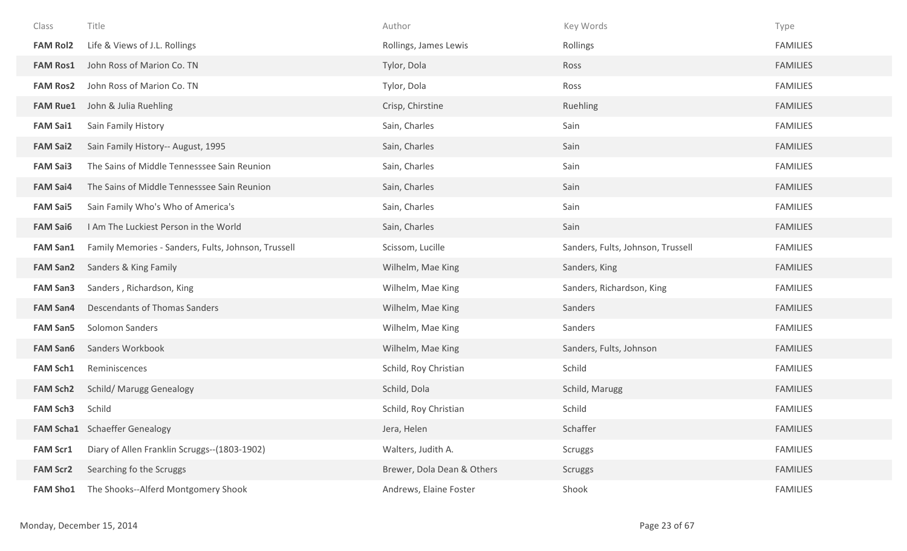| Class | Title | Author | Key Words | Type |
|---|---|---|---|---|
| **FAM Rol2** | Life & Views of J.L. Rollings | Rollings, James Lewis | Rollings | FAMILIES |
| **FAM Ros1** | John Ross of Marion Co. TN | Tylor, Dola | Ross | FAMILIES |
| **FAM Ros2** | John Ross of Marion Co. TN | Tylor, Dola | Ross | FAMILIES |
| **FAM Rue1** | John & Julia Ruehling | Crisp, Chirstine | Ruehling | FAMILIES |
| **FAM Sai1** | Sain Family History | Sain, Charles | Sain | FAMILIES |
| **FAM Sai2** | Sain Family History-- August, 1995 | Sain, Charles | Sain | FAMILIES |
| **FAM Sai3** | The Sains of Middle Tennesssee Sain Reunion | Sain, Charles | Sain | FAMILIES |
| **FAM Sai4** | The Sains of Middle Tennesssee Sain Reunion | Sain, Charles | Sain | FAMILIES |
| **FAM Sai5** | Sain Family Who's Who of America's | Sain, Charles | Sain | FAMILIES |
| **FAM Sai6** | I Am The Luckiest Person in the World | Sain, Charles | Sain | FAMILIES |
| **FAM San1** | Family Memories - Sanders, Fults, Johnson, Trussell | Scissom, Lucille | Sanders, Fults, Johnson, Trussell | FAMILIES |
| **FAM San2** | Sanders & King Family | Wilhelm, Mae King | Sanders, King | FAMILIES |
| **FAM San3** | Sanders , Richardson, King | Wilhelm, Mae King | Sanders, Richardson, King | FAMILIES |
| **FAM San4** | Descendants of Thomas Sanders | Wilhelm, Mae King | Sanders | FAMILIES |
| **FAM San5** | Solomon Sanders | Wilhelm, Mae King | Sanders | FAMILIES |
| **FAM San6** | Sanders Workbook | Wilhelm, Mae King | Sanders, Fults, Johnson | FAMILIES |
| **FAM Sch1** | Reminiscences | Schild, Roy Christian | Schild | FAMILIES |
| **FAM Sch2** | Schild/ Marugg Genealogy | Schild, Dola | Schild, Marugg | FAMILIES |
| **FAM Sch3** | Schild | Schild, Roy Christian | Schild | FAMILIES |
| **FAM Scha1** | Schaeffer Genealogy | Jera, Helen | Schaffer | FAMILIES |
| **FAM Scr1** | Diary of Allen Franklin Scruggs--(1803-1902) | Walters, Judith A. | Scruggs | FAMILIES |
| **FAM Scr2** | Searching fo the Scruggs | Brewer, Dola Dean & Others | Scruggs | FAMILIES |
| **FAM Sho1** | The Shooks--Alferd Montgomery Shook | Andrews, Elaine Foster | Shook | FAMILIES |

Monday, December 15, 2014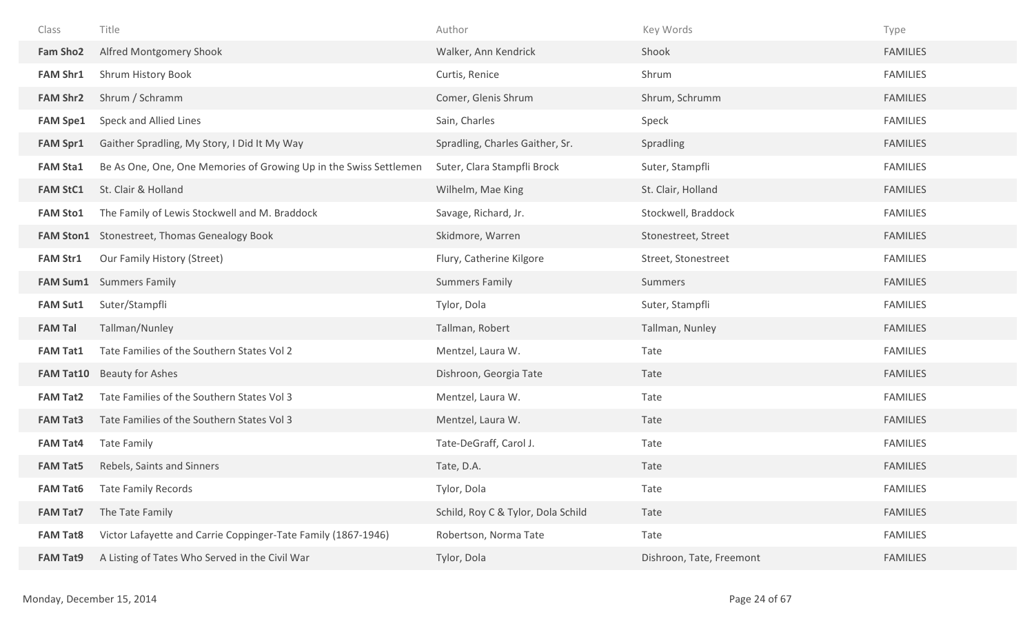| Class | Title | Author | Key Words | Type |
| --- | --- | --- | --- | --- |
| **Fam Sho2** | Alfred Montgomery Shook | Walker, Ann Kendrick | Shook | FAMILIES |
| **FAM Shr1** | Shrum History Book | Curtis, Renice | Shrum | FAMILIES |
| **FAM Shr2** | Shrum / Schramm | Comer, Glenis Shrum | Shrum, Schrumm | FAMILIES |
| **FAM Spe1** | Speck and Allied Lines | Sain, Charles | Speck | FAMILIES |
| **FAM Spr1** | Gaither Spradling, My Story, I Did It My Way | Spradling, Charles Gaither, Sr. | Spradling | FAMILIES |
| **FAM Sta1** | Be As One, One, One Memories of Growing Up in the Swiss Settlemen | Suter, Clara Stampfli Brock | Suter, Stampfli | FAMILIES |
| **FAM StC1** | St. Clair & Holland | Wilhelm, Mae King | St. Clair, Holland | FAMILIES |
| **FAM Sto1** | The Family of Lewis Stockwell and M. Braddock | Savage, Richard, Jr. | Stockwell, Braddock | FAMILIES |
| **FAM Ston1** | Stonestreet, Thomas Genealogy Book | Skidmore, Warren | Stonestreet, Street | FAMILIES |
| **FAM Str1** | Our Family History (Street) | Flury, Catherine Kilgore | Street, Stonestreet | FAMILIES |
| **FAM Sum1** | Summers Family | Summers Family | Summers | FAMILIES |
| **FAM Sut1** | Suter/Stampfli | Tylor, Dola | Suter, Stampfli | FAMILIES |
| **FAM Tal** | Tallman/Nunley | Tallman, Robert | Tallman, Nunley | FAMILIES |
| **FAM Tat1** | Tate Families of the Southern States Vol 2 | Mentzel, Laura W. | Tate | FAMILIES |
| **FAM Tat10** | Beauty for Ashes | Dishroon, Georgia Tate | Tate | FAMILIES |
| **FAM Tat2** | Tate Families of the Southern States Vol 3 | Mentzel, Laura W. | Tate | FAMILIES |
| **FAM Tat3** | Tate Families of the Southern States Vol 3 | Mentzel, Laura W. | Tate | FAMILIES |
| **FAM Tat4** | Tate Family | Tate-DeGraff, Carol J. | Tate | FAMILIES |
| **FAM Tat5** | Rebels, Saints and Sinners | Tate, D.A. | Tate | FAMILIES |
| **FAM Tat6** | Tate Family Records | Tylor, Dola | Tate | FAMILIES |
| **FAM Tat7** | The Tate Family | Schild, Roy C & Tylor, Dola Schild | Tate | FAMILIES |
| **FAM Tat8** | Victor Lafayette and Carrie Coppinger-Tate Family (1867-1946) | Robertson, Norma Tate | Tate | FAMILIES |
| **FAM Tat9** | A Listing of Tates Who Served in the Civil War | Tylor, Dola | Dishroon, Tate, Freemont | FAMILIES |

Monday, December 15, 2014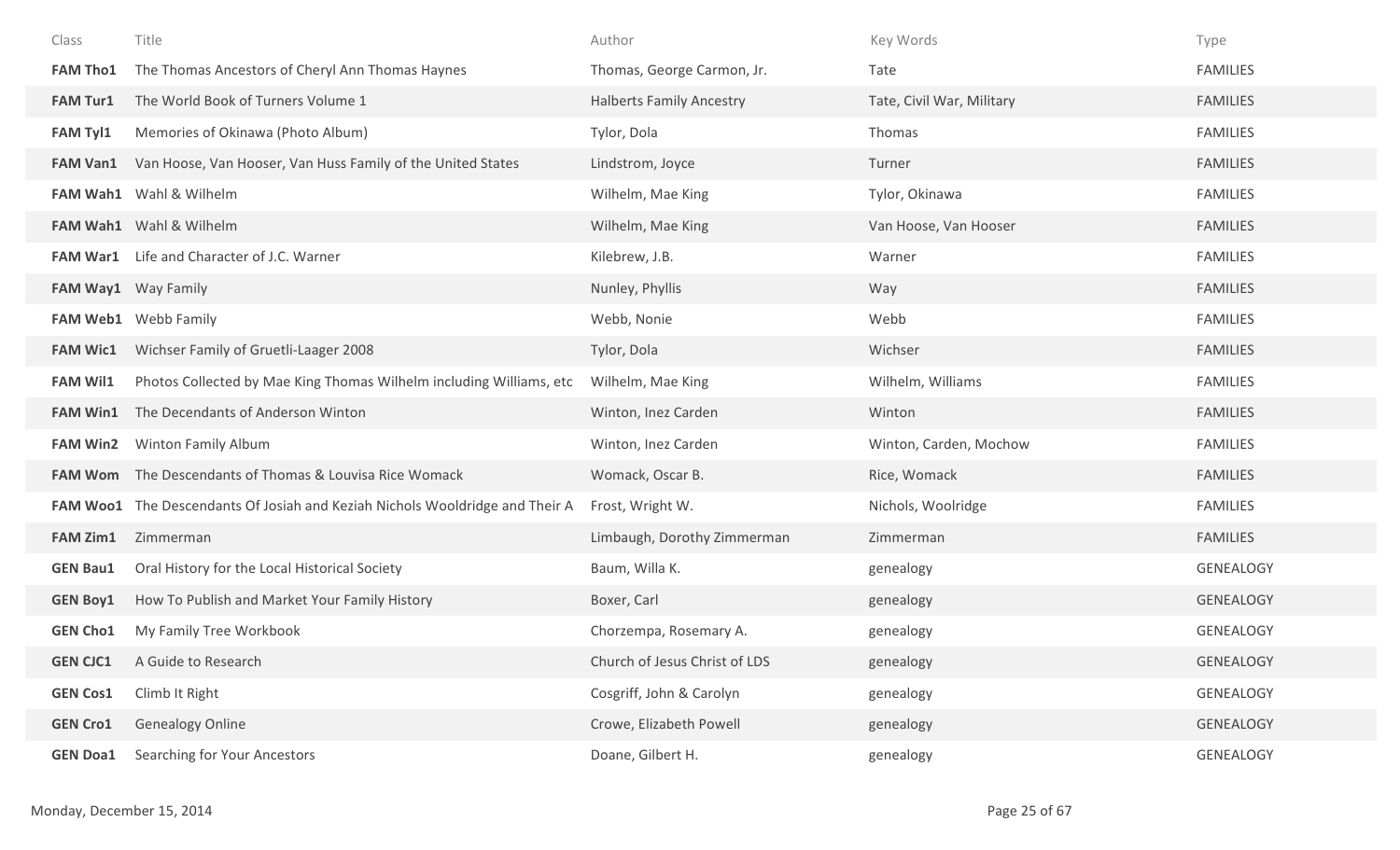| Class | Title | Author | Key Words | Type |
| --- | --- | --- | --- | --- |
| **FAM Tho1** | The Thomas Ancestors of Cheryl Ann Thomas Haynes | Thomas, George Carmon, Jr. | Tate | FAMILIES |
| **FAM Tur1** | The World Book of Turners Volume 1 | Halberts Family Ancestry | Tate, Civil War, Military | FAMILIES |
| **FAM Tyl1** | Memories of Okinawa (Photo Album) | Tylor, Dola | Thomas | FAMILIES |
| **FAM Van1** | Van Hoose, Van Hooser, Van Huss Family of the United States | Lindstrom, Joyce | Turner | FAMILIES |
| **FAM Wah1** | Wahl & Wilhelm | Wilhelm, Mae King | Tylor, Okinawa | FAMILIES |
| **FAM Wah1** | Wahl & Wilhelm | Wilhelm, Mae King | Van Hoose, Van Hooser | FAMILIES |
| **FAM War1** | Life and Character of J.C. Warner | Kilebrew, J.B. | Warner | FAMILIES |
| **FAM Way1** | Way Family | Nunley, Phyllis | Way | FAMILIES |
| **FAM Web1** | Webb Family | Webb, Nonie | Webb | FAMILIES |
| **FAM Wic1** | Wichser Family of Gruetli-Laager 2008 | Tylor, Dola | Wichser | FAMILIES |
| **FAM Wil1** | Photos Collected by Mae King Thomas Wilhelm including Williams, etc | Wilhelm, Mae King | Wilhelm, Williams | FAMILIES |
| **FAM Win1** | The Decendants of Anderson Winton | Winton, Inez Carden | Winton | FAMILIES |
| **FAM Win2** | Winton Family Album | Winton, Inez Carden | Winton, Carden, Mochow | FAMILIES |
| **FAM Wom** | The Descendants of Thomas & Louvisa Rice Womack | Womack, Oscar B. | Rice, Womack | FAMILIES |
| **FAM Woo1** | The Descendants Of Josiah and Keziah Nichols Wooldridge and Their A | Frost, Wright W. | Nichols, Woolridge | FAMILIES |
| **FAM Zim1** | Zimmerman | Limbaugh, Dorothy Zimmerman | Zimmerman | FAMILIES |
| **GEN Bau1** | Oral History for the Local Historical Society | Baum, Willa K. | genealogy | GENEALOGY |
| **GEN Boy1** | How To Publish and Market Your Family History | Boxer, Carl | genealogy | GENEALOGY |
| **GEN Cho1** | My Family Tree Workbook | Chorzempa, Rosemary A. | genealogy | GENEALOGY |
| **GEN CJC1** | A Guide to Research | Church of Jesus Christ of LDS | genealogy | GENEALOGY |
| **GEN Cos1** | Climb It Right | Cosgriff, John & Carolyn | genealogy | GENEALOGY |
| **GEN Cro1** | Genealogy Online | Crowe, Elizabeth Powell | genealogy | GENEALOGY |
| **GEN Doa1** | Searching for Your Ancestors | Doane, Gilbert H. | genealogy | GENEALOGY |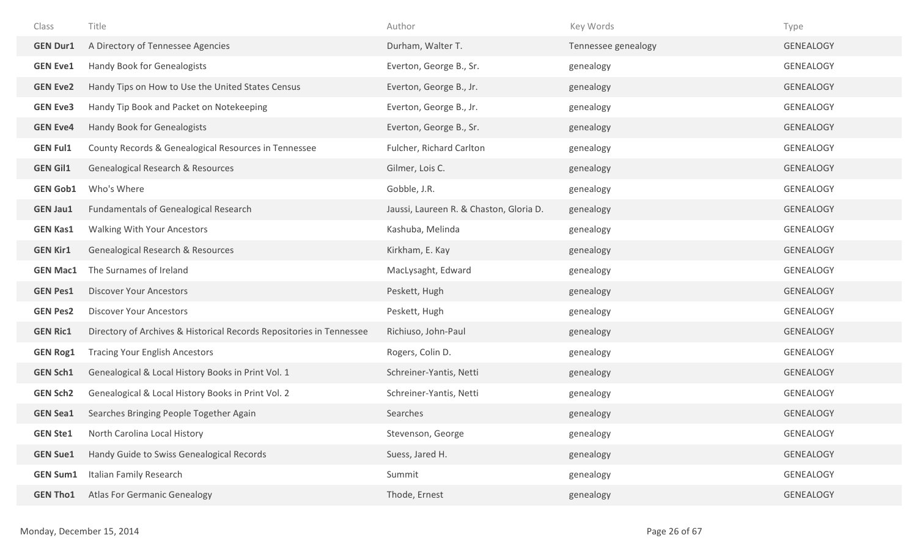| Class | Title | Author | Key Words | Type |
| --- | --- | --- | --- | --- |
| **GEN Dur1** | A Directory of Tennessee Agencies | Durham, Walter T. | Tennessee genealogy | GENEALOGY |
| **GEN Eve1** | Handy Book for Genealogists | Everton, George B., Sr. | genealogy | GENEALOGY |
| **GEN Eve2** | Handy Tips on How to Use the United States Census | Everton, George B., Jr. | genealogy | GENEALOGY |
| **GEN Eve3** | Handy Tip Book and Packet on Notekeeping | Everton, George B., Jr. | genealogy | GENEALOGY |
| **GEN Eve4** | Handy Book for Genealogists | Everton, George B., Sr. | genealogy | GENEALOGY |
| **GEN Ful1** | County Records & Genealogical Resources in Tennessee | Fulcher, Richard Carlton | genealogy | GENEALOGY |
| **GEN Gil1** | Genealogical Research & Resources | Gilmer, Lois C. | genealogy | GENEALOGY |
| **GEN Gob1** | Who's Where | Gobble, J.R. | genealogy | GENEALOGY |
| **GEN Jau1** | Fundamentals of Genealogical Research | Jaussi, Laureen R. & Chaston, Gloria D. | genealogy | GENEALOGY |
| **GEN Kas1** | Walking With Your Ancestors | Kashuba, Melinda | genealogy | GENEALOGY |
| **GEN Kir1** | Genealogical Research & Resources | Kirkham, E. Kay | genealogy | GENEALOGY |
| **GEN Mac1** | The Surnames of Ireland | MacLysaght, Edward | genealogy | GENEALOGY |
| **GEN Pes1** | Discover Your Ancestors | Peskett, Hugh | genealogy | GENEALOGY |
| **GEN Pes2** | Discover Your Ancestors | Peskett, Hugh | genealogy | GENEALOGY |
| **GEN Ric1** | Directory of Archives & Historical Records Repositories in Tennessee | Richiuso, John-Paul | genealogy | GENEALOGY |
| **GEN Rog1** | Tracing Your English Ancestors | Rogers, Colin D. | genealogy | GENEALOGY |
| **GEN Sch1** | Genealogical & Local History Books in Print Vol. 1 | Schreiner-Yantis, Netti | genealogy | GENEALOGY |
| **GEN Sch2** | Genealogical & Local History Books in Print Vol. 2 | Schreiner-Yantis, Netti | genealogy | GENEALOGY |
| **GEN Sea1** | Searches Bringing People Together Again | Searches | genealogy | GENEALOGY |
| **GEN Ste1** | North Carolina Local History | Stevenson, George | genealogy | GENEALOGY |
| **GEN Sue1** | Handy Guide to Swiss Genealogical Records | Suess, Jared H. | genealogy | GENEALOGY |
| **GEN Sum1** | Italian Family Research | Summit | genealogy | GENEALOGY |
| **GEN Tho1** | Atlas For Germanic Genealogy | Thode, Ernest | genealogy | GENEALOGY |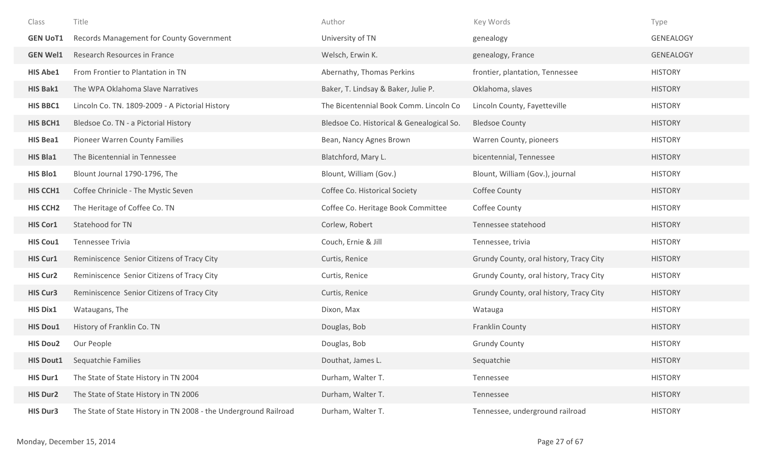| Class | Title | Author | Key Words | Type |
|---|---|---|---|---|
| **GEN UoT1** | Records Management for County Government | University of TN | genealogy | GENEALOGY |
| **GEN Wel1** | Research Resources in France | Welsch, Erwin K. | genealogy, France | GENEALOGY |
| **HIS Abe1** | From Frontier to Plantation in TN | Abernathy, Thomas Perkins | frontier, plantation, Tennessee | HISTORY |
| **HIS Bak1** | The WPA Oklahoma Slave Narratives | Baker, T. Lindsay & Baker, Julie P. | Oklahoma, slaves | HISTORY |
| **HIS BBC1** | Lincoln Co. TN. 1809-2009 - A Pictorial History | The Bicentennial Book Comm. Lincoln Co | Lincoln County, Fayetteville | HISTORY |
| **HIS BCH1** | Bledsoe Co. TN - a Pictorial History | Bledsoe Co. Historical & Genealogical So. | Bledsoe County | HISTORY |
| **HIS Bea1** | Pioneer Warren County Families | Bean, Nancy Agnes Brown | Warren County, pioneers | HISTORY |
| **HIS Bla1** | The Bicentennial in Tennessee | Blatchford, Mary L. | bicentennial, Tennessee | HISTORY |
| **HIS Blo1** | Blount Journal 1790-1796, The | Blount, William (Gov.) | Blount, William (Gov.), journal | HISTORY |
| **HIS CCH1** | Coffee Chrinicle - The Mystic Seven | Coffee Co. Historical Society | Coffee County | HISTORY |
| **HIS CCH2** | The Heritage of Coffee Co. TN | Coffee Co. Heritage Book Committee | Coffee County | HISTORY |
| **HIS Cor1** | Statehood for TN | Corlew, Robert | Tennessee statehood | HISTORY |
| **HIS Cou1** | Tennessee Trivia | Couch, Ernie & Jill | Tennessee, trivia | HISTORY |
| **HIS Cur1** | Reminiscence Senior Citizens of Tracy City | Curtis, Renice | Grundy County, oral history, Tracy City | HISTORY |
| **HIS Cur2** | Reminiscence Senior Citizens of Tracy City | Curtis, Renice | Grundy County, oral history, Tracy City | HISTORY |
| **HIS Cur3** | Reminiscence Senior Citizens of Tracy City | Curtis, Renice | Grundy County, oral history, Tracy City | HISTORY |
| **HIS Dix1** | Wataugans, The | Dixon, Max | Watauga | HISTORY |
| **HIS Dou1** | History of Franklin Co. TN | Douglas, Bob | Franklin County | HISTORY |
| **HIS Dou2** | Our People | Douglas, Bob | Grundy County | HISTORY |
| **HIS Dout1** | Sequatchie Families | Douthat, James L. | Sequatchie | HISTORY |
| **HIS Dur1** | The State of State History in TN 2004 | Durham, Walter T. | Tennessee | HISTORY |
| **HIS Dur2** | The State of State History in TN 2006 | Durham, Walter T. | Tennessee | HISTORY |
| **HIS Dur3** | The State of State History in TN 2008 - the Underground Railroad | Durham, Walter T. | Tennessee, underground railroad | HISTORY |

Monday, December 15, 2014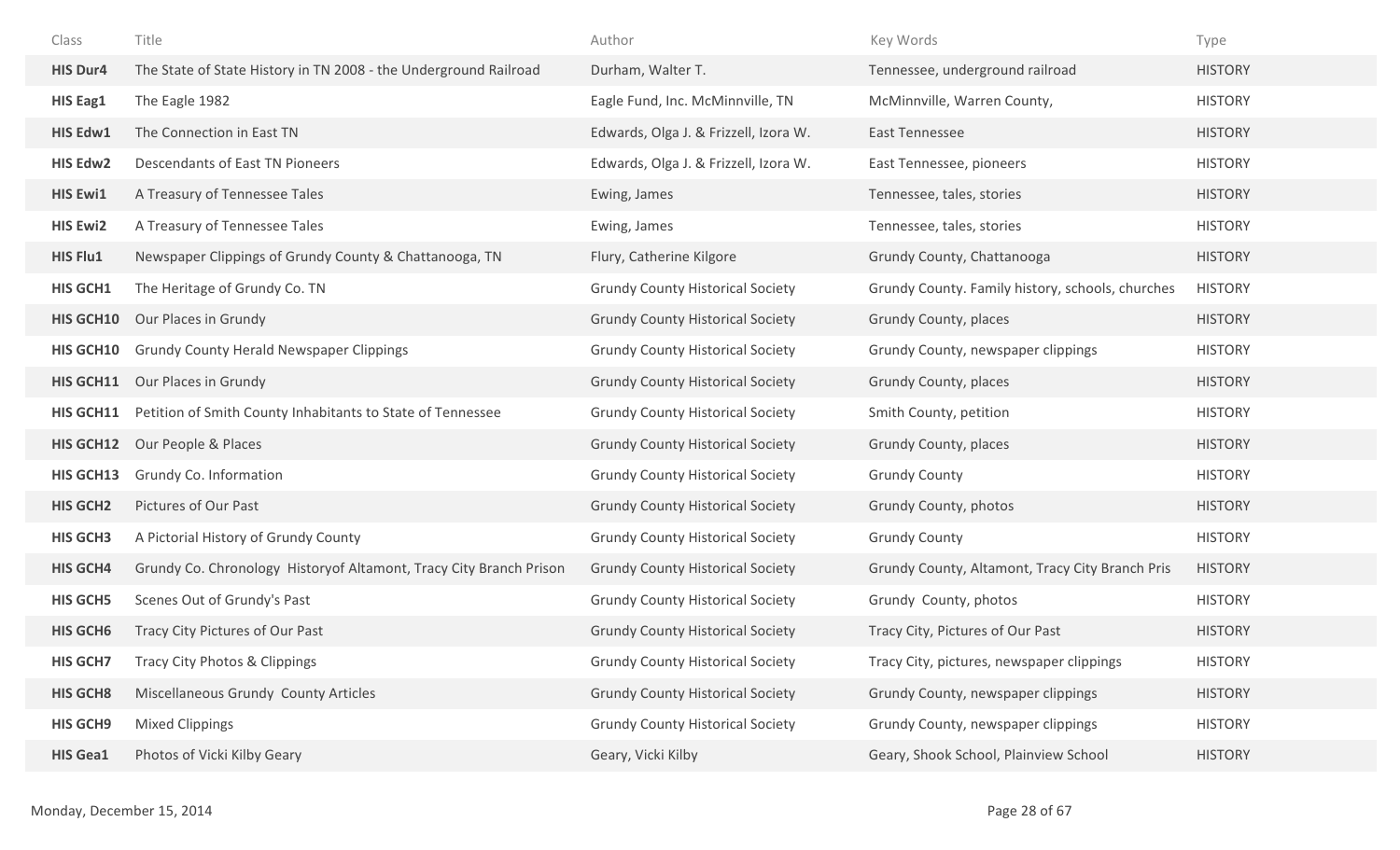| Class | Title | Author | Key Words | Type |
|---|---|---|---|---|
| **HIS Dur4** | The State of State History in TN 2008 - the Underground Railroad | Durham, Walter T. | Tennessee, underground railroad | HISTORY |
| **HIS Eag1** | The Eagle 1982 | Eagle Fund, Inc. McMinnville, TN | McMinnville, Warren County, | HISTORY |
| **HIS Edw1** | The Connection in East TN | Edwards, Olga J. & Frizzell, Izora W. | East Tennessee | HISTORY |
| **HIS Edw2** | Descendants of East TN Pioneers | Edwards, Olga J. & Frizzell, Izora W. | East Tennessee, pioneers | HISTORY |
| **HIS Ewi1** | A Treasury of Tennessee Tales | Ewing, James | Tennessee, tales, stories | HISTORY |
| **HIS Ewi2** | A Treasury of Tennessee Tales | Ewing, James | Tennessee, tales, stories | HISTORY |
| **HIS Flu1** | Newspaper Clippings of Grundy County & Chattanooga, TN | Flury, Catherine Kilgore | Grundy County, Chattanooga | HISTORY |
| **HIS GCH1** | The Heritage of Grundy Co. TN | Grundy County Historical Society | Grundy County. Family history, schools, churches | HISTORY |
| **HIS GCH10** | Our Places in Grundy | Grundy County Historical Society | Grundy County, places | HISTORY |
| **HIS GCH10** | Grundy County Herald Newspaper Clippings | Grundy County Historical Society | Grundy County, newspaper clippings | HISTORY |
| **HIS GCH11** | Our Places in Grundy | Grundy County Historical Society | Grundy County, places | HISTORY |
| **HIS GCH11** | Petition of Smith County Inhabitants to State of Tennessee | Grundy County Historical Society | Smith County, petition | HISTORY |
| **HIS GCH12** | Our People & Places | Grundy County Historical Society | Grundy County, places | HISTORY |
| **HIS GCH13** | Grundy Co. Information | Grundy County Historical Society | Grundy County | HISTORY |
| **HIS GCH2** | Pictures of Our Past | Grundy County Historical Society | Grundy County, photos | HISTORY |
| **HIS GCH3** | A Pictorial History of Grundy County | Grundy County Historical Society | Grundy County | HISTORY |
| **HIS GCH4** | Grundy Co. Chronology Historyof Altamont, Tracy City Branch Prison | Grundy County Historical Society | Grundy County, Altamont, Tracy City Branch Pris | HISTORY |
| **HIS GCH5** | Scenes Out of Grundy's Past | Grundy County Historical Society | Grundy County, photos | HISTORY |
| **HIS GCH6** | Tracy City Pictures of Our Past | Grundy County Historical Society | Tracy City, Pictures of Our Past | HISTORY |
| **HIS GCH7** | Tracy City Photos & Clippings | Grundy County Historical Society | Tracy City, pictures, newspaper clippings | HISTORY |
| **HIS GCH8** | Miscellaneous Grundy County Articles | Grundy County Historical Society | Grundy County, newspaper clippings | HISTORY |
| **HIS GCH9** | Mixed Clippings | Grundy County Historical Society | Grundy County, newspaper clippings | HISTORY |
| **HIS Gea1** | Photos of Vicki Kilby Geary | Geary, Vicki Kilby | Geary, Shook School, Plainview School | HISTORY |

Monday, December 15, 2014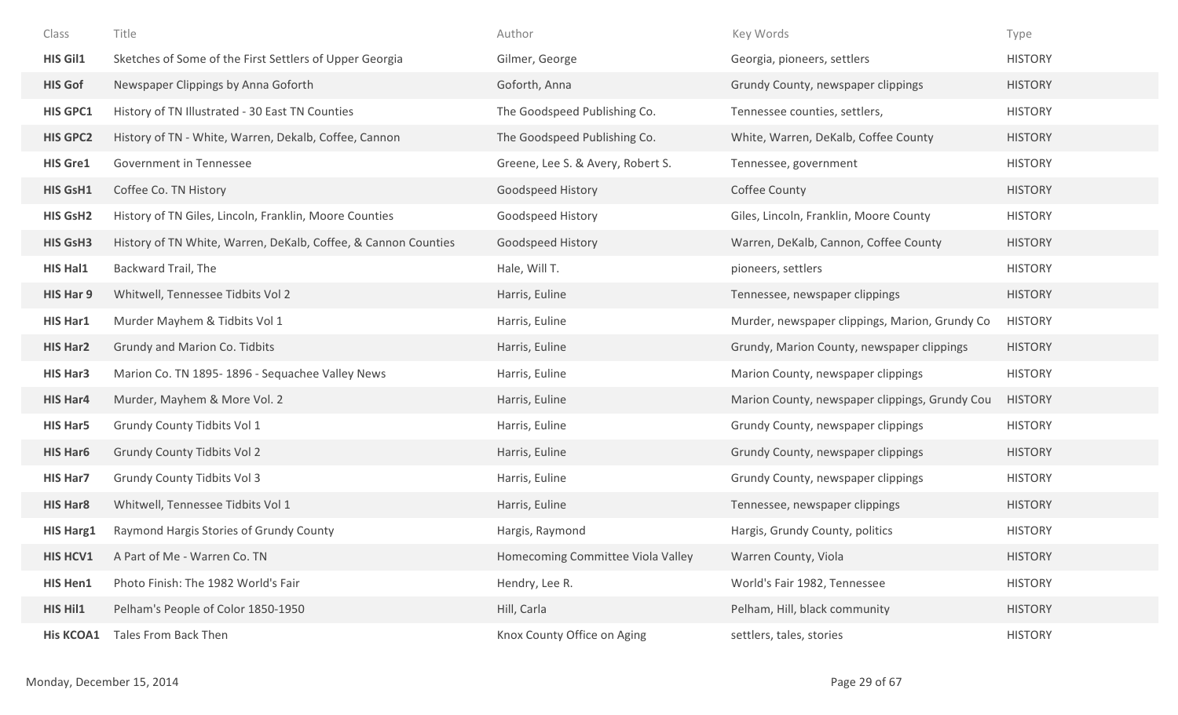| Class | Title | Author | Key Words | Type |
|---|---|---|---|---|
| **HIS Gil1** | Sketches of Some of the First Settlers of Upper Georgia | Gilmer, George | Georgia, pioneers, settlers | HISTORY |
| **HIS Gof** | Newspaper Clippings by Anna Goforth | Goforth, Anna | Grundy County, newspaper clippings | HISTORY |
| **HIS GPC1** | History of TN Illustrated - 30 East TN Counties | The Goodspeed Publishing Co. | Tennessee counties, settlers, | HISTORY |
| **HIS GPC2** | History of TN - White, Warren, Dekalb, Coffee, Cannon | The Goodspeed Publishing Co. | White, Warren, DeKalb, Coffee County | HISTORY |
| **HIS Gre1** | Government in Tennessee | Greene, Lee S. & Avery, Robert S. | Tennessee, government | HISTORY |
| **HIS GsH1** | Coffee Co. TN History | Goodspeed History | Coffee County | HISTORY |
| **HIS GsH2** | History of TN Giles, Lincoln, Franklin, Moore Counties | Goodspeed History | Giles, Lincoln, Franklin, Moore County | HISTORY |
| **HIS GsH3** | History of TN White, Warren, DeKalb, Coffee, & Cannon Counties | Goodspeed History | Warren, DeKalb, Cannon, Coffee County | HISTORY |
| **HIS Hal1** | Backward Trail, The | Hale, Will T. | pioneers, settlers | HISTORY |
| **HIS Har 9** | Whitwell, Tennessee Tidbits Vol 2 | Harris, Euline | Tennessee, newspaper clippings | HISTORY |
| **HIS Har1** | Murder Mayhem & Tidbits Vol 1 | Harris, Euline | Murder, newspaper clippings, Marion, Grundy Co | HISTORY |
| **HIS Har2** | Grundy and Marion Co. Tidbits | Harris, Euline | Grundy, Marion County, newspaper clippings | HISTORY |
| **HIS Har3** | Marion Co. TN 1895- 1896 - Sequachee Valley News | Harris, Euline | Marion County, newspaper clippings | HISTORY |
| **HIS Har4** | Murder, Mayhem & More Vol. 2 | Harris, Euline | Marion County, newspaper clippings, Grundy Cou | HISTORY |
| **HIS Har5** | Grundy County Tidbits Vol 1 | Harris, Euline | Grundy County, newspaper clippings | HISTORY |
| **HIS Har6** | Grundy County Tidbits Vol 2 | Harris, Euline | Grundy County, newspaper clippings | HISTORY |
| **HIS Har7** | Grundy County Tidbits Vol 3 | Harris, Euline | Grundy County, newspaper clippings | HISTORY |
| **HIS Har8** | Whitwell, Tennessee Tidbits Vol 1 | Harris, Euline | Tennessee, newspaper clippings | HISTORY |
| **HIS Harg1** | Raymond Hargis Stories of Grundy County | Hargis, Raymond | Hargis, Grundy County, politics | HISTORY |
| **HIS HCV1** | A Part of Me - Warren Co. TN | Homecoming Committee Viola Valley | Warren County, Viola | HISTORY |
| **HIS Hen1** | Photo Finish: The 1982 World's Fair | Hendry, Lee R. | World's Fair 1982, Tennessee | HISTORY |
| **HIS Hil1** | Pelham's People of Color 1850-1950 | Hill, Carla | Pelham, Hill, black community | HISTORY |
| **His KCOA1** | Tales From Back Then | Knox County Office on Aging | settlers, tales, stories | HISTORY |

Monday, December 15, 2014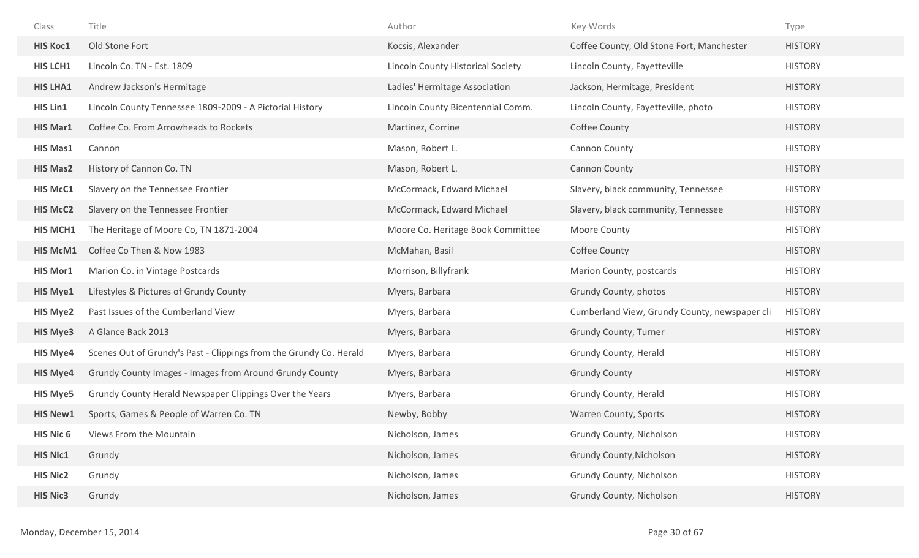| Class | Title | Author | Key Words | Type |
|---|---|---|---|---|
| **HIS Koc1** | Old Stone Fort | Kocsis, Alexander | Coffee County, Old Stone Fort, Manchester | HISTORY |
| **HIS LCH1** | Lincoln Co. TN - Est. 1809 | Lincoln County Historical Society | Lincoln County, Fayetteville | HISTORY |
| **HIS LHA1** | Andrew Jackson's Hermitage | Ladies' Hermitage Association | Jackson, Hermitage, President | HISTORY |
| **HIS Lin1** | Lincoln County Tennessee 1809-2009 - A Pictorial History | Lincoln County Bicentennial Comm. | Lincoln County, Fayetteville, photo | HISTORY |
| **HIS Mar1** | Coffee Co. From Arrowheads to Rockets | Martinez, Corrine | Coffee County | HISTORY |
| **HIS Mas1** | Cannon | Mason, Robert L. | Cannon County | HISTORY |
| **HIS Mas2** | History of Cannon Co. TN | Mason, Robert L. | Cannon County | HISTORY |
| **HIS McC1** | Slavery on the Tennessee Frontier | McCormack, Edward Michael | Slavery, black community, Tennessee | HISTORY |
| **HIS McC2** | Slavery on the Tennessee Frontier | McCormack, Edward Michael | Slavery, black community, Tennessee | HISTORY |
| **HIS MCH1** | The Heritage of Moore Co, TN 1871-2004 | Moore Co. Heritage Book Committee | Moore County | HISTORY |
| **HIS McM1** | Coffee Co Then & Now 1983 | McMahan, Basil | Coffee County | HISTORY |
| **HIS Mor1** | Marion Co. in Vintage Postcards | Morrison, Billyfrank | Marion County, postcards | HISTORY |
| **HIS Mye1** | Lifestyles & Pictures of Grundy County | Myers, Barbara | Grundy County, photos | HISTORY |
| **HIS Mye2** | Past Issues of the Cumberland View | Myers, Barbara | Cumberland View, Grundy County, newspaper cli | HISTORY |
| **HIS Mye3** | A Glance Back 2013 | Myers, Barbara | Grundy County, Turner | HISTORY |
| **HIS Mye4** | Scenes Out of Grundy's Past - Clippings from the Grundy Co. Herald | Myers, Barbara | Grundy County, Herald | HISTORY |
| **HIS Mye4** | Grundy County Images - Images from Around Grundy County | Myers, Barbara | Grundy County | HISTORY |
| **HIS Mye5** | Grundy County Herald Newspaper Clippings Over the Years | Myers, Barbara | Grundy County, Herald | HISTORY |
| **HIS New1** | Sports, Games & People of Warren Co. TN | Newby, Bobby | Warren County, Sports | HISTORY |
| **HIS Nic 6** | Views From the Mountain | Nicholson, James | Grundy County, Nicholson | HISTORY |
| **HIS NIc1** | Grundy | Nicholson, James | Grundy County,Nicholson | HISTORY |
| **HIS Nic2** | Grundy | Nicholson, James | Grundy County, Nicholson | HISTORY |
| **HIS Nic3** | Grundy | Nicholson, James | Grundy County, Nicholson | HISTORY |

Monday, December 15, 2014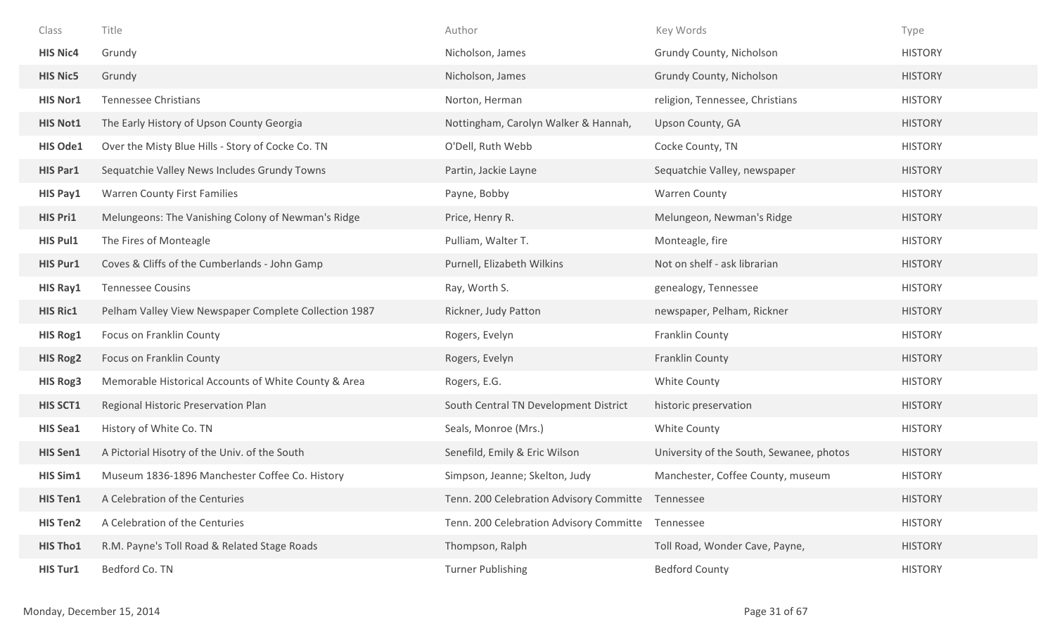| Class | Title | Author | Key Words | Type |
|---|---|---|---|---|
| **HIS Nic4** | Grundy | Nicholson, James | Grundy County, Nicholson | HISTORY |
| **HIS Nic5** | Grundy | Nicholson, James | Grundy County, Nicholson | HISTORY |
| **HIS Nor1** | Tennessee Christians | Norton, Herman | religion, Tennessee, Christians | HISTORY |
| **HIS Not1** | The Early History of Upson County Georgia | Nottingham, Carolyn Walker & Hannah, | Upson County, GA | HISTORY |
| **HIS Ode1** | Over the Misty Blue Hills - Story of Cocke Co. TN | O'Dell, Ruth Webb | Cocke County, TN | HISTORY |
| **HIS Par1** | Sequatchie Valley News Includes Grundy Towns | Partin, Jackie Layne | Sequatchie Valley, newspaper | HISTORY |
| **HIS Pay1** | Warren County First Families | Payne, Bobby | Warren County | HISTORY |
| **HIS Pri1** | Melungeons: The Vanishing Colony of Newman's Ridge | Price, Henry R. | Melungeon, Newman's Ridge | HISTORY |
| **HIS Pul1** | The Fires of Monteagle | Pulliam, Walter T. | Monteagle, fire | HISTORY |
| **HIS Pur1** | Coves & Cliffs of the Cumberlands - John Gamp | Purnell, Elizabeth Wilkins | Not on shelf - ask librarian | HISTORY |
| **HIS Ray1** | Tennessee Cousins | Ray, Worth S. | genealogy, Tennessee | HISTORY |
| **HIS Ric1** | Pelham Valley View Newspaper Complete Collection 1987 | Rickner, Judy Patton | newspaper, Pelham, Rickner | HISTORY |
| **HIS Rog1** | Focus on Franklin County | Rogers, Evelyn | Franklin County | HISTORY |
| **HIS Rog2** | Focus on Franklin County | Rogers, Evelyn | Franklin County | HISTORY |
| **HIS Rog3** | Memorable Historical Accounts of White County & Area | Rogers, E.G. | White County | HISTORY |
| **HIS SCT1** | Regional Historic Preservation Plan | South Central TN Development District | historic preservation | HISTORY |
| **HIS Sea1** | History of White Co. TN | Seals, Monroe (Mrs.) | White County | HISTORY |
| **HIS Sen1** | A Pictorial Hisotry of the Univ. of the South | Senefild, Emily & Eric Wilson | University of the South, Sewanee, photos | HISTORY |
| **HIS Sim1** | Museum 1836-1896 Manchester Coffee Co. History | Simpson, Jeanne; Skelton, Judy | Manchester, Coffee County, museum | HISTORY |
| **HIS Ten1** | A Celebration of the Centuries | Tenn. 200 Celebration Advisory Committe | Tennessee | HISTORY |
| **HIS Ten2** | A Celebration of the Centuries | Tenn. 200 Celebration Advisory Committe | Tennessee | HISTORY |
| **HIS Tho1** | R.M. Payne's Toll Road & Related Stage Roads | Thompson, Ralph | Toll Road, Wonder Cave, Payne, | HISTORY |
| **HIS Tur1** | Bedford Co. TN | Turner Publishing | Bedford County | HISTORY |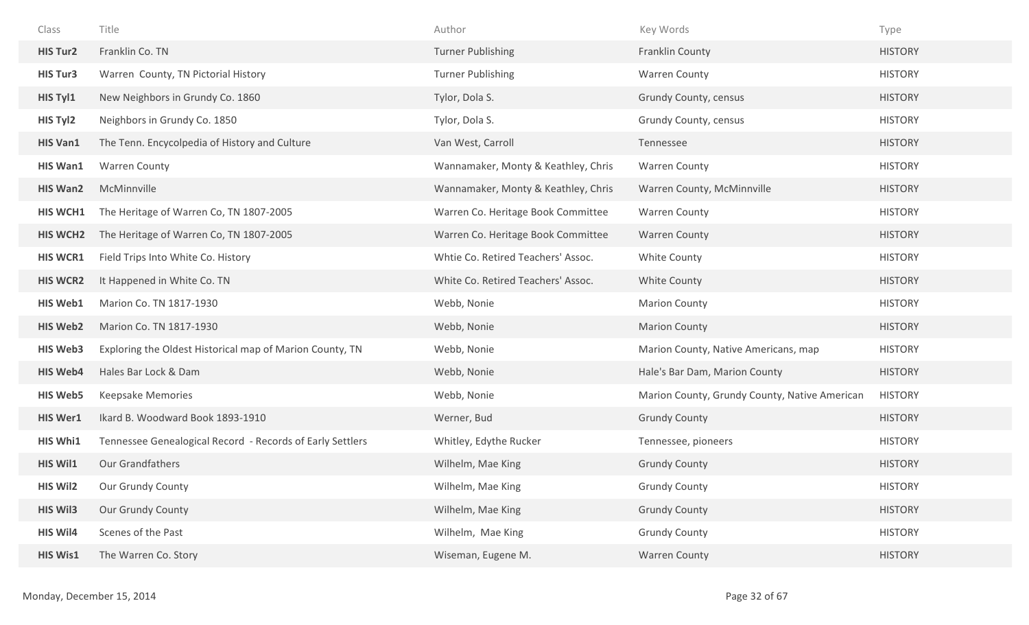| Class | Title | Author | Key Words | Type |
|---|---|---|---|---|
| **HIS Tur2** | Franklin Co. TN | Turner Publishing | Franklin County | HISTORY |
| **HIS Tur3** | Warren County, TN Pictorial History | Turner Publishing | Warren County | HISTORY |
| **HIS Tyl1** | New Neighbors in Grundy Co. 1860 | Tylor, Dola S. | Grundy County, census | HISTORY |
| **HIS Tyl2** | Neighbors in Grundy Co. 1850 | Tylor, Dola S. | Grundy County, census | HISTORY |
| **HIS Van1** | The Tenn. Encycolpedia of History and Culture | Van West, Carroll | Tennessee | HISTORY |
| **HIS Wan1** | Warren County | Wannamaker, Monty & Keathley, Chris | Warren County | HISTORY |
| **HIS Wan2** | McMinnville | Wannamaker, Monty & Keathley, Chris | Warren County, McMinnville | HISTORY |
| **HIS WCH1** | The Heritage of Warren Co, TN 1807-2005 | Warren Co. Heritage Book Committee | Warren County | HISTORY |
| **HIS WCH2** | The Heritage of Warren Co, TN 1807-2005 | Warren Co. Heritage Book Committee | Warren County | HISTORY |
| **HIS WCR1** | Field Trips Into White Co. History | Whtie Co. Retired Teachers' Assoc. | White County | HISTORY |
| **HIS WCR2** | It Happened in White Co. TN | White Co. Retired Teachers' Assoc. | White County | HISTORY |
| **HIS Web1** | Marion Co. TN 1817-1930 | Webb, Nonie | Marion County | HISTORY |
| **HIS Web2** | Marion Co. TN 1817-1930 | Webb, Nonie | Marion County | HISTORY |
| **HIS Web3** | Exploring the Oldest Historical map of Marion County, TN | Webb, Nonie | Marion County, Native Americans, map | HISTORY |
| **HIS Web4** | Hales Bar Lock & Dam | Webb, Nonie | Hale's Bar Dam, Marion County | HISTORY |
| **HIS Web5** | Keepsake Memories | Webb, Nonie | Marion County, Grundy County, Native American | HISTORY |
| **HIS Wer1** | Ikard B. Woodward Book 1893-1910 | Werner, Bud | Grundy County | HISTORY |
| **HIS Whi1** | Tennessee Genealogical Record - Records of Early Settlers | Whitley, Edythe Rucker | Tennessee, pioneers | HISTORY |
| **HIS Wil1** | Our Grandfathers | Wilhelm, Mae King | Grundy County | HISTORY |
| **HIS Wil2** | Our Grundy County | Wilhelm, Mae King | Grundy County | HISTORY |
| **HIS Wil3** | Our Grundy County | Wilhelm, Mae King | Grundy County | HISTORY |
| **HIS Wil4** | Scenes of the Past | Wilhelm, Mae King | Grundy County | HISTORY |
| **HIS Wis1** | The Warren Co. Story | Wiseman, Eugene M. | Warren County | HISTORY |

Monday, December 15, 2014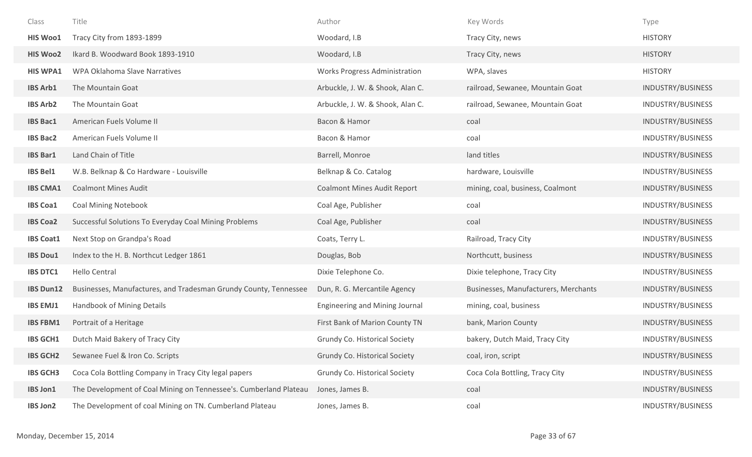| Class | Title | Author | Key Words | Type |
|---|---|---|---|---|
| **HIS Woo1** | Tracy City from 1893-1899 | Woodard, I.B | Tracy City, news | HISTORY |
| **HIS Woo2** | Ikard B. Woodward Book 1893-1910 | Woodard, I.B | Tracy City, news | HISTORY |
| **HIS WPA1** | WPA Oklahoma Slave Narratives | Works Progress Administration | WPA, slaves | HISTORY |
| **IBS Arb1** | The Mountain Goat | Arbuckle, J. W. & Shook, Alan C. | railroad, Sewanee, Mountain Goat | INDUSTRY/BUSINESS |
| **IBS Arb2** | The Mountain Goat | Arbuckle, J. W. & Shook, Alan C. | railroad, Sewanee, Mountain Goat | INDUSTRY/BUSINESS |
| **IBS Bac1** | American Fuels Volume II | Bacon & Hamor | coal | INDUSTRY/BUSINESS |
| **IBS Bac2** | American Fuels Volume II | Bacon & Hamor | coal | INDUSTRY/BUSINESS |
| **IBS Bar1** | Land Chain of Title | Barrell, Monroe | land titles | INDUSTRY/BUSINESS |
| **IBS Bel1** | W.B. Belknap & Co Hardware - Louisville | Belknap & Co. Catalog | hardware, Louisville | INDUSTRY/BUSINESS |
| **IBS CMA1** | Coalmont Mines Audit | Coalmont Mines Audit Report | mining, coal, business, Coalmont | INDUSTRY/BUSINESS |
| **IBS Coa1** | Coal Mining Notebook | Coal Age, Publisher | coal | INDUSTRY/BUSINESS |
| **IBS Coa2** | Successful Solutions To Everyday Coal Mining Problems | Coal Age, Publisher | coal | INDUSTRY/BUSINESS |
| **IBS Coat1** | Next Stop on Grandpa's Road | Coats, Terry L. | Railroad, Tracy City | INDUSTRY/BUSINESS |
| **IBS Dou1** | Index to the H. B. Northcut Ledger 1861 | Douglas, Bob | Northcutt, business | INDUSTRY/BUSINESS |
| **IBS DTC1** | Hello Central | Dixie Telephone Co. | Dixie telephone, Tracy City | INDUSTRY/BUSINESS |
| **IBS Dun12** | Businesses, Manufactures, and Tradesman Grundy County, Tennessee | Dun, R. G. Mercantile Agency | Businesses, Manufacturers, Merchants | INDUSTRY/BUSINESS |
| **IBS EMJ1** | Handbook of Mining Details | Engineering and Mining Journal | mining, coal, business | INDUSTRY/BUSINESS |
| **IBS FBM1** | Portrait of a Heritage | First Bank of Marion County TN | bank, Marion County | INDUSTRY/BUSINESS |
| **IBS GCH1** | Dutch Maid Bakery of Tracy City | Grundy Co. Historical Society | bakery, Dutch Maid, Tracy City | INDUSTRY/BUSINESS |
| **IBS GCH2** | Sewanee Fuel & Iron Co. Scripts | Grundy Co. Historical Society | coal, iron, script | INDUSTRY/BUSINESS |
| **IBS GCH3** | Coca Cola Bottling Company in Tracy City legal papers | Grundy Co. Historical Society | Coca Cola Bottling, Tracy City | INDUSTRY/BUSINESS |
| **IBS Jon1** | The Development of Coal Mining on Tennessee's. Cumberland Plateau | Jones, James B. | coal | INDUSTRY/BUSINESS |
| **IBS Jon2** | The Development of coal Mining on TN. Cumberland Plateau | Jones, James B. | coal | INDUSTRY/BUSINESS |

Monday, December 15, 2014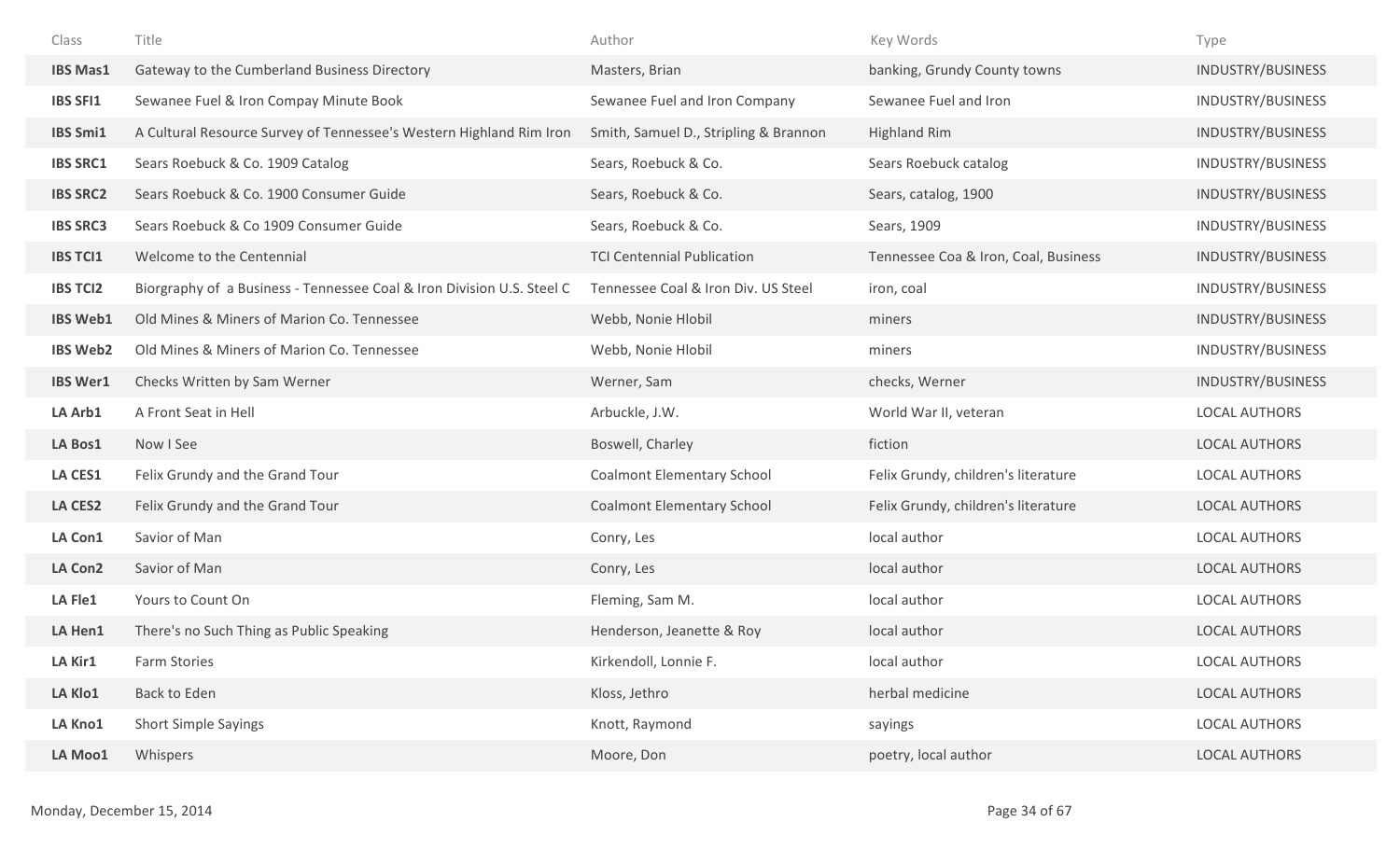| Class | Title | Author | Key Words | Type |
|---|---|---|---|---|
| **IBS Mas1** | Gateway to the Cumberland Business Directory | Masters, Brian | banking, Grundy County towns | INDUSTRY/BUSINESS |
| **IBS SFI1** | Sewanee Fuel & Iron Compay Minute Book | Sewanee Fuel and Iron Company | Sewanee Fuel and Iron | INDUSTRY/BUSINESS |
| **IBS Smi1** | A Cultural Resource Survey of Tennessee's Western Highland Rim Iron | Smith, Samuel D., Stripling & Brannon | Highland Rim | INDUSTRY/BUSINESS |
| **IBS SRC1** | Sears Roebuck & Co. 1909 Catalog | Sears, Roebuck & Co. | Sears Roebuck catalog | INDUSTRY/BUSINESS |
| **IBS SRC2** | Sears Roebuck & Co. 1900 Consumer Guide | Sears, Roebuck & Co. | Sears, catalog, 1900 | INDUSTRY/BUSINESS |
| **IBS SRC3** | Sears Roebuck & Co 1909 Consumer Guide | Sears, Roebuck & Co. | Sears, 1909 | INDUSTRY/BUSINESS |
| **IBS TCI1** | Welcome to the Centennial | TCI Centennial Publication | Tennessee Coa & Iron, Coal, Business | INDUSTRY/BUSINESS |
| **IBS TCI2** | Biorgraphy of a Business - Tennessee Coal & Iron Division U.S. Steel C | Tennessee Coal & Iron Div. US Steel | iron, coal | INDUSTRY/BUSINESS |
| **IBS Web1** | Old Mines & Miners of Marion Co. Tennessee | Webb, Nonie Hlobil | miners | INDUSTRY/BUSINESS |
| **IBS Web2** | Old Mines & Miners of Marion Co. Tennessee | Webb, Nonie Hlobil | miners | INDUSTRY/BUSINESS |
| **IBS Wer1** | Checks Written by Sam Werner | Werner, Sam | checks, Werner | INDUSTRY/BUSINESS |
| **LA Arb1** | A Front Seat in Hell | Arbuckle, J.W. | World War II, veteran | LOCAL AUTHORS |
| **LA Bos1** | Now I See | Boswell, Charley | fiction | LOCAL AUTHORS |
| **LA CES1** | Felix Grundy and the Grand Tour | Coalmont Elementary School | Felix Grundy, children's literature | LOCAL AUTHORS |
| **LA CES2** | Felix Grundy and the Grand Tour | Coalmont Elementary School | Felix Grundy, children's literature | LOCAL AUTHORS |
| **LA Con1** | Savior of Man | Conry, Les | local author | LOCAL AUTHORS |
| **LA Con2** | Savior of Man | Conry, Les | local author | LOCAL AUTHORS |
| **LA Fle1** | Yours to Count On | Fleming, Sam M. | local author | LOCAL AUTHORS |
| **LA Hen1** | There's no Such Thing as Public Speaking | Henderson, Jeanette & Roy | local author | LOCAL AUTHORS |
| **LA Kir1** | Farm Stories | Kirkendoll, Lonnie F. | local author | LOCAL AUTHORS |
| **LA Klo1** | Back to Eden | Kloss, Jethro | herbal medicine | LOCAL AUTHORS |
| **LA Kno1** | Short Simple Sayings | Knott, Raymond | sayings | LOCAL AUTHORS |
| **LA Moo1** | Whispers | Moore, Don | poetry, local author | LOCAL AUTHORS |

Monday, December 15, 2014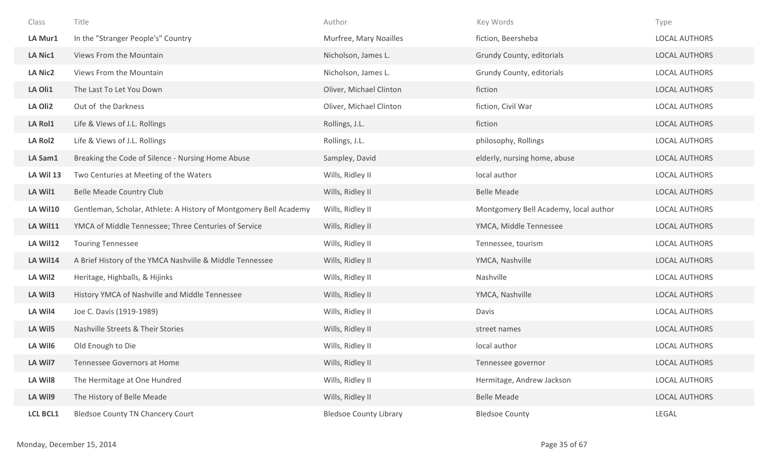| Class | Title | Author | Key Words | Type |
|---|---|---|---|---|
| **LA Mur1** | In the "Stranger People's" Country | Murfree, Mary Noailles | fiction, Beersheba | LOCAL AUTHORS |
| **LA Nic1** | Views From the Mountain | Nicholson, James L. | Grundy County, editorials | LOCAL AUTHORS |
| **LA Nic2** | Views From the Mountain | Nicholson, James L. | Grundy County, editorials | LOCAL AUTHORS |
| **LA Oli1** | The Last To Let You Down | Oliver, Michael Clinton | fiction | LOCAL AUTHORS |
| **LA Oli2** | Out of the Darkness | Oliver, Michael Clinton | fiction, Civil War | LOCAL AUTHORS |
| **LA Rol1** | Life & Views of J.L. Rollings | Rollings, J.L. | fiction | LOCAL AUTHORS |
| **LA Rol2** | Life & Views of J.L. Rollings | Rollings, J.L. | philosophy, Rollings | LOCAL AUTHORS |
| **LA Sam1** | Breaking the Code of Silence - Nursing Home Abuse | Sampley, David | elderly, nursing home, abuse | LOCAL AUTHORS |
| **LA Wil 13** | Two Centuries at Meeting of the Waters | Wills, Ridley II | local author | LOCAL AUTHORS |
| **LA Wil1** | Belle Meade Country Club | Wills, Ridley II | Belle Meade | LOCAL AUTHORS |
| **LA Wil10** | Gentleman, Scholar, Athlete: A History of Montgomery Bell Academy | Wills, Ridley II | Montgomery Bell Academy, local author | LOCAL AUTHORS |
| **LA Wil11** | YMCA of Middle Tennessee; Three Centuries of Service | Wills, Ridley II | YMCA, Middle Tennessee | LOCAL AUTHORS |
| **LA Wil12** | Touring Tennessee | Wills, Ridley II | Tennessee, tourism | LOCAL AUTHORS |
| **LA Wil14** | A Brief History of the YMCA Nashville & Middle Tennessee | Wills, Ridley II | YMCA, Nashville | LOCAL AUTHORS |
| **LA Wil2** | Heritage, Highballs, & Hijinks | Wills, Ridley II | Nashville | LOCAL AUTHORS |
| **LA Wil3** | History YMCA of Nashville and Middle Tennessee | Wills, Ridley II | YMCA, Nashville | LOCAL AUTHORS |
| **LA Wil4** | Joe C. Davis (1919-1989) | Wills, Ridley II | Davis | LOCAL AUTHORS |
| **LA Wil5** | Nashville Streets & Their Stories | Wills, Ridley II | street names | LOCAL AUTHORS |
| **LA Wil6** | Old Enough to Die | Wills, Ridley II | local author | LOCAL AUTHORS |
| **LA Wil7** | Tennessee Governors at Home | Wills, Ridley II | Tennessee governor | LOCAL AUTHORS |
| **LA Wil8** | The Hermitage at One Hundred | Wills, Ridley II | Hermitage, Andrew Jackson | LOCAL AUTHORS |
| **LA Wil9** | The History of Belle Meade | Wills, Ridley II | Belle Meade | LOCAL AUTHORS |
| **LCL BCL1** | Bledsoe County TN Chancery Court | Bledsoe County Library | Bledsoe County | LEGAL |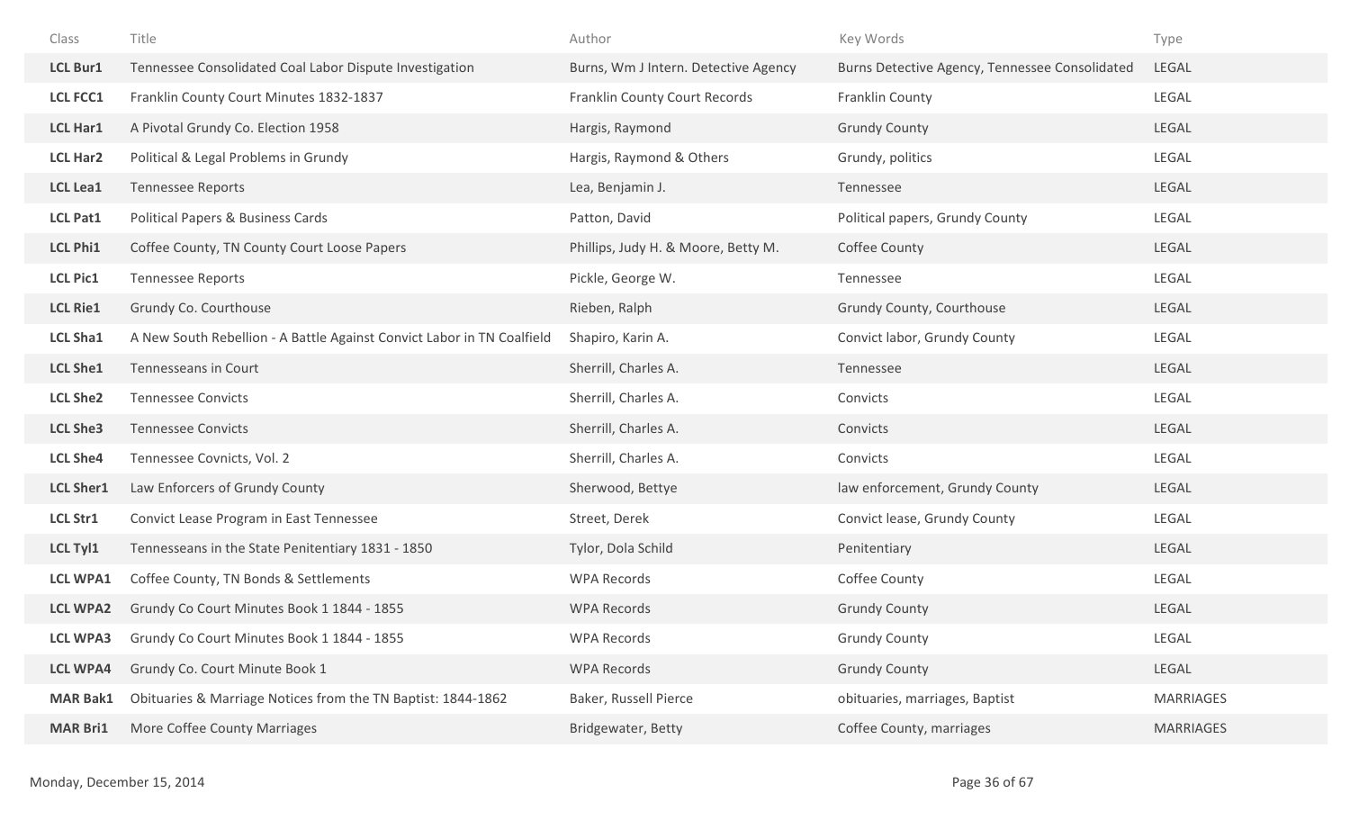| Class | Title | Author | Key Words | Type |
| --- | --- | --- | --- | --- |
| **LCL Bur1** | Tennessee Consolidated Coal Labor Dispute Investigation | Burns, Wm J Intern. Detective Agency | Burns Detective Agency, Tennessee Consolidated | LEGAL |
| **LCL FCC1** | Franklin County Court Minutes 1832-1837 | Franklin County Court Records | Franklin County | LEGAL |
| **LCL Har1** | A Pivotal Grundy Co. Election 1958 | Hargis, Raymond | Grundy County | LEGAL |
| **LCL Har2** | Political & Legal Problems in Grundy | Hargis, Raymond & Others | Grundy, politics | LEGAL |
| **LCL Lea1** | Tennessee Reports | Lea, Benjamin J. | Tennessee | LEGAL |
| **LCL Pat1** | Political Papers & Business Cards | Patton, David | Political papers, Grundy County | LEGAL |
| **LCL Phi1** | Coffee County, TN County Court Loose Papers | Phillips, Judy H. & Moore, Betty M. | Coffee County | LEGAL |
| **LCL Pic1** | Tennessee Reports | Pickle, George W. | Tennessee | LEGAL |
| **LCL Rie1** | Grundy Co. Courthouse | Rieben, Ralph | Grundy County, Courthouse | LEGAL |
| **LCL Sha1** | A New South Rebellion - A Battle Against Convict Labor in TN Coalfield | Shapiro, Karin A. | Convict labor, Grundy County | LEGAL |
| **LCL She1** | Tennesseans in Court | Sherrill, Charles A. | Tennessee | LEGAL |
| **LCL She2** | Tennessee Convicts | Sherrill, Charles A. | Convicts | LEGAL |
| **LCL She3** | Tennessee Convicts | Sherrill, Charles A. | Convicts | LEGAL |
| **LCL She4** | Tennessee Covnicts, Vol. 2 | Sherrill, Charles A. | Convicts | LEGAL |
| **LCL Sher1** | Law Enforcers of Grundy County | Sherwood, Bettye | law enforcement, Grundy County | LEGAL |
| **LCL Str1** | Convict Lease Program in East Tennessee | Street, Derek | Convict lease, Grundy County | LEGAL |
| **LCL Tyl1** | Tennesseans in the State Penitentiary 1831 - 1850 | Tylor, Dola Schild | Penitentiary | LEGAL |
| **LCL WPA1** | Coffee County, TN Bonds & Settlements | WPA Records | Coffee County | LEGAL |
| **LCL WPA2** | Grundy Co Court Minutes Book 1 1844 - 1855 | WPA Records | Grundy County | LEGAL |
| **LCL WPA3** | Grundy Co Court Minutes Book 1 1844 - 1855 | WPA Records | Grundy County | LEGAL |
| **LCL WPA4** | Grundy Co. Court Minute Book 1 | WPA Records | Grundy County | LEGAL |
| **MAR Bak1** | Obituaries & Marriage Notices from the TN Baptist: 1844-1862 | Baker, Russell Pierce | obituaries, marriages, Baptist | MARRIAGES |
| **MAR Bri1** | More Coffee County Marriages | Bridgewater, Betty | Coffee County, marriages | MARRIAGES |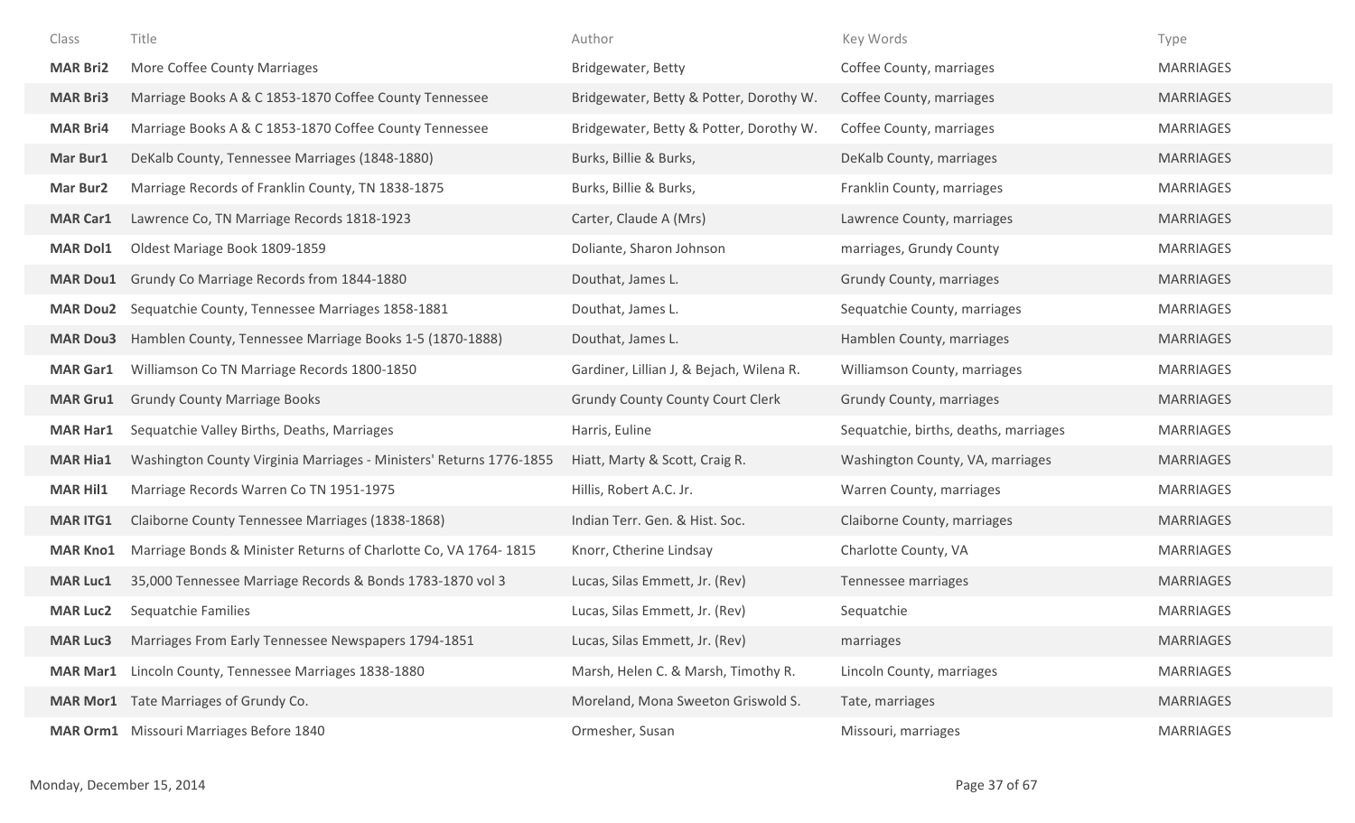| Class | Title | Author | Key Words | Type |
| --- | --- | --- | --- | --- |
| **MAR Bri2** | More Coffee County Marriages | Bridgewater, Betty | Coffee County, marriages | MARRIAGES |
| **MAR Bri3** | Marriage Books A & C 1853-1870 Coffee County Tennessee | Bridgewater, Betty & Potter, Dorothy W. | Coffee County, marriages | MARRIAGES |
| **MAR Bri4** | Marriage Books A & C 1853-1870 Coffee County Tennessee | Bridgewater, Betty & Potter, Dorothy W. | Coffee County, marriages | MARRIAGES |
| **Mar Bur1** | DeKalb County, Tennessee Marriages (1848-1880) | Burks, Billie & Burks, | DeKalb County, marriages | MARRIAGES |
| **Mar Bur2** | Marriage Records of Franklin County, TN 1838-1875 | Burks, Billie & Burks, | Franklin County, marriages | MARRIAGES |
| **MAR Car1** | Lawrence Co, TN Marriage Records 1818-1923 | Carter, Claude A (Mrs) | Lawrence County, marriages | MARRIAGES |
| **MAR Dol1** | Oldest Mariage Book 1809-1859 | Doliante, Sharon Johnson | marriages, Grundy County | MARRIAGES |
| **MAR Dou1** | Grundy Co Marriage Records from 1844-1880 | Douthat, James L. | Grundy County, marriages | MARRIAGES |
| **MAR Dou2** | Sequatchie County, Tennessee Marriages 1858-1881 | Douthat, James L. | Sequatchie County, marriages | MARRIAGES |
| **MAR Dou3** | Hamblen County, Tennessee Marriage Books 1-5 (1870-1888) | Douthat, James L. | Hamblen County, marriages | MARRIAGES |
| **MAR Gar1** | Williamson Co TN Marriage Records 1800-1850 | Gardiner, Lillian J, & Bejach, Wilena R. | Williamson County, marriages | MARRIAGES |
| **MAR Gru1** | Grundy County Marriage Books | Grundy County County Court Clerk | Grundy County, marriages | MARRIAGES |
| **MAR Har1** | Sequatchie Valley Births, Deaths, Marriages | Harris, Euline | Sequatchie, births, deaths, marriages | MARRIAGES |
| **MAR Hia1** | Washington County Virginia Marriages - Ministers' Returns 1776-1855 | Hiatt, Marty & Scott, Craig R. | Washington County, VA, marriages | MARRIAGES |
| **MAR Hil1** | Marriage Records Warren Co TN 1951-1975 | Hillis, Robert A.C. Jr. | Warren County, marriages | MARRIAGES |
| **MAR ITG1** | Claiborne County Tennessee Marriages (1838-1868) | Indian Terr. Gen. & Hist. Soc. | Claiborne County, marriages | MARRIAGES |
| **MAR Kno1** | Marriage Bonds & Minister Returns of Charlotte Co, VA 1764- 1815 | Knorr, Ctherine Lindsay | Charlotte County, VA | MARRIAGES |
| **MAR Luc1** | 35,000 Tennessee Marriage Records & Bonds 1783-1870 vol 3 | Lucas, Silas Emmett, Jr. (Rev) | Tennessee marriages | MARRIAGES |
| **MAR Luc2** | Sequatchie Families | Lucas, Silas Emmett, Jr. (Rev) | Sequatchie | MARRIAGES |
| **MAR Luc3** | Marriages From Early Tennessee Newspapers 1794-1851 | Lucas, Silas Emmett, Jr. (Rev) | marriages | MARRIAGES |
| **MAR Mar1** | Lincoln County, Tennessee Marriages 1838-1880 | Marsh, Helen C. & Marsh, Timothy R. | Lincoln County, marriages | MARRIAGES |
| **MAR Mor1** | Tate Marriages of Grundy Co. | Moreland, Mona Sweeton Griswold S. | Tate, marriages | MARRIAGES |
| **MAR Orm1** | Missouri Marriages Before 1840 | Ormesher, Susan | Missouri, marriages | MARRIAGES |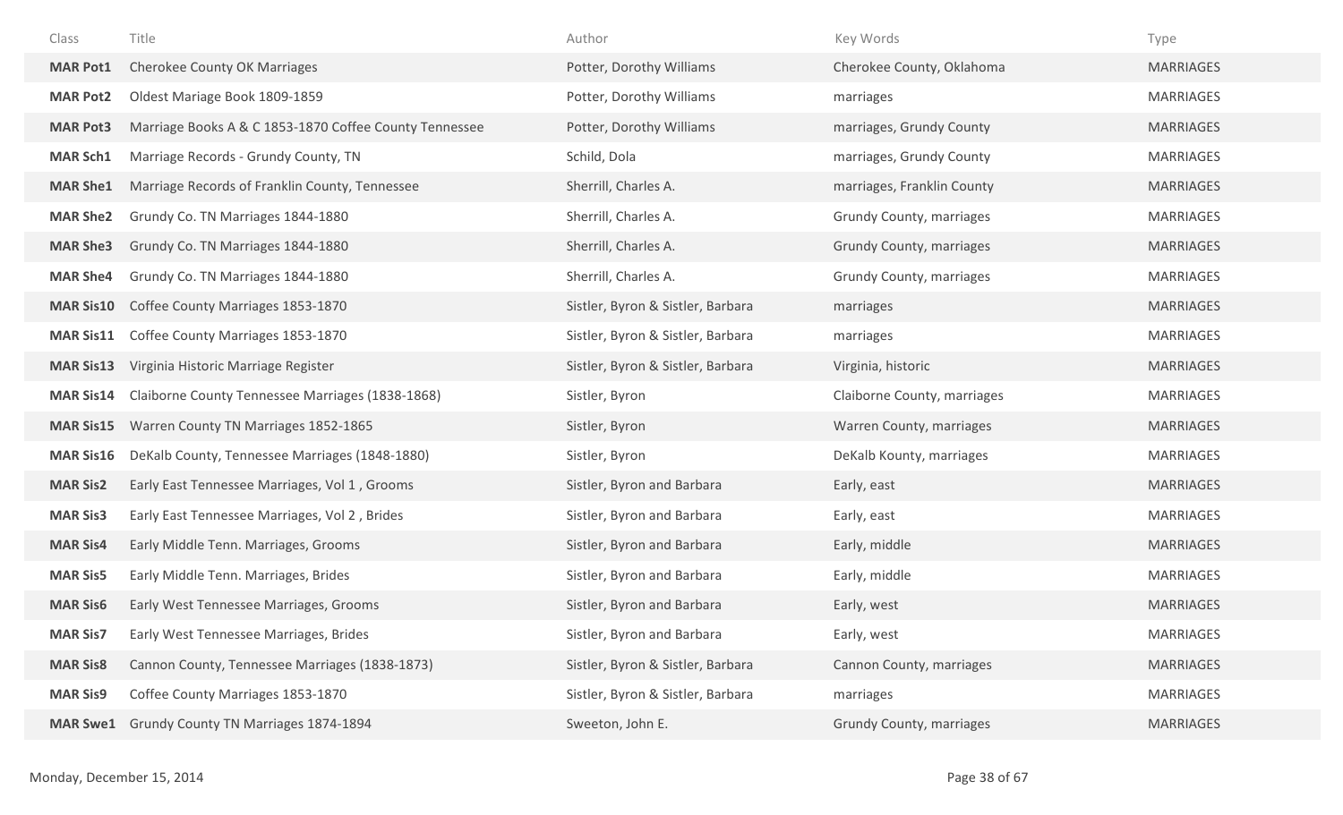| Class | Title | Author | Key Words | Type |
|---|---|---|---|---|
| **MAR Pot1** | Cherokee County OK Marriages | Potter, Dorothy Williams | Cherokee County, Oklahoma | MARRIAGES |
| **MAR Pot2** | Oldest Mariage Book 1809-1859 | Potter, Dorothy Williams | marriages | MARRIAGES |
| **MAR Pot3** | Marriage Books A & C 1853-1870 Coffee County Tennessee | Potter, Dorothy Williams | marriages, Grundy County | MARRIAGES |
| **MAR Sch1** | Marriage Records - Grundy County, TN | Schild, Dola | marriages, Grundy County | MARRIAGES |
| **MAR She1** | Marriage Records of Franklin County, Tennessee | Sherrill, Charles A. | marriages, Franklin County | MARRIAGES |
| **MAR She2** | Grundy Co. TN Marriages 1844-1880 | Sherrill, Charles A. | Grundy County, marriages | MARRIAGES |
| **MAR She3** | Grundy Co. TN Marriages 1844-1880 | Sherrill, Charles A. | Grundy County, marriages | MARRIAGES |
| **MAR She4** | Grundy Co. TN Marriages 1844-1880 | Sherrill, Charles A. | Grundy County, marriages | MARRIAGES |
| **MAR Sis10** | Coffee County Marriages 1853-1870 | Sistler, Byron & Sistler, Barbara | marriages | MARRIAGES |
| **MAR Sis11** | Coffee County Marriages 1853-1870 | Sistler, Byron & Sistler, Barbara | marriages | MARRIAGES |
| **MAR Sis13** | Virginia Historic Marriage Register | Sistler, Byron & Sistler, Barbara | Virginia, historic | MARRIAGES |
| **MAR Sis14** | Claiborne County Tennessee Marriages (1838-1868) | Sistler, Byron | Claiborne County, marriages | MARRIAGES |
| **MAR Sis15** | Warren County TN Marriages 1852-1865 | Sistler, Byron | Warren County, marriages | MARRIAGES |
| **MAR Sis16** | DeKalb County, Tennessee Marriages (1848-1880) | Sistler, Byron | DeKalb Kounty, marriages | MARRIAGES |
| **MAR Sis2** | Early East Tennessee Marriages, Vol 1 , Grooms | Sistler, Byron and Barbara | Early, east | MARRIAGES |
| **MAR Sis3** | Early East Tennessee Marriages, Vol 2 , Brides | Sistler, Byron and Barbara | Early, east | MARRIAGES |
| **MAR Sis4** | Early Middle Tenn. Marriages, Grooms | Sistler, Byron and Barbara | Early, middle | MARRIAGES |
| **MAR Sis5** | Early Middle Tenn. Marriages, Brides | Sistler, Byron and Barbara | Early, middle | MARRIAGES |
| **MAR Sis6** | Early West Tennessee Marriages, Grooms | Sistler, Byron and Barbara | Early, west | MARRIAGES |
| **MAR Sis7** | Early West Tennessee Marriages, Brides | Sistler, Byron and Barbara | Early, west | MARRIAGES |
| **MAR Sis8** | Cannon County, Tennessee Marriages (1838-1873) | Sistler, Byron & Sistler, Barbara | Cannon County, marriages | MARRIAGES |
| **MAR Sis9** | Coffee County Marriages 1853-1870 | Sistler, Byron & Sistler, Barbara | marriages | MARRIAGES |
| **MAR Swe1** | Grundy County TN Marriages 1874-1894 | Sweeton, John E. | Grundy County, marriages | MARRIAGES |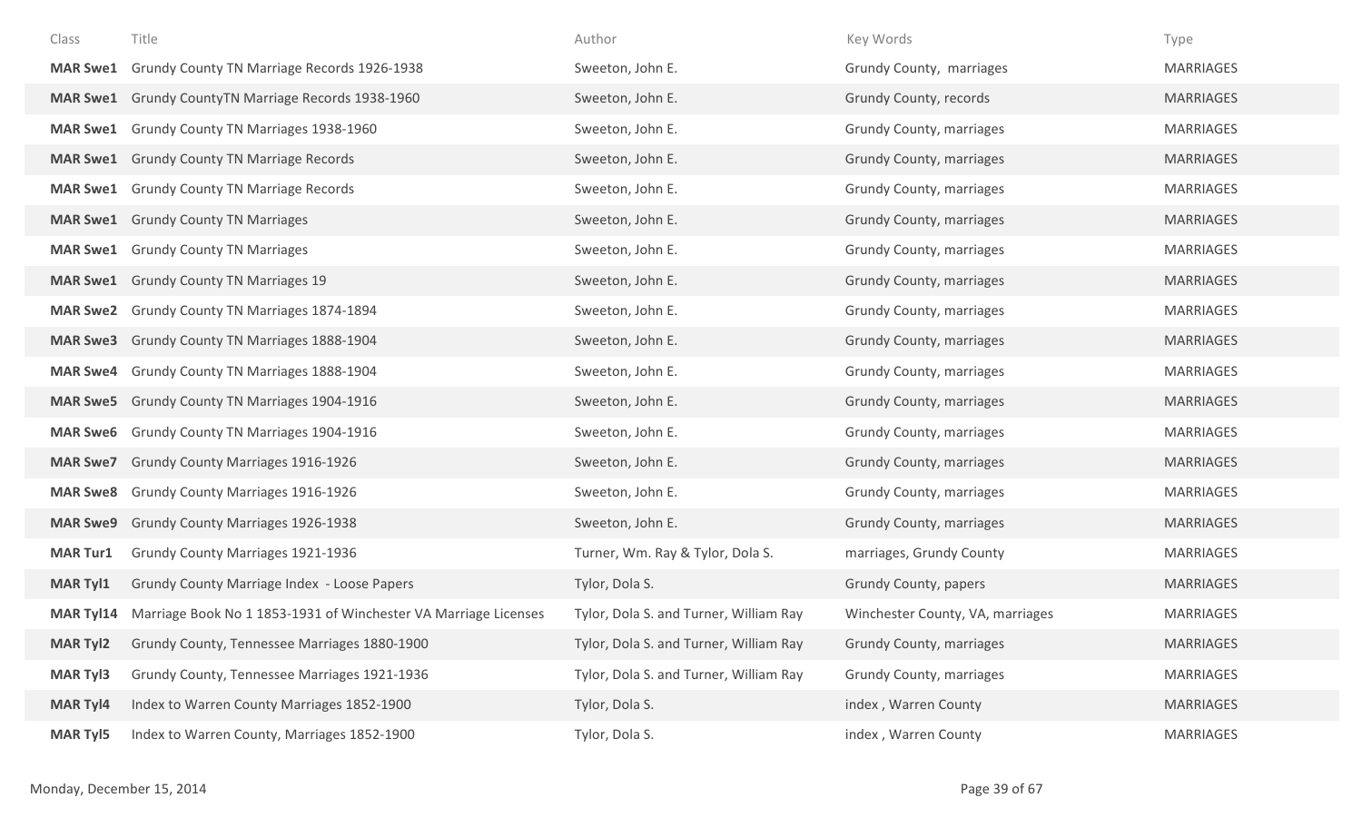| Class | Title | Author | Key Words | Type |
|---|---|---|---|---|
| **MAR Swe1** | Grundy County TN Marriage Records 1926-1938 | Sweeton, John E. | Grundy County,  marriages | MARRIAGES |
| **MAR Swe1** | Grundy CountyTN Marriage Records 1938-1960 | Sweeton, John E. | Grundy County, records | MARRIAGES |
| **MAR Swe1** | Grundy County TN Marriages 1938-1960 | Sweeton, John E. | Grundy County, marriages | MARRIAGES |
| **MAR Swe1** | Grundy County TN Marriage Records | Sweeton, John E. | Grundy County, marriages | MARRIAGES |
| **MAR Swe1** | Grundy County TN Marriage Records | Sweeton, John E. | Grundy County, marriages | MARRIAGES |
| **MAR Swe1** | Grundy County TN Marriages | Sweeton, John E. | Grundy County, marriages | MARRIAGES |
| **MAR Swe1** | Grundy County TN Marriages | Sweeton, John E. | Grundy County, marriages | MARRIAGES |
| **MAR Swe1** | Grundy County TN Marriages 19 | Sweeton, John E. | Grundy County, marriages | MARRIAGES |
| **MAR Swe2** | Grundy County TN Marriages 1874-1894 | Sweeton, John E. | Grundy County, marriages | MARRIAGES |
| **MAR Swe3** | Grundy County TN Marriages 1888-1904 | Sweeton, John E. | Grundy County, marriages | MARRIAGES |
| **MAR Swe4** | Grundy County TN Marriages 1888-1904 | Sweeton, John E. | Grundy County, marriages | MARRIAGES |
| **MAR Swe5** | Grundy County TN Marriages 1904-1916 | Sweeton, John E. | Grundy County, marriages | MARRIAGES |
| **MAR Swe6** | Grundy County TN Marriages 1904-1916 | Sweeton, John E. | Grundy County, marriages | MARRIAGES |
| **MAR Swe7** | Grundy County Marriages 1916-1926 | Sweeton, John E. | Grundy County, marriages | MARRIAGES |
| **MAR Swe8** | Grundy County Marriages 1916-1926 | Sweeton, John E. | Grundy County, marriages | MARRIAGES |
| **MAR Swe9** | Grundy County Marriages 1926-1938 | Sweeton, John E. | Grundy County, marriages | MARRIAGES |
| **MAR Tur1** | Grundy County Marriages 1921-1936 | Turner, Wm. Ray & Tylor, Dola S. | marriages, Grundy County | MARRIAGES |
| **MAR Tyl1** | Grundy County Marriage Index  - Loose Papers | Tylor, Dola S. | Grundy County, papers | MARRIAGES |
| **MAR Tyl14** | Marriage Book No 1 1853-1931 of Winchester VA Marriage Licenses | Tylor, Dola S. and Turner, William Ray | Winchester County, VA, marriages | MARRIAGES |
| **MAR Tyl2** | Grundy County, Tennessee Marriages 1880-1900 | Tylor, Dola S. and Turner, William Ray | Grundy County, marriages | MARRIAGES |
| **MAR Tyl3** | Grundy County, Tennessee Marriages 1921-1936 | Tylor, Dola S. and Turner, William Ray | Grundy County, marriages | MARRIAGES |
| **MAR Tyl4** | Index to Warren County Marriages 1852-1900 | Tylor, Dola S. | index , Warren County | MARRIAGES |
| **MAR Tyl5** | Index to Warren County, Marriages 1852-1900 | Tylor, Dola S. | index , Warren County | MARRIAGES |

Monday, December 15, 2014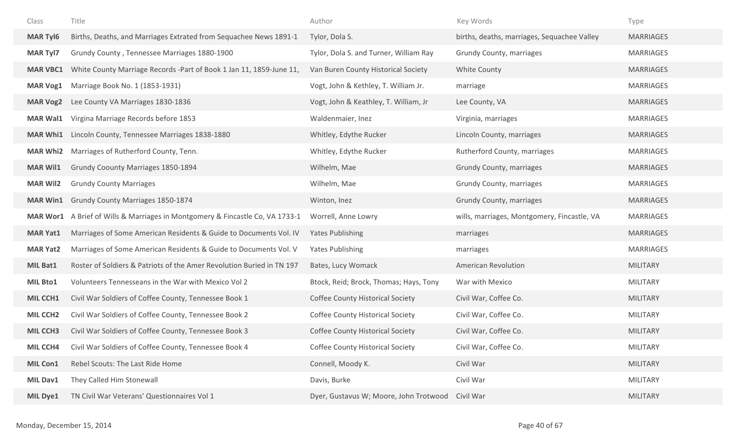| Class | Title | Author | Key Words | Type |
| --- | --- | --- | --- | --- |
| **MAR Tyl6** | Births, Deaths, and Marriages Extrated from Sequachee News 1891-1 | Tylor, Dola S. | births, deaths, marriages, Sequachee Valley | MARRIAGES |
| **MAR Tyl7** | Grundy County , Tennessee Marriages 1880-1900 | Tylor, Dola S. and Turner, William Ray | Grundy County, marriages | MARRIAGES |
| **MAR VBC1** | White County Marriage Records -Part of Book 1 Jan 11, 1859-June 11, | Van Buren County Historical Society | White County | MARRIAGES |
| **MAR Vog1** | Marriage Book No. 1 (1853-1931) | Vogt, John & Kethley, T. William Jr. | marriage | MARRIAGES |
| **MAR Vog2** | Lee County VA Marriages 1830-1836 | Vogt, John & Keathley, T. William, Jr | Lee County, VA | MARRIAGES |
| **MAR Wal1** | Virgina Marriage Records before 1853 | Waldenmaier, Inez | Virginia, marriages | MARRIAGES |
| **MAR Whi1** | Lincoln County, Tennessee Marriages 1838-1880 | Whitley, Edythe Rucker | Lincoln County, marriages | MARRIAGES |
| **MAR Whi2** | Marriages of Rutherford County, Tenn. | Whitley, Edythe Rucker | Rutherford County, marriages | MARRIAGES |
| **MAR Wil1** | Grundy Coounty Marriages 1850-1894 | Wilhelm, Mae | Grundy County, marriages | MARRIAGES |
| **MAR Wil2** | Grundy County Marriages | Wilhelm, Mae | Grundy County, marriages | MARRIAGES |
| **MAR Win1** | Grundy County Marriages 1850-1874 | Winton, Inez | Grundy County, marriages | MARRIAGES |
| **MAR Wor1** | A Brief of Wills & Marriages in Montgomery & Fincastle Co, VA 1733-1 | Worrell, Anne Lowry | wills, marriages, Montgomery, Fincastle, VA | MARRIAGES |
| **MAR Yat1** | Marriages of Some American Residents & Guide to Documents Vol. IV | Yates Publishing | marriages | MARRIAGES |
| **MAR Yat2** | Marriages of Some American Residents & Guide to Documents Vol. V | Yates Publishing | marriages | MARRIAGES |
| **MIL Bat1** | Roster of Soldiers & Patriots of the Amer Revolution Buried in TN 197 | Bates, Lucy Womack | American Revolution | MILITARY |
| **MIL Bto1** | Volunteers Tennesseans in the War with Mexico Vol 2 | Btock, Reid; Brock, Thomas; Hays, Tony | War with Mexico | MILITARY |
| **MIL CCH1** | Civil War Soldiers of Coffee County, Tennessee Book 1 | Coffee County Historical Society | Civil War, Coffee Co. | MILITARY |
| **MIL CCH2** | Civil War Soldiers of Coffee County, Tennessee Book 2 | Coffee County Historical Society | Civil War, Coffee Co. | MILITARY |
| **MIL CCH3** | Civil War Soldiers of Coffee County, Tennessee Book 3 | Coffee County Historical Society | Civil War, Coffee Co. | MILITARY |
| **MIL CCH4** | Civil War Soldiers of Coffee County, Tennessee Book 4 | Coffee County Historical Society | Civil War, Coffee Co. | MILITARY |
| **MIL Con1** | Rebel Scouts: The Last Ride Home | Connell, Moody K. | Civil War | MILITARY |
| **MIL Dav1** | They Called Him Stonewall | Davis, Burke | Civil War | MILITARY |
| **MIL Dye1** | TN Civil War Veterans' Questionnaires Vol 1 | Dyer, Gustavus W; Moore, John Trotwood | Civil War | MILITARY |

Monday, December 15, 2014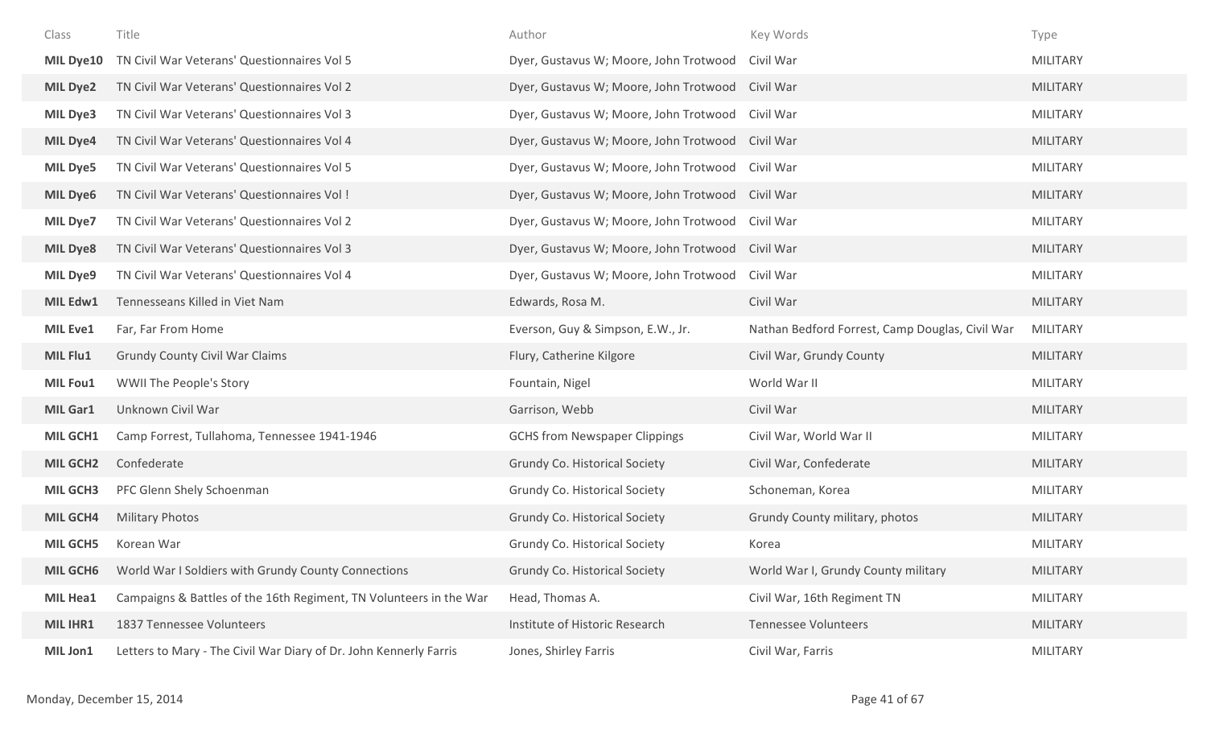| Class | Title | Author | Key Words | Type |
|---|---|---|---|---|
| **MIL Dye10** | TN Civil War Veterans' Questionnaires Vol 5 | Dyer, Gustavus W; Moore, John Trotwood | Civil War | MILITARY |
| **MIL Dye2** | TN Civil War Veterans' Questionnaires Vol 2 | Dyer, Gustavus W; Moore, John Trotwood | Civil War | MILITARY |
| **MIL Dye3** | TN Civil War Veterans' Questionnaires Vol 3 | Dyer, Gustavus W; Moore, John Trotwood | Civil War | MILITARY |
| **MIL Dye4** | TN Civil War Veterans' Questionnaires Vol 4 | Dyer, Gustavus W; Moore, John Trotwood | Civil War | MILITARY |
| **MIL Dye5** | TN Civil War Veterans' Questionnaires Vol 5 | Dyer, Gustavus W; Moore, John Trotwood | Civil War | MILITARY |
| **MIL Dye6** | TN Civil War Veterans' Questionnaires Vol ! | Dyer, Gustavus W; Moore, John Trotwood | Civil War | MILITARY |
| **MIL Dye7** | TN Civil War Veterans' Questionnaires Vol 2 | Dyer, Gustavus W; Moore, John Trotwood | Civil War | MILITARY |
| **MIL Dye8** | TN Civil War Veterans' Questionnaires Vol 3 | Dyer, Gustavus W; Moore, John Trotwood | Civil War | MILITARY |
| **MIL Dye9** | TN Civil War Veterans' Questionnaires Vol 4 | Dyer, Gustavus W; Moore, John Trotwood | Civil War | MILITARY |
| **MIL Edw1** | Tennesseans Killed in Viet Nam | Edwards, Rosa M. | Civil War | MILITARY |
| **MIL Eve1** | Far, Far From Home | Everson, Guy & Simpson, E.W., Jr. | Nathan Bedford Forrest, Camp Douglas, Civil War | MILITARY |
| **MIL Flu1** | Grundy County Civil War Claims | Flury, Catherine Kilgore | Civil War, Grundy County | MILITARY |
| **MIL Fou1** | WWII The People's Story | Fountain, Nigel | World War II | MILITARY |
| **MIL Gar1** | Unknown Civil War | Garrison, Webb | Civil War | MILITARY |
| **MIL GCH1** | Camp Forrest, Tullahoma, Tennessee 1941-1946 | GCHS from Newspaper Clippings | Civil War, World War II | MILITARY |
| **MIL GCH2** | Confederate | Grundy Co. Historical Society | Civil War, Confederate | MILITARY |
| **MIL GCH3** | PFC Glenn Shely Schoenman | Grundy Co. Historical Society | Schoneman, Korea | MILITARY |
| **MIL GCH4** | Military Photos | Grundy Co. Historical Society | Grundy County military, photos | MILITARY |
| **MIL GCH5** | Korean War | Grundy Co. Historical Society | Korea | MILITARY |
| **MIL GCH6** | World War I Soldiers with Grundy County Connections | Grundy Co. Historical Society | World War I, Grundy County military | MILITARY |
| **MIL Hea1** | Campaigns & Battles of the 16th Regiment, TN Volunteers in the War | Head, Thomas A. | Civil War, 16th Regiment TN | MILITARY |
| **MIL IHR1** | 1837 Tennessee Volunteers | Institute of Historic Research | Tennessee Volunteers | MILITARY |
| **MIL Jon1** | Letters to Mary - The Civil War Diary of Dr. John Kennerly Farris | Jones, Shirley Farris | Civil War, Farris | MILITARY |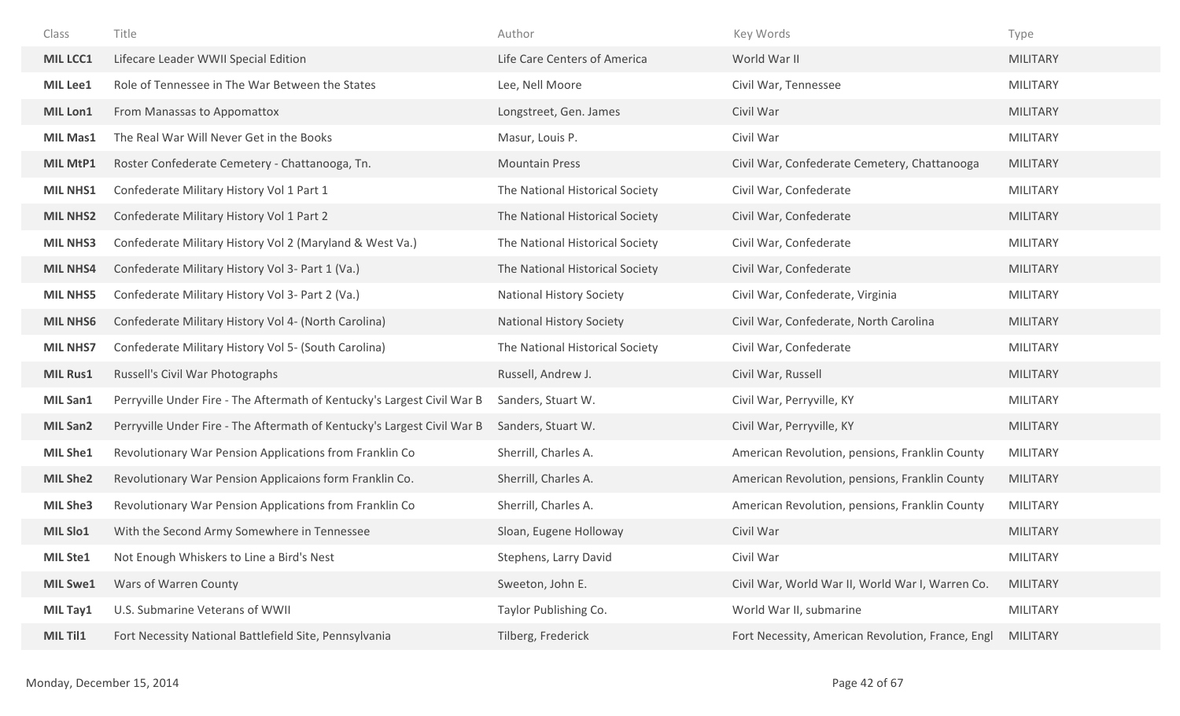| Class | Title | Author | Key Words | Type |
|---|---|---|---|---|
| **MIL LCC1** | Lifecare Leader WWII Special Edition | Life Care Centers of America | World War II | MILITARY |
| **MIL Lee1** | Role of Tennessee in The War Between the States | Lee, Nell Moore | Civil War, Tennessee | MILITARY |
| **MIL Lon1** | From Manassas to Appomattox | Longstreet, Gen. James | Civil War | MILITARY |
| **MIL Mas1** | The Real War Will Never Get in the Books | Masur, Louis P. | Civil War | MILITARY |
| **MIL MtP1** | Roster Confederate Cemetery - Chattanooga, Tn. | Mountain Press | Civil War, Confederate Cemetery, Chattanooga | MILITARY |
| **MIL NHS1** | Confederate Military History Vol 1 Part 1 | The National Historical Society | Civil War, Confederate | MILITARY |
| **MIL NHS2** | Confederate Military History Vol 1 Part 2 | The National Historical Society | Civil War, Confederate | MILITARY |
| **MIL NHS3** | Confederate Military History Vol 2 (Maryland & West Va.) | The National Historical Society | Civil War, Confederate | MILITARY |
| **MIL NHS4** | Confederate Military History Vol 3- Part 1 (Va.) | The National Historical Society | Civil War, Confederate | MILITARY |
| **MIL NHS5** | Confederate Military History Vol 3- Part 2 (Va.) | National History Society | Civil War, Confederate, Virginia | MILITARY |
| **MIL NHS6** | Confederate Military History Vol 4- (North Carolina) | National History Society | Civil War, Confederate, North Carolina | MILITARY |
| **MIL NHS7** | Confederate Military History Vol 5- (South Carolina) | The National Historical Society | Civil War, Confederate | MILITARY |
| **MIL Rus1** | Russell's Civil War Photographs | Russell, Andrew J. | Civil War, Russell | MILITARY |
| **MIL San1** | Perryville Under Fire - The Aftermath of Kentucky's Largest Civil War B | Sanders, Stuart W. | Civil War, Perryville, KY | MILITARY |
| **MIL San2** | Perryville Under Fire - The Aftermath of Kentucky's Largest Civil War B | Sanders, Stuart W. | Civil War, Perryville, KY | MILITARY |
| **MIL She1** | Revolutionary War Pension Applications from Franklin Co | Sherrill, Charles A. | American Revolution, pensions, Franklin County | MILITARY |
| **MIL She2** | Revolutionary War Pension Applicaions form Franklin Co. | Sherrill, Charles A. | American Revolution, pensions, Franklin County | MILITARY |
| **MIL She3** | Revolutionary War Pension Applications from Franklin Co | Sherrill, Charles A. | American Revolution, pensions, Franklin County | MILITARY |
| **MIL Slo1** | With the Second Army Somewhere in Tennessee | Sloan, Eugene Holloway | Civil War | MILITARY |
| **MIL Ste1** | Not Enough Whiskers to Line a Bird's Nest | Stephens, Larry David | Civil War | MILITARY |
| **MIL Swe1** | Wars of Warren County | Sweeton, John E. | Civil War, World War II, World War I, Warren Co. | MILITARY |
| **MIL Tay1** | U.S. Submarine Veterans of WWII | Taylor Publishing Co. | World War II, submarine | MILITARY |
| **MIL Til1** | Fort Necessity National Battlefield Site, Pennsylvania | Tilberg, Frederick | Fort Necessity, American Revolution, France, Engl | MILITARY |

Monday, December 15, 2014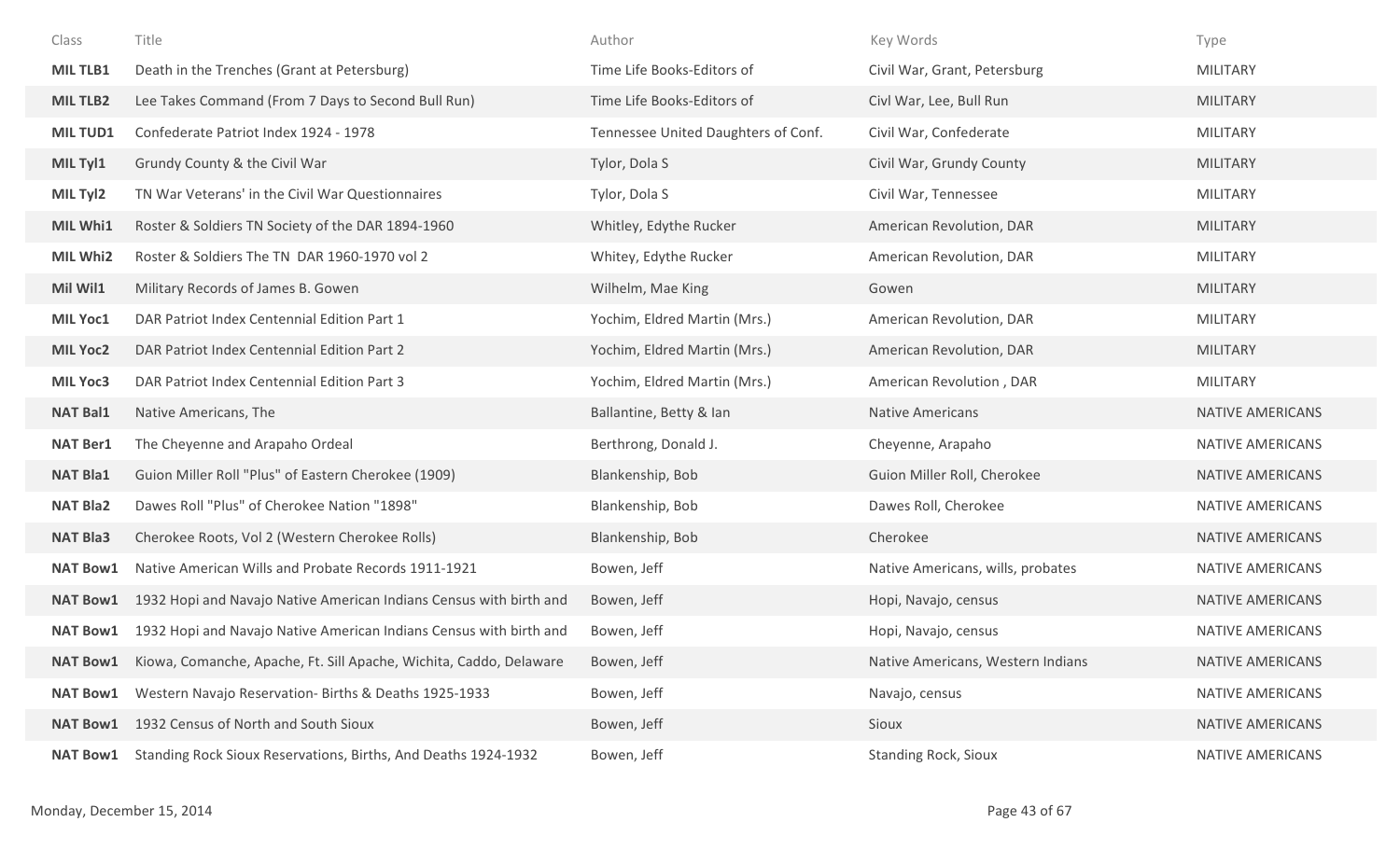| Class | Title | Author | Key Words | Type |
|---|---|---|---|---|
| **MIL TLB1** | Death in the Trenches (Grant at Petersburg) | Time Life Books-Editors of | Civil War, Grant, Petersburg | MILITARY |
| **MIL TLB2** | Lee Takes Command (From 7 Days to Second Bull Run) | Time Life Books-Editors of | Civl War, Lee, Bull Run | MILITARY |
| **MIL TUD1** | Confederate Patriot Index 1924 - 1978 | Tennessee United Daughters of Conf. | Civil War, Confederate | MILITARY |
| **MIL Tyl1** | Grundy County & the Civil War | Tylor, Dola S | Civil War, Grundy County | MILITARY |
| **MIL Tyl2** | TN War Veterans' in the Civil War Questionnaires | Tylor, Dola S | Civil War, Tennessee | MILITARY |
| **MIL Whi1** | Roster & Soldiers TN Society of the DAR 1894-1960 | Whitley, Edythe Rucker | American Revolution, DAR | MILITARY |
| **MIL Whi2** | Roster & Soldiers The TN DAR 1960-1970 vol 2 | Whitey, Edythe Rucker | American Revolution, DAR | MILITARY |
| **Mil Wil1** | Military Records of James B. Gowen | Wilhelm, Mae King | Gowen | MILITARY |
| **MIL Yoc1** | DAR Patriot Index Centennial Edition Part 1 | Yochim, Eldred Martin (Mrs.) | American Revolution, DAR | MILITARY |
| **MIL Yoc2** | DAR Patriot Index Centennial Edition Part 2 | Yochim, Eldred Martin (Mrs.) | American Revolution, DAR | MILITARY |
| **MIL Yoc3** | DAR Patriot Index Centennial Edition Part 3 | Yochim, Eldred Martin (Mrs.) | American Revolution , DAR | MILITARY |
| **NAT Bal1** | Native Americans, The | Ballantine, Betty & Ian | Native Americans | NATIVE AMERICANS |
| **NAT Ber1** | The Cheyenne and Arapaho Ordeal | Berthrong, Donald J. | Cheyenne, Arapaho | NATIVE AMERICANS |
| **NAT Bla1** | Guion Miller Roll "Plus" of Eastern Cherokee (1909) | Blankenship, Bob | Guion Miller Roll, Cherokee | NATIVE AMERICANS |
| **NAT Bla2** | Dawes Roll "Plus" of Cherokee Nation "1898" | Blankenship, Bob | Dawes Roll, Cherokee | NATIVE AMERICANS |
| **NAT Bla3** | Cherokee Roots, Vol 2 (Western Cherokee Rolls) | Blankenship, Bob | Cherokee | NATIVE AMERICANS |
| **NAT Bow1** | Native American Wills and Probate Records 1911-1921 | Bowen, Jeff | Native Americans, wills, probates | NATIVE AMERICANS |
| **NAT Bow1** | 1932 Hopi and Navajo Native American Indians Census with birth and | Bowen, Jeff | Hopi, Navajo, census | NATIVE AMERICANS |
| **NAT Bow1** | 1932 Hopi and Navajo Native American Indians Census with birth and | Bowen, Jeff | Hopi, Navajo, census | NATIVE AMERICANS |
| **NAT Bow1** | Kiowa, Comanche, Apache, Ft. Sill Apache, Wichita, Caddo, Delaware | Bowen, Jeff | Native Americans, Western Indians | NATIVE AMERICANS |
| **NAT Bow1** | Western Navajo Reservation- Births & Deaths 1925-1933 | Bowen, Jeff | Navajo, census | NATIVE AMERICANS |
| **NAT Bow1** | 1932 Census of North and South Sioux | Bowen, Jeff | Sioux | NATIVE AMERICANS |
| **NAT Bow1** | Standing Rock Sioux Reservations, Births, And Deaths 1924-1932 | Bowen, Jeff | Standing Rock, Sioux | NATIVE AMERICANS |

Monday, December 15, 2014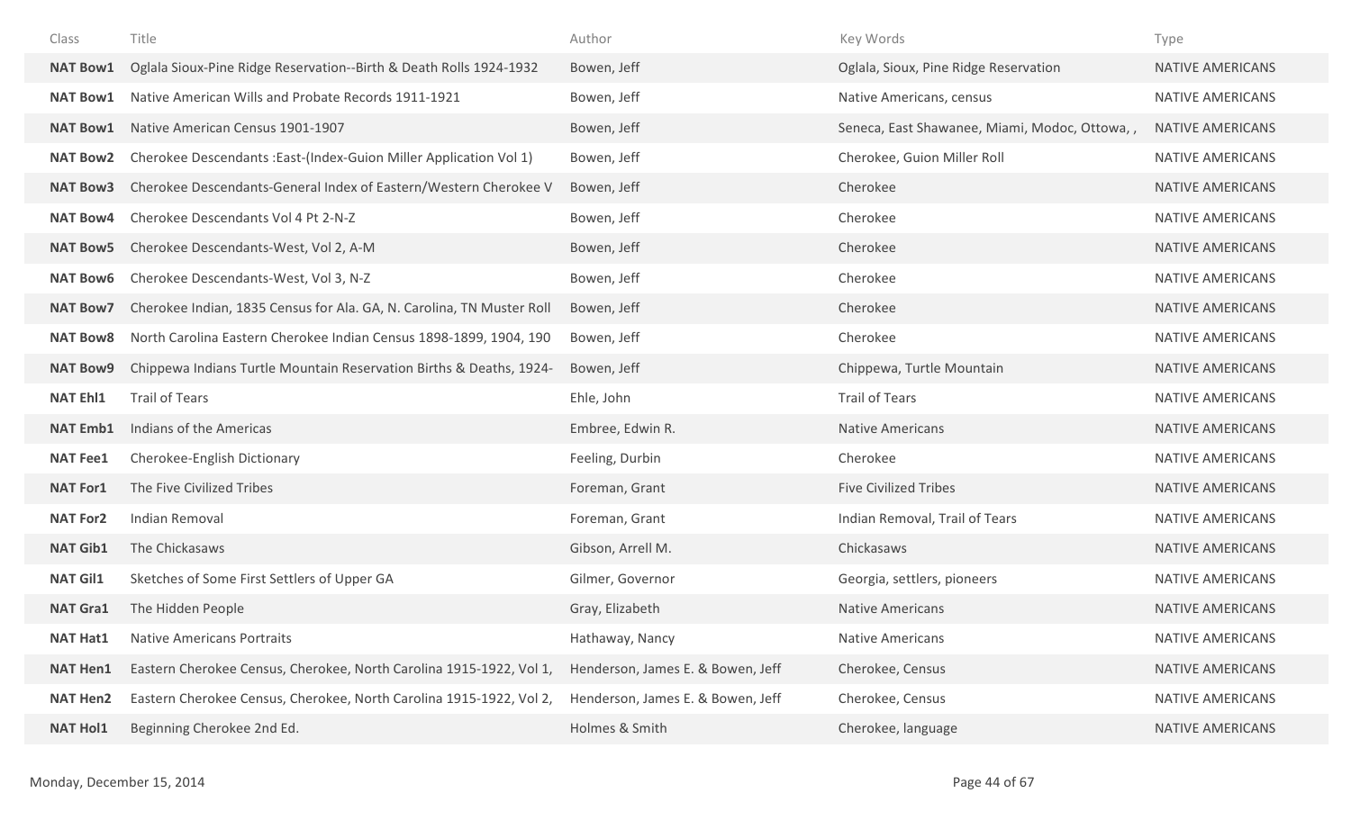| Class | Title | Author | Key Words | Type |
|---|---|---|---|---|
| **NAT Bow1** | Oglala Sioux-Pine Ridge Reservation--Birth & Death Rolls 1924-1932 | Bowen, Jeff | Oglala, Sioux, Pine Ridge Reservation | NATIVE AMERICANS |
| **NAT Bow1** | Native American Wills and Probate Records 1911-1921 | Bowen, Jeff | Native Americans, census | NATIVE AMERICANS |
| **NAT Bow1** | Native American Census 1901-1907 | Bowen, Jeff | Seneca, East Shawanee, Miami, Modoc, Ottowa, , | NATIVE AMERICANS |
| **NAT Bow2** | Cherokee Descendants :East-(Index-Guion Miller Application Vol 1) | Bowen, Jeff | Cherokee, Guion Miller Roll | NATIVE AMERICANS |
| **NAT Bow3** | Cherokee Descendants-General Index of Eastern/Western Cherokee V | Bowen, Jeff | Cherokee | NATIVE AMERICANS |
| **NAT Bow4** | Cherokee Descendants Vol 4 Pt 2-N-Z | Bowen, Jeff | Cherokee | NATIVE AMERICANS |
| **NAT Bow5** | Cherokee Descendants-West, Vol 2, A-M | Bowen, Jeff | Cherokee | NATIVE AMERICANS |
| **NAT Bow6** | Cherokee Descendants-West, Vol 3, N-Z | Bowen, Jeff | Cherokee | NATIVE AMERICANS |
| **NAT Bow7** | Cherokee Indian, 1835 Census for Ala. GA, N. Carolina, TN Muster Roll | Bowen, Jeff | Cherokee | NATIVE AMERICANS |
| **NAT Bow8** | North Carolina Eastern Cherokee Indian Census 1898-1899, 1904, 190 | Bowen, Jeff | Cherokee | NATIVE AMERICANS |
| **NAT Bow9** | Chippewa Indians Turtle Mountain Reservation Births & Deaths, 1924- | Bowen, Jeff | Chippewa, Turtle Mountain | NATIVE AMERICANS |
| **NAT Ehl1** | Trail of Tears | Ehle, John | Trail of Tears | NATIVE AMERICANS |
| **NAT Emb1** | Indians of the Americas | Embree, Edwin R. | Native Americans | NATIVE AMERICANS |
| **NAT Fee1** | Cherokee-English Dictionary | Feeling, Durbin | Cherokee | NATIVE AMERICANS |
| **NAT For1** | The Five Civilized Tribes | Foreman, Grant | Five Civilized Tribes | NATIVE AMERICANS |
| **NAT For2** | Indian Removal | Foreman, Grant | Indian Removal, Trail of Tears | NATIVE AMERICANS |
| **NAT Gib1** | The Chickasaws | Gibson, Arrell M. | Chickasaws | NATIVE AMERICANS |
| **NAT Gil1** | Sketches of Some First Settlers of Upper GA | Gilmer, Governor | Georgia, settlers, pioneers | NATIVE AMERICANS |
| **NAT Gra1** | The Hidden People | Gray, Elizabeth | Native Americans | NATIVE AMERICANS |
| **NAT Hat1** | Native Americans Portraits | Hathaway, Nancy | Native Americans | NATIVE AMERICANS |
| **NAT Hen1** | Eastern Cherokee Census, Cherokee, North Carolina 1915-1922, Vol 1, | Henderson, James E. & Bowen, Jeff | Cherokee, Census | NATIVE AMERICANS |
| **NAT Hen2** | Eastern Cherokee Census, Cherokee, North Carolina 1915-1922, Vol 2, | Henderson, James E. & Bowen, Jeff | Cherokee, Census | NATIVE AMERICANS |
| **NAT Hol1** | Beginning Cherokee 2nd Ed. | Holmes & Smith | Cherokee, language | NATIVE AMERICANS |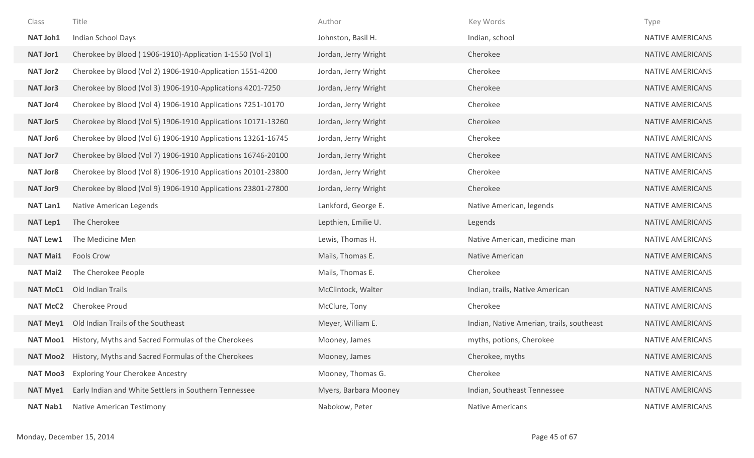| Class | Title | Author | Key Words | Type |
|---|---|---|---|---|
| **NAT Joh1** | Indian School Days | Johnston, Basil H. | Indian, school | NATIVE AMERICANS |
| **NAT Jor1** | Cherokee by Blood ( 1906-1910)-Application 1-1550 (Vol 1) | Jordan, Jerry Wright | Cherokee | NATIVE AMERICANS |
| **NAT Jor2** | Cherokee by Blood (Vol 2) 1906-1910-Application 1551-4200 | Jordan, Jerry Wright | Cherokee | NATIVE AMERICANS |
| **NAT Jor3** | Cherokee by Blood (Vol 3) 1906-1910-Applications 4201-7250 | Jordan, Jerry Wright | Cherokee | NATIVE AMERICANS |
| **NAT Jor4** | Cherokee by Blood (Vol 4) 1906-1910 Applications 7251-10170 | Jordan, Jerry Wright | Cherokee | NATIVE AMERICANS |
| **NAT Jor5** | Cherokee by Blood (Vol 5) 1906-1910 Applications 10171-13260 | Jordan, Jerry Wright | Cherokee | NATIVE AMERICANS |
| **NAT Jor6** | Cherokee by Blood (Vol 6) 1906-1910 Applications 13261-16745 | Jordan, Jerry Wright | Cherokee | NATIVE AMERICANS |
| **NAT Jor7** | Cherokee by Blood (Vol 7) 1906-1910 Applications 16746-20100 | Jordan, Jerry Wright | Cherokee | NATIVE AMERICANS |
| **NAT Jor8** | Cherokee by Blood (Vol 8) 1906-1910 Applications 20101-23800 | Jordan, Jerry Wright | Cherokee | NATIVE AMERICANS |
| **NAT Jor9** | Cherokee by Blood (Vol 9) 1906-1910 Applications 23801-27800 | Jordan, Jerry Wright | Cherokee | NATIVE AMERICANS |
| **NAT Lan1** | Native American Legends | Lankford, George E. | Native American, legends | NATIVE AMERICANS |
| **NAT Lep1** | The Cherokee | Lepthien, Emilie U. | Legends | NATIVE AMERICANS |
| **NAT Lew1** | The Medicine Men | Lewis, Thomas H. | Native American, medicine man | NATIVE AMERICANS |
| **NAT Mai1** | Fools Crow | Mails, Thomas E. | Native American | NATIVE AMERICANS |
| **NAT Mai2** | The Cherokee People | Mails, Thomas E. | Cherokee | NATIVE AMERICANS |
| **NAT McC1** | Old Indian Trails | McClintock, Walter | Indian, trails, Native American | NATIVE AMERICANS |
| **NAT McC2** | Cherokee Proud | McClure, Tony | Cherokee | NATIVE AMERICANS |
| **NAT Mey1** | Old Indian Trails of the Southeast | Meyer, William E. | Indian, Native Amerian, trails, southeast | NATIVE AMERICANS |
| **NAT Moo1** | History, Myths and Sacred Formulas of the Cherokees | Mooney, James | myths, potions, Cherokee | NATIVE AMERICANS |
| **NAT Moo2** | History, Myths and Sacred Formulas of the Cherokees | Mooney, James | Cherokee, myths | NATIVE AMERICANS |
| **NAT Moo3** | Exploring Your Cherokee Ancestry | Mooney, Thomas G. | Cherokee | NATIVE AMERICANS |
| **NAT Mye1** | Early Indian and White Settlers in Southern Tennessee | Myers, Barbara Mooney | Indian, Southeast Tennessee | NATIVE AMERICANS |
| **NAT Nab1** | Native American Testimony | Nabokow, Peter | Native Americans | NATIVE AMERICANS |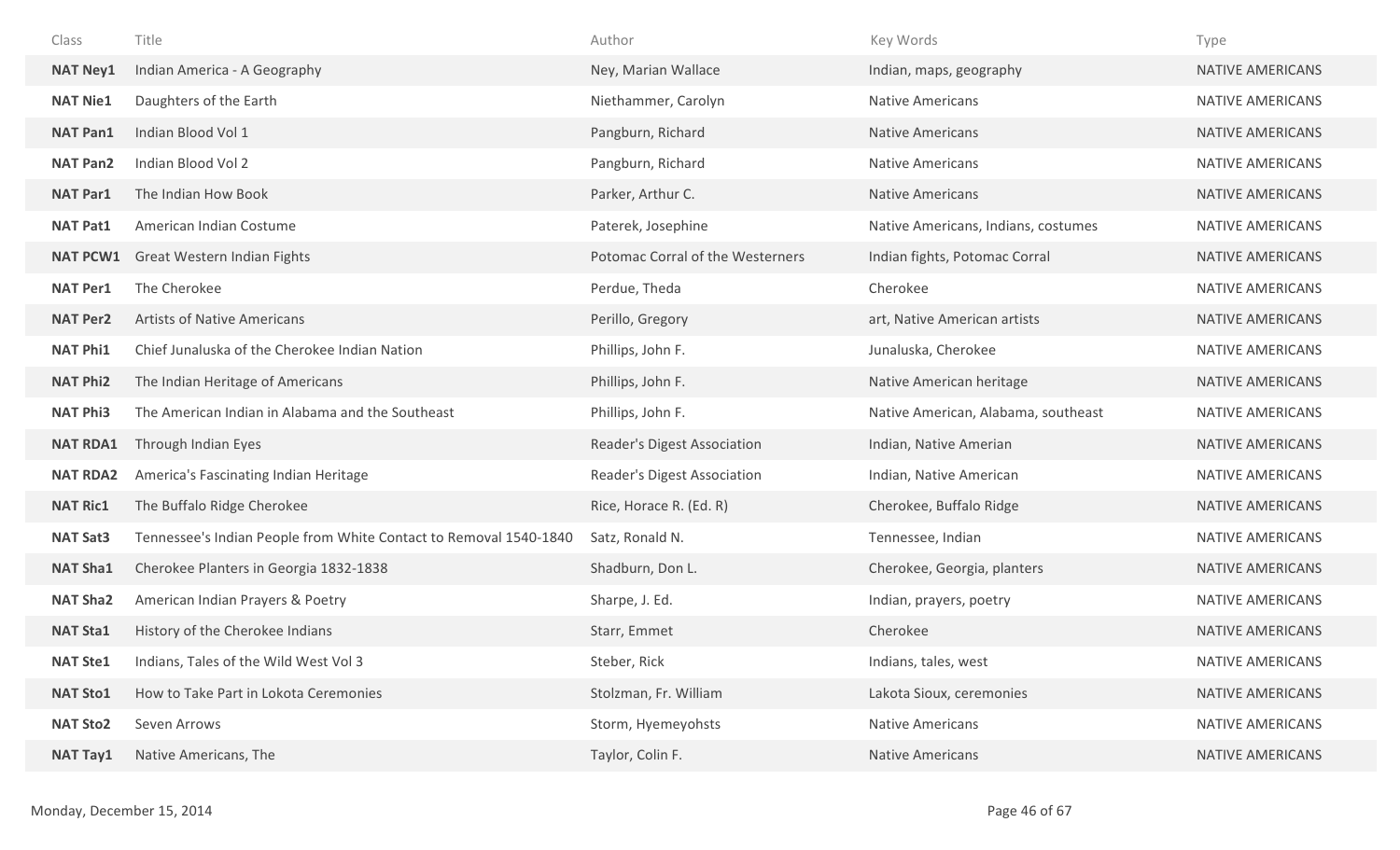| Class | Title | Author | Key Words | Type |
|---|---|---|---|---|
| **NAT Ney1** | Indian America - A Geography | Ney, Marian Wallace | Indian, maps, geography | NATIVE AMERICANS |
| **NAT Nie1** | Daughters of the Earth | Niethammer, Carolyn | Native Americans | NATIVE AMERICANS |
| **NAT Pan1** | Indian Blood Vol 1 | Pangburn, Richard | Native Americans | NATIVE AMERICANS |
| **NAT Pan2** | Indian Blood Vol 2 | Pangburn, Richard | Native Americans | NATIVE AMERICANS |
| **NAT Par1** | The Indian How Book | Parker, Arthur C. | Native Americans | NATIVE AMERICANS |
| **NAT Pat1** | American Indian Costume | Paterek, Josephine | Native Americans, Indians, costumes | NATIVE AMERICANS |
| **NAT PCW1** | Great Western Indian Fights | Potomac Corral of the Westerners | Indian fights, Potomac Corral | NATIVE AMERICANS |
| **NAT Per1** | The Cherokee | Perdue, Theda | Cherokee | NATIVE AMERICANS |
| **NAT Per2** | Artists of Native Americans | Perillo, Gregory | art, Native American artists | NATIVE AMERICANS |
| **NAT Phi1** | Chief Junaluska of the Cherokee Indian Nation | Phillips, John F. | Junaluska, Cherokee | NATIVE AMERICANS |
| **NAT Phi2** | The Indian Heritage of Americans | Phillips, John F. | Native American heritage | NATIVE AMERICANS |
| **NAT Phi3** | The American Indian in Alabama and the Southeast | Phillips, John F. | Native American, Alabama, southeast | NATIVE AMERICANS |
| **NAT RDA1** | Through Indian Eyes | Reader's Digest Association | Indian, Native Amerian | NATIVE AMERICANS |
| **NAT RDA2** | America's Fascinating Indian Heritage | Reader's Digest Association | Indian, Native American | NATIVE AMERICANS |
| **NAT Ric1** | The Buffalo Ridge Cherokee | Rice, Horace R. (Ed. R) | Cherokee, Buffalo Ridge | NATIVE AMERICANS |
| **NAT Sat3** | Tennessee's Indian People from White Contact to Removal 1540-1840 | Satz, Ronald N. | Tennessee, Indian | NATIVE AMERICANS |
| **NAT Sha1** | Cherokee Planters in Georgia 1832-1838 | Shadburn, Don L. | Cherokee, Georgia, planters | NATIVE AMERICANS |
| **NAT Sha2** | American Indian Prayers & Poetry | Sharpe, J. Ed. | Indian, prayers, poetry | NATIVE AMERICANS |
| **NAT Sta1** | History of the Cherokee Indians | Starr, Emmet | Cherokee | NATIVE AMERICANS |
| **NAT Ste1** | Indians, Tales of the Wild West Vol 3 | Steber, Rick | Indians, tales, west | NATIVE AMERICANS |
| **NAT Sto1** | How to Take Part in Lokota Ceremonies | Stolzman, Fr. William | Lakota Sioux, ceremonies | NATIVE AMERICANS |
| **NAT Sto2** | Seven Arrows | Storm, Hyemeyohsts | Native Americans | NATIVE AMERICANS |
| **NAT Tay1** | Native Americans, The | Taylor, Colin F. | Native Americans | NATIVE AMERICANS |

Monday, December 15, 2014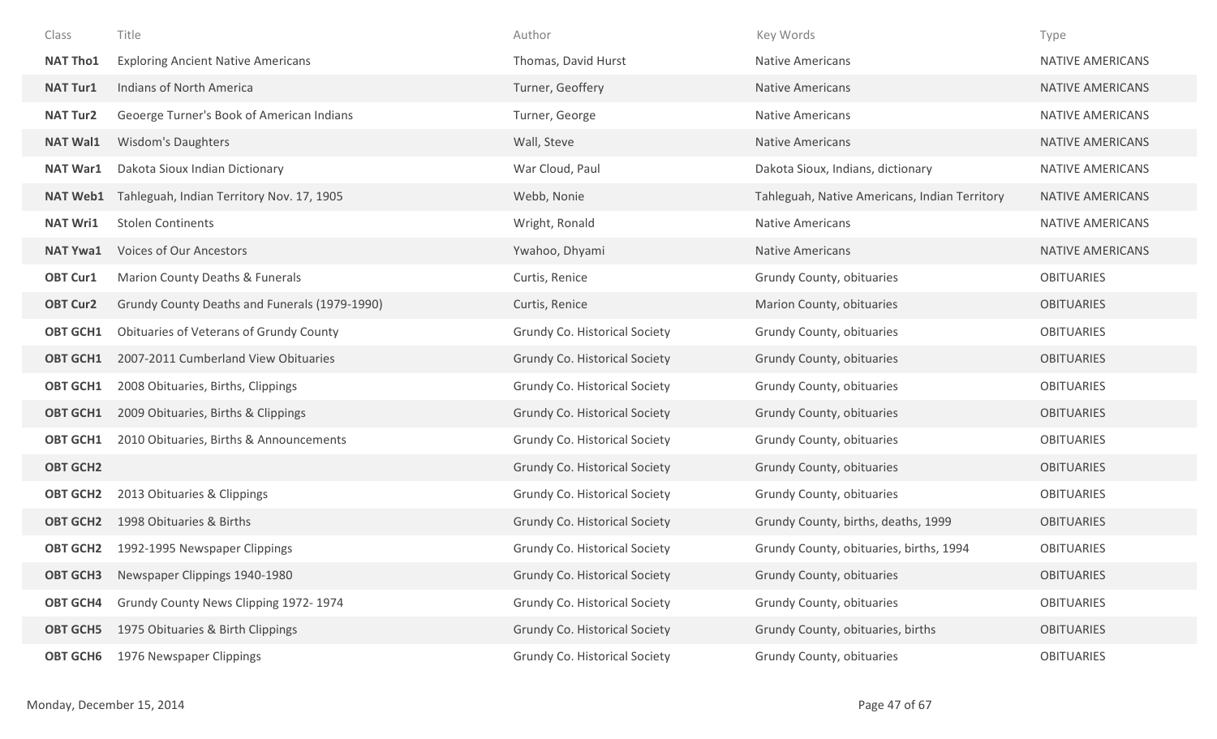| Class | Title | Author | Key Words | Type |
|---|---|---|---|---|
| **NAT Tho1** | Exploring Ancient Native Americans | Thomas, David Hurst | Native Americans | NATIVE AMERICANS |
| **NAT Tur1** | Indians of North America | Turner, Geoffery | Native Americans | NATIVE AMERICANS |
| **NAT Tur2** | Geoerge Turner's Book of American Indians | Turner, George | Native Americans | NATIVE AMERICANS |
| **NAT Wal1** | Wisdom's Daughters | Wall, Steve | Native Americans | NATIVE AMERICANS |
| **NAT War1** | Dakota Sioux Indian Dictionary | War Cloud, Paul | Dakota Sioux, Indians, dictionary | NATIVE AMERICANS |
| **NAT Web1** | Tahleguah, Indian Territory Nov. 17, 1905 | Webb, Nonie | Tahleguah, Native Americans, Indian Territory | NATIVE AMERICANS |
| **NAT Wri1** | Stolen Continents | Wright, Ronald | Native Americans | NATIVE AMERICANS |
| **NAT Ywa1** | Voices of Our Ancestors | Ywahoo, Dhyami | Native Americans | NATIVE AMERICANS |
| **OBT Cur1** | Marion County Deaths & Funerals | Curtis, Renice | Grundy County, obituaries | OBITUARIES |
| **OBT Cur2** | Grundy County Deaths and Funerals (1979-1990) | Curtis, Renice | Marion County, obituaries | OBITUARIES |
| **OBT GCH1** | Obituaries of Veterans of Grundy County | Grundy Co. Historical Society | Grundy County, obituaries | OBITUARIES |
| **OBT GCH1** | 2007-2011 Cumberland View Obituaries | Grundy Co. Historical Society | Grundy County, obituaries | OBITUARIES |
| **OBT GCH1** | 2008 Obituaries, Births, Clippings | Grundy Co. Historical Society | Grundy County, obituaries | OBITUARIES |
| **OBT GCH1** | 2009 Obituaries, Births & Clippings | Grundy Co. Historical Society | Grundy County, obituaries | OBITUARIES |
| **OBT GCH1** | 2010 Obituaries, Births & Announcements | Grundy Co. Historical Society | Grundy County, obituaries | OBITUARIES |
| **OBT GCH2** | | Grundy Co. Historical Society | Grundy County, obituaries | OBITUARIES |
| **OBT GCH2** | 2013 Obituaries & Clippings | Grundy Co. Historical Society | Grundy County, obituaries | OBITUARIES |
| **OBT GCH2** | 1998 Obituaries & Births | Grundy Co. Historical Society | Grundy County, births, deaths, 1999 | OBITUARIES |
| **OBT GCH2** | 1992-1995 Newspaper Clippings | Grundy Co. Historical Society | Grundy County, obituaries, births, 1994 | OBITUARIES |
| **OBT GCH3** | Newspaper Clippings 1940-1980 | Grundy Co. Historical Society | Grundy County, obituaries | OBITUARIES |
| **OBT GCH4** | Grundy County News Clipping 1972- 1974 | Grundy Co. Historical Society | Grundy County, obituaries | OBITUARIES |
| **OBT GCH5** | 1975 Obituaries & Birth Clippings | Grundy Co. Historical Society | Grundy County, obituaries, births | OBITUARIES |
| **OBT GCH6** | 1976 Newspaper Clippings | Grundy Co. Historical Society | Grundy County, obituaries | OBITUARIES |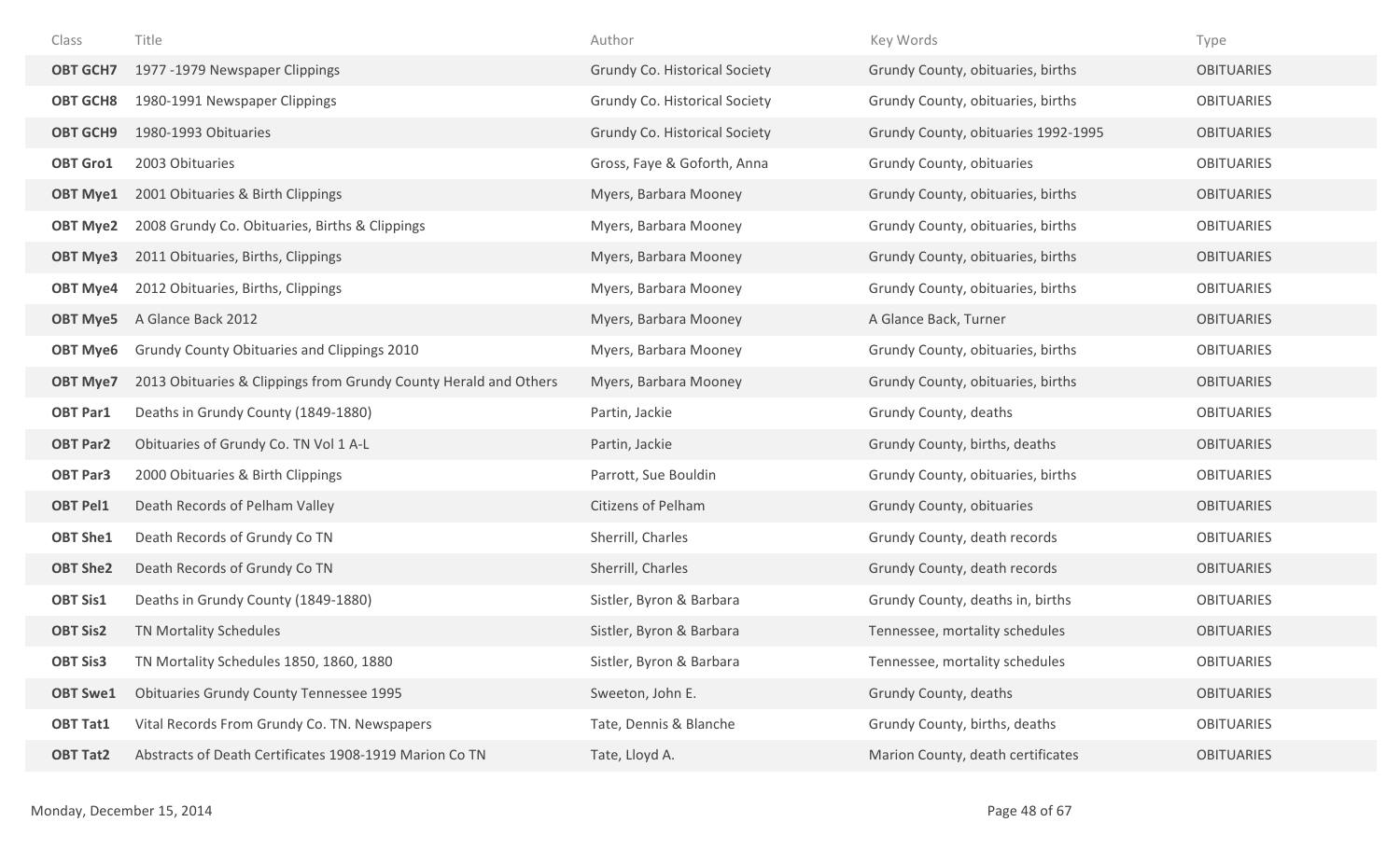| Class | Title | Author | Key Words | Type |
|---|---|---|---|---|
| **OBT GCH7** | 1977 -1979 Newspaper Clippings | Grundy Co. Historical Society | Grundy County, obituaries, births | OBITUARIES |
| **OBT GCH8** | 1980-1991 Newspaper Clippings | Grundy Co. Historical Society | Grundy County, obituaries, births | OBITUARIES |
| **OBT GCH9** | 1980-1993 Obituaries | Grundy Co. Historical Society | Grundy County, obituaries 1992-1995 | OBITUARIES |
| **OBT Gro1** | 2003 Obituaries | Gross, Faye & Goforth, Anna | Grundy County, obituaries | OBITUARIES |
| **OBT Mye1** | 2001 Obituaries & Birth Clippings | Myers, Barbara Mooney | Grundy County, obituaries, births | OBITUARIES |
| **OBT Mye2** | 2008 Grundy Co. Obituaries, Births & Clippings | Myers, Barbara Mooney | Grundy County, obituaries, births | OBITUARIES |
| **OBT Mye3** | 2011 Obituaries, Births, Clippings | Myers, Barbara Mooney | Grundy County, obituaries, births | OBITUARIES |
| **OBT Mye4** | 2012 Obituaries, Births, Clippings | Myers, Barbara Mooney | Grundy County, obituaries, births | OBITUARIES |
| **OBT Mye5** | A Glance Back 2012 | Myers, Barbara Mooney | A Glance Back, Turner | OBITUARIES |
| **OBT Mye6** | Grundy County Obituaries and Clippings 2010 | Myers, Barbara Mooney | Grundy County, obituaries, births | OBITUARIES |
| **OBT Mye7** | 2013 Obituaries & Clippings from Grundy County Herald and Others | Myers, Barbara Mooney | Grundy County, obituaries, births | OBITUARIES |
| **OBT Par1** | Deaths in Grundy County (1849-1880) | Partin, Jackie | Grundy County, deaths | OBITUARIES |
| **OBT Par2** | Obituaries of Grundy Co. TN Vol 1 A-L | Partin, Jackie | Grundy County, births, deaths | OBITUARIES |
| **OBT Par3** | 2000 Obituaries & Birth Clippings | Parrott, Sue Bouldin | Grundy County, obituaries, births | OBITUARIES |
| **OBT Pel1** | Death Records of Pelham Valley | Citizens of Pelham | Grundy County, obituaries | OBITUARIES |
| **OBT She1** | Death Records of Grundy Co TN | Sherrill, Charles | Grundy County, death records | OBITUARIES |
| **OBT She2** | Death Records of Grundy Co TN | Sherrill, Charles | Grundy County, death records | OBITUARIES |
| **OBT Sis1** | Deaths in Grundy County (1849-1880) | Sistler, Byron & Barbara | Grundy County, deaths in, births | OBITUARIES |
| **OBT Sis2** | TN Mortality Schedules | Sistler, Byron & Barbara | Tennessee, mortality schedules | OBITUARIES |
| **OBT Sis3** | TN Mortality Schedules 1850, 1860, 1880 | Sistler, Byron & Barbara | Tennessee, mortality schedules | OBITUARIES |
| **OBT Swe1** | Obituaries Grundy County Tennessee 1995 | Sweeton, John E. | Grundy County, deaths | OBITUARIES |
| **OBT Tat1** | Vital Records From Grundy Co. TN. Newspapers | Tate, Dennis & Blanche | Grundy County, births, deaths | OBITUARIES |
| **OBT Tat2** | Abstracts of Death Certificates 1908-1919 Marion Co TN | Tate, Lloyd A. | Marion County, death certificates | OBITUARIES |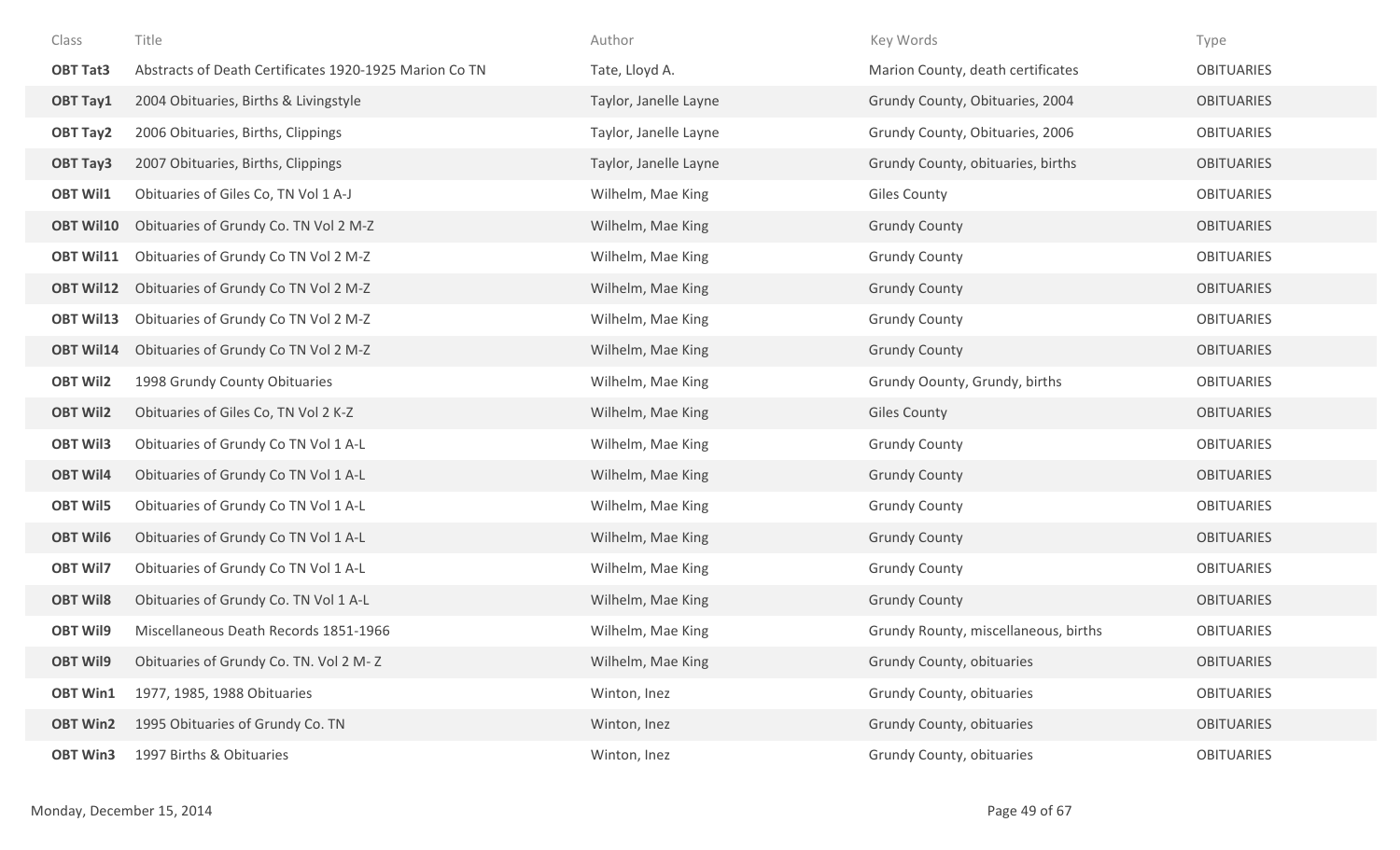| Class | Title | Author | Key Words | Type |
|---|---|---|---|---|
| **OBT Tat3** | Abstracts of Death Certificates 1920-1925 Marion Co TN | Tate, Lloyd A. | Marion County, death certificates | OBITUARIES |
| **OBT Tay1** | 2004 Obituaries, Births & Livingstyle | Taylor, Janelle Layne | Grundy County, Obituaries, 2004 | OBITUARIES |
| **OBT Tay2** | 2006 Obituaries, Births, Clippings | Taylor, Janelle Layne | Grundy County, Obituaries, 2006 | OBITUARIES |
| **OBT Tay3** | 2007 Obituaries, Births, Clippings | Taylor, Janelle Layne | Grundy County, obituaries, births | OBITUARIES |
| **OBT Wil1** | Obituaries of Giles Co, TN Vol 1 A-J | Wilhelm, Mae King | Giles County | OBITUARIES |
| **OBT Wil10** | Obituaries of Grundy Co. TN Vol 2 M-Z | Wilhelm, Mae King | Grundy County | OBITUARIES |
| **OBT Wil11** | Obituaries of Grundy Co TN Vol 2 M-Z | Wilhelm, Mae King | Grundy County | OBITUARIES |
| **OBT Wil12** | Obituaries of Grundy Co TN Vol 2 M-Z | Wilhelm, Mae King | Grundy County | OBITUARIES |
| **OBT Wil13** | Obituaries of Grundy Co TN Vol 2 M-Z | Wilhelm, Mae King | Grundy County | OBITUARIES |
| **OBT Wil14** | Obituaries of Grundy Co TN Vol 2 M-Z | Wilhelm, Mae King | Grundy County | OBITUARIES |
| **OBT Wil2** | 1998 Grundy County Obituaries | Wilhelm, Mae King | Grundy Oounty, Grundy, births | OBITUARIES |
| **OBT Wil2** | Obituaries of Giles Co, TN Vol 2 K-Z | Wilhelm, Mae King | Giles County | OBITUARIES |
| **OBT Wil3** | Obituaries of Grundy Co TN Vol 1 A-L | Wilhelm, Mae King | Grundy County | OBITUARIES |
| **OBT Wil4** | Obituaries of Grundy Co TN Vol 1 A-L | Wilhelm, Mae King | Grundy County | OBITUARIES |
| **OBT Wil5** | Obituaries of Grundy Co TN Vol 1 A-L | Wilhelm, Mae King | Grundy County | OBITUARIES |
| **OBT Wil6** | Obituaries of Grundy Co TN Vol 1 A-L | Wilhelm, Mae King | Grundy County | OBITUARIES |
| **OBT Wil7** | Obituaries of Grundy Co TN Vol 1 A-L | Wilhelm, Mae King | Grundy County | OBITUARIES |
| **OBT Wil8** | Obituaries of Grundy Co. TN Vol 1 A-L | Wilhelm, Mae King | Grundy County | OBITUARIES |
| **OBT Wil9** | Miscellaneous Death Records 1851-1966 | Wilhelm, Mae King | Grundy Rounty, miscellaneous, births | OBITUARIES |
| **OBT Wil9** | Obituaries of Grundy Co. TN. Vol 2 M- Z | Wilhelm, Mae King | Grundy County, obituaries | OBITUARIES |
| **OBT Win1** | 1977, 1985, 1988 Obituaries | Winton, Inez | Grundy County, obituaries | OBITUARIES |
| **OBT Win2** | 1995 Obituaries of Grundy Co. TN | Winton, Inez | Grundy County, obituaries | OBITUARIES |
| **OBT Win3** | 1997 Births & Obituaries | Winton, Inez | Grundy County, obituaries | OBITUARIES |

Monday, December 15, 2014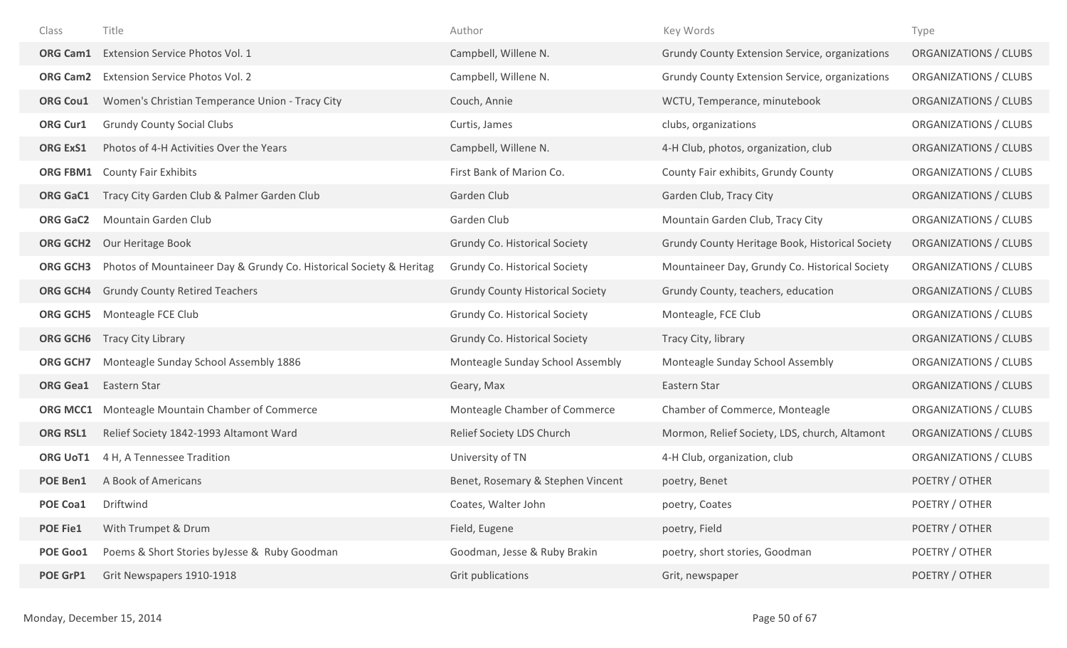| Class | Title | Author | Key Words | Type |
|---|---|---|---|---|
| **ORG Cam1** | Extension Service Photos Vol. 1 | Campbell, Willene N. | Grundy County Extension Service, organizations | ORGANIZATIONS / CLUBS |
| **ORG Cam2** | Extension Service Photos Vol. 2 | Campbell, Willene N. | Grundy County Extension Service, organizations | ORGANIZATIONS / CLUBS |
| **ORG Cou1** | Women's Christian Temperance Union - Tracy City | Couch, Annie | WCTU, Temperance, minutebook | ORGANIZATIONS / CLUBS |
| **ORG Cur1** | Grundy County Social Clubs | Curtis, James | clubs, organizations | ORGANIZATIONS / CLUBS |
| **ORG ExS1** | Photos of 4-H Activities Over the Years | Campbell, Willene N. | 4-H Club, photos, organization, club | ORGANIZATIONS / CLUBS |
| **ORG FBM1** | County Fair Exhibits | First Bank of Marion Co. | County Fair exhibits, Grundy County | ORGANIZATIONS / CLUBS |
| **ORG GaC1** | Tracy City Garden Club & Palmer Garden Club | Garden Club | Garden Club, Tracy City | ORGANIZATIONS / CLUBS |
| **ORG GaC2** | Mountain Garden Club | Garden Club | Mountain Garden Club, Tracy City | ORGANIZATIONS / CLUBS |
| **ORG GCH2** | Our Heritage Book | Grundy Co. Historical Society | Grundy County Heritage Book, Historical Society | ORGANIZATIONS / CLUBS |
| **ORG GCH3** | Photos of Mountaineer Day & Grundy Co. Historical Society & Heritag | Grundy Co. Historical Society | Mountaineer Day, Grundy Co. Historical Society | ORGANIZATIONS / CLUBS |
| **ORG GCH4** | Grundy County Retired Teachers | Grundy County Historical Society | Grundy County, teachers, education | ORGANIZATIONS / CLUBS |
| **ORG GCH5** | Monteagle FCE Club | Grundy Co. Historical Society | Monteagle, FCE Club | ORGANIZATIONS / CLUBS |
| **ORG GCH6** | Tracy City Library | Grundy Co. Historical Society | Tracy City, library | ORGANIZATIONS / CLUBS |
| **ORG GCH7** | Monteagle Sunday School Assembly 1886 | Monteagle Sunday School Assembly | Monteagle Sunday School Assembly | ORGANIZATIONS / CLUBS |
| **ORG Gea1** | Eastern Star | Geary, Max | Eastern Star | ORGANIZATIONS / CLUBS |
| **ORG MCC1** | Monteagle Mountain Chamber of Commerce | Monteagle Chamber of Commerce | Chamber of Commerce, Monteagle | ORGANIZATIONS / CLUBS |
| **ORG RSL1** | Relief Society 1842-1993 Altamont Ward | Relief Society LDS Church | Mormon, Relief Society, LDS, church, Altamont | ORGANIZATIONS / CLUBS |
| **ORG UoT1** | 4 H, A Tennessee Tradition | University of TN | 4-H Club, organization, club | ORGANIZATIONS / CLUBS |
| **POE Ben1** | A Book of Americans | Benet, Rosemary & Stephen Vincent | poetry, Benet | POETRY / OTHER |
| **POE Coa1** | Driftwind | Coates, Walter John | poetry, Coates | POETRY / OTHER |
| **POE Fie1** | With Trumpet & Drum | Field, Eugene | poetry, Field | POETRY / OTHER |
| **POE Goo1** | Poems & Short Stories byJesse & Ruby Goodman | Goodman, Jesse & Ruby Brakin | poetry, short stories, Goodman | POETRY / OTHER |
| **POE GrP1** | Grit Newspapers 1910-1918 | Grit publications | Grit, newspaper | POETRY / OTHER |

Monday, December 15, 2014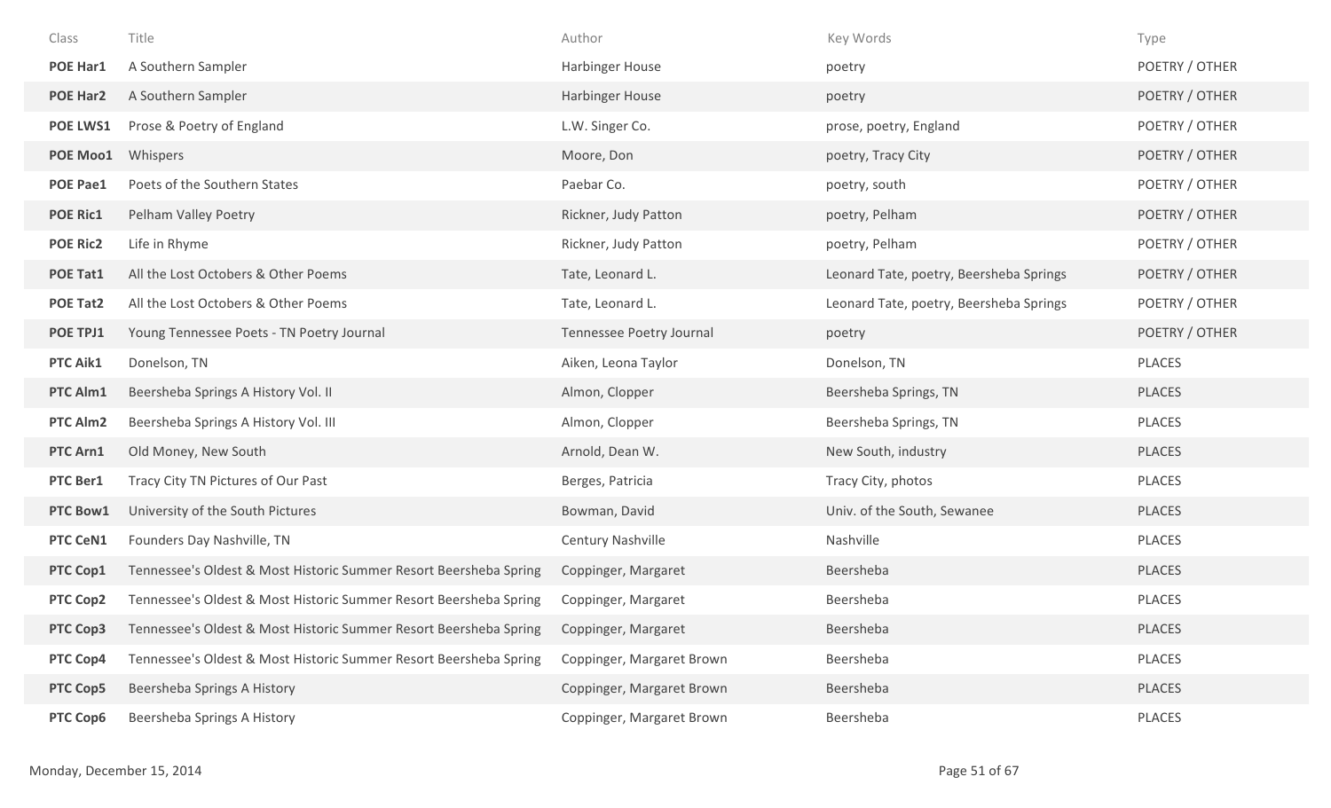| Class | Title | Author | Key Words | Type |
|---|---|---|---|---|
| **POE Har1** | A Southern Sampler | Harbinger House | poetry | POETRY / OTHER |
| **POE Har2** | A Southern Sampler | Harbinger House | poetry | POETRY / OTHER |
| **POE LWS1** | Prose & Poetry of England | L.W. Singer Co. | prose, poetry, England | POETRY / OTHER |
| **POE Moo1** | Whispers | Moore, Don | poetry, Tracy City | POETRY / OTHER |
| **POE Pae1** | Poets of the Southern States | Paebar Co. | poetry, south | POETRY / OTHER |
| **POE Ric1** | Pelham Valley Poetry | Rickner, Judy Patton | poetry, Pelham | POETRY / OTHER |
| **POE Ric2** | Life in Rhyme | Rickner, Judy Patton | poetry, Pelham | POETRY / OTHER |
| **POE Tat1** | All the Lost Octobers & Other Poems | Tate, Leonard L. | Leonard Tate, poetry, Beersheba Springs | POETRY / OTHER |
| **POE Tat2** | All the Lost Octobers & Other Poems | Tate, Leonard L. | Leonard Tate, poetry, Beersheba Springs | POETRY / OTHER |
| **POE TPJ1** | Young Tennessee Poets - TN Poetry Journal | Tennessee Poetry Journal | poetry | POETRY / OTHER |
| **PTC Aik1** | Donelson, TN | Aiken, Leona Taylor | Donelson, TN | PLACES |
| **PTC Alm1** | Beersheba Springs A History Vol. II | Almon, Clopper | Beersheba Springs, TN | PLACES |
| **PTC Alm2** | Beersheba Springs A History Vol. III | Almon, Clopper | Beersheba Springs, TN | PLACES |
| **PTC Arn1** | Old Money, New South | Arnold, Dean W. | New South, industry | PLACES |
| **PTC Ber1** | Tracy City TN Pictures of Our Past | Berges, Patricia | Tracy City, photos | PLACES |
| **PTC Bow1** | University of the South Pictures | Bowman, David | Univ. of the South, Sewanee | PLACES |
| **PTC CeN1** | Founders Day Nashville, TN | Century Nashville | Nashville | PLACES |
| **PTC Cop1** | Tennessee's Oldest & Most Historic Summer Resort Beersheba Spring | Coppinger, Margaret | Beersheba | PLACES |
| **PTC Cop2** | Tennessee's Oldest & Most Historic Summer Resort Beersheba Spring | Coppinger, Margaret | Beersheba | PLACES |
| **PTC Cop3** | Tennessee's Oldest & Most Historic Summer Resort Beersheba Spring | Coppinger, Margaret | Beersheba | PLACES |
| **PTC Cop4** | Tennessee's Oldest & Most Historic Summer Resort Beersheba Spring | Coppinger, Margaret Brown | Beersheba | PLACES |
| **PTC Cop5** | Beersheba Springs A History | Coppinger, Margaret Brown | Beersheba | PLACES |
| **PTC Cop6** | Beersheba Springs A History | Coppinger, Margaret Brown | Beersheba | PLACES |

Monday, December 15, 2014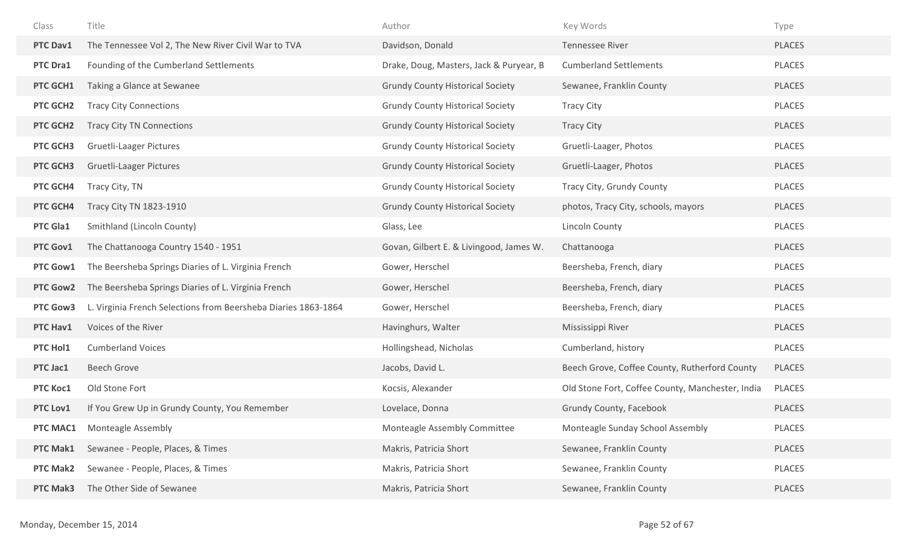| Class | Title | Author | Key Words | Type |
|---|---|---|---|---|
| **PTC Dav1** | The Tennessee Vol 2, The New River Civil War to TVA | Davidson, Donald | Tennessee River | PLACES |
| **PTC Dra1** | Founding of the Cumberland Settlements | Drake, Doug, Masters, Jack & Puryear, B | Cumberland Settlements | PLACES |
| **PTC GCH1** | Taking a Glance at Sewanee | Grundy County Historical Society | Sewanee, Franklin County | PLACES |
| **PTC GCH2** | Tracy City Connections | Grundy County Historical Society | Tracy City | PLACES |
| **PTC GCH2** | Tracy City TN Connections | Grundy County Historical Society | Tracy City | PLACES |
| **PTC GCH3** | Gruetli-Laager Pictures | Grundy County Historical Society | Gruetli-Laager, Photos | PLACES |
| **PTC GCH3** | Gruetli-Laager Pictures | Grundy County Historical Society | Gruetli-Laager, Photos | PLACES |
| **PTC GCH4** | Tracy City, TN | Grundy County Historical Society | Tracy City, Grundy County | PLACES |
| **PTC GCH4** | Tracy City TN 1823-1910 | Grundy County Historical Society | photos, Tracy City, schools, mayors | PLACES |
| **PTC Gla1** | Smithland (Lincoln County) | Glass, Lee | Lincoln County | PLACES |
| **PTC Gov1** | The Chattanooga Country 1540 - 1951 | Govan, Gilbert E. & Livingood, James W. | Chattanooga | PLACES |
| **PTC Gow1** | The Beersheba Springs Diaries of L. Virginia French | Gower, Herschel | Beersheba, French, diary | PLACES |
| **PTC Gow2** | The Beersheba Springs Diaries of L. Virginia French | Gower, Herschel | Beersheba, French, diary | PLACES |
| **PTC Gow3** | L. Virginia French Selections from Beersheba Diaries 1863-1864 | Gower, Herschel | Beersheba, French, diary | PLACES |
| **PTC Hav1** | Voices of the River | Havinghurs, Walter | Mississippi River | PLACES |
| **PTC Hol1** | Cumberland Voices | Hollingshead, Nicholas | Cumberland, history | PLACES |
| **PTC Jac1** | Beech Grove | Jacobs, David L. | Beech Grove, Coffee County, Rutherford County | PLACES |
| **PTC Koc1** | Old Stone Fort | Kocsis, Alexander | Old Stone Fort, Coffee County, Manchester, India | PLACES |
| **PTC Lov1** | If You Grew Up in Grundy County, You Remember | Lovelace, Donna | Grundy County, Facebook | PLACES |
| **PTC MAC1** | Monteagle Assembly | Monteagle Assembly Committee | Monteagle Sunday School Assembly | PLACES |
| **PTC Mak1** | Sewanee - People, Places, & Times | Makris, Patricia Short | Sewanee, Franklin County | PLACES |
| **PTC Mak2** | Sewanee - People, Places, & Times | Makris, Patricia Short | Sewanee, Franklin County | PLACES |
| **PTC Mak3** | The Other Side of Sewanee | Makris, Patricia Short | Sewanee, Franklin County | PLACES |

Monday, December 15, 2014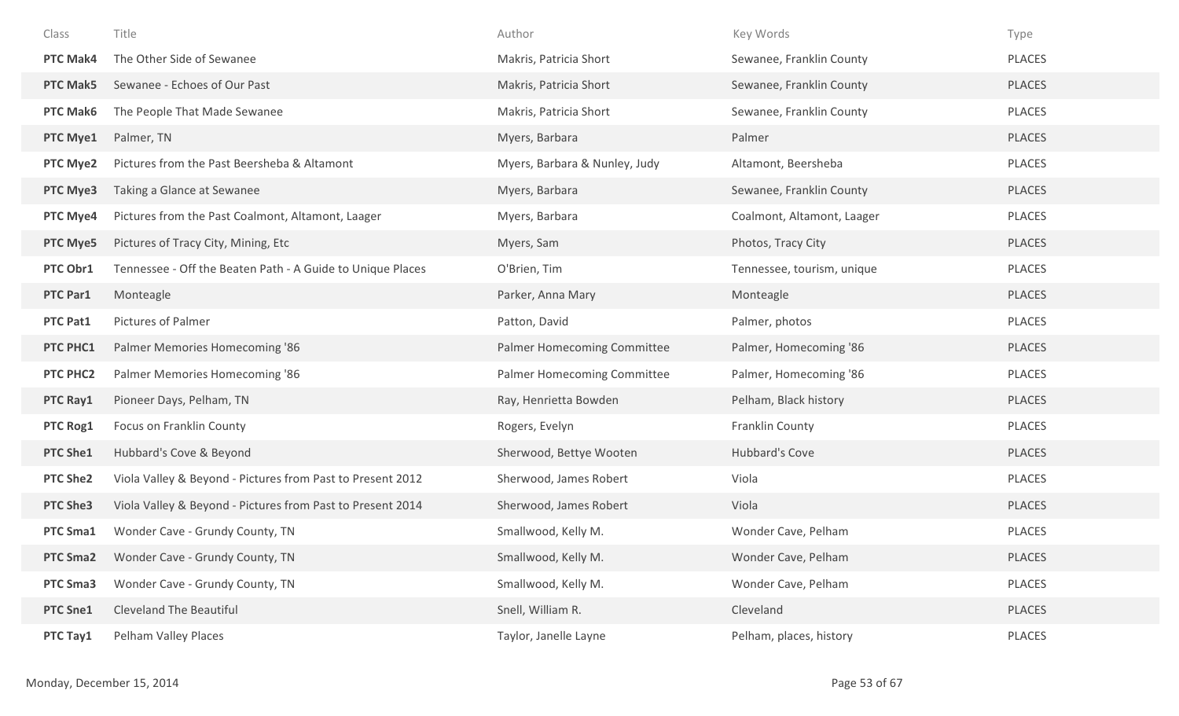| Class | Title | Author | Key Words | Type |
|---|---|---|---|---|
| **PTC Mak4** | The Other Side of Sewanee | Makris, Patricia Short | Sewanee, Franklin County | PLACES |
| **PTC Mak5** | Sewanee - Echoes of Our Past | Makris, Patricia Short | Sewanee, Franklin County | PLACES |
| **PTC Mak6** | The People That Made Sewanee | Makris, Patricia Short | Sewanee, Franklin County | PLACES |
| **PTC Mye1** | Palmer, TN | Myers, Barbara | Palmer | PLACES |
| **PTC Mye2** | Pictures from the Past Beersheba & Altamont | Myers, Barbara & Nunley, Judy | Altamont, Beersheba | PLACES |
| **PTC Mye3** | Taking a Glance at Sewanee | Myers, Barbara | Sewanee, Franklin County | PLACES |
| **PTC Mye4** | Pictures from the Past Coalmont, Altamont, Laager | Myers, Barbara | Coalmont, Altamont, Laager | PLACES |
| **PTC Mye5** | Pictures of Tracy City, Mining, Etc | Myers, Sam | Photos, Tracy City | PLACES |
| **PTC Obr1** | Tennessee - Off the Beaten Path - A Guide to Unique Places | O'Brien, Tim | Tennessee, tourism, unique | PLACES |
| **PTC Par1** | Monteagle | Parker, Anna Mary | Monteagle | PLACES |
| **PTC Pat1** | Pictures of Palmer | Patton, David | Palmer, photos | PLACES |
| **PTC PHC1** | Palmer Memories Homecoming '86 | Palmer Homecoming Committee | Palmer, Homecoming '86 | PLACES |
| **PTC PHC2** | Palmer Memories Homecoming '86 | Palmer Homecoming Committee | Palmer, Homecoming '86 | PLACES |
| **PTC Ray1** | Pioneer Days, Pelham, TN | Ray, Henrietta Bowden | Pelham, Black history | PLACES |
| **PTC Rog1** | Focus on Franklin County | Rogers, Evelyn | Franklin County | PLACES |
| **PTC She1** | Hubbard's Cove & Beyond | Sherwood, Bettye Wooten | Hubbard's Cove | PLACES |
| **PTC She2** | Viola Valley & Beyond - Pictures from Past to Present 2012 | Sherwood, James Robert | Viola | PLACES |
| **PTC She3** | Viola Valley & Beyond - Pictures from Past to Present 2014 | Sherwood, James Robert | Viola | PLACES |
| **PTC Sma1** | Wonder Cave - Grundy County, TN | Smallwood, Kelly M. | Wonder Cave, Pelham | PLACES |
| **PTC Sma2** | Wonder Cave - Grundy County, TN | Smallwood, Kelly M. | Wonder Cave, Pelham | PLACES |
| **PTC Sma3** | Wonder Cave - Grundy County, TN | Smallwood, Kelly M. | Wonder Cave, Pelham | PLACES |
| **PTC Sne1** | Cleveland The Beautiful | Snell, William R. | Cleveland | PLACES |
| **PTC Tay1** | Pelham Valley Places | Taylor, Janelle Layne | Pelham, places, history | PLACES |

Monday, December 15, 2014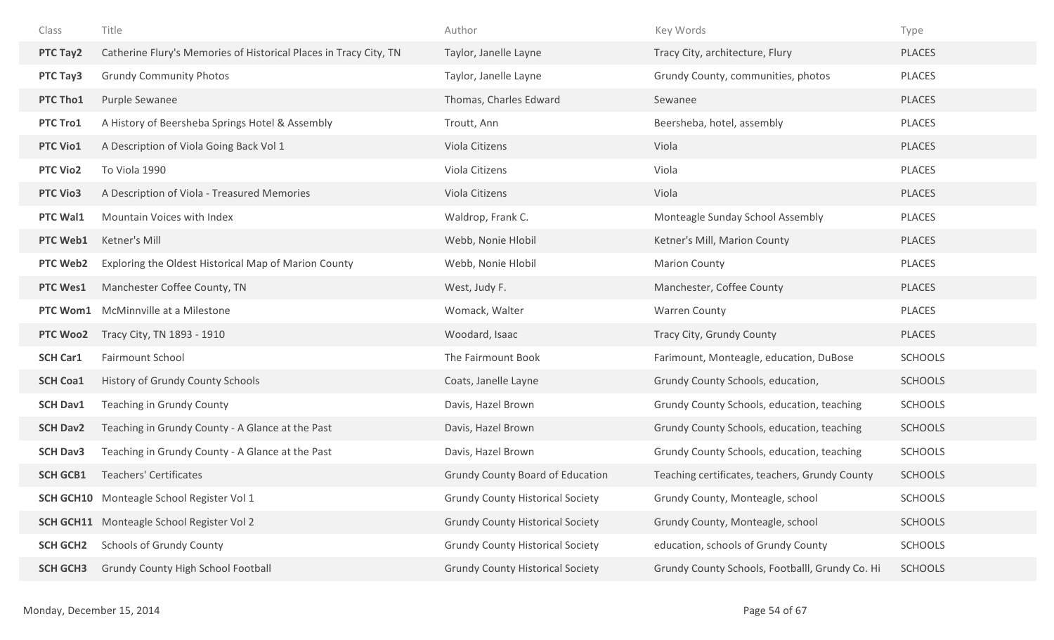| Class | Title | Author | Key Words | Type |
| --- | --- | --- | --- | --- |
| **PTC Tay2** | Catherine Flury's Memories of Historical Places in Tracy City, TN | Taylor, Janelle Layne | Tracy City, architecture, Flury | PLACES |
| **PTC Tay3** | Grundy Community Photos | Taylor, Janelle Layne | Grundy County, communities, photos | PLACES |
| **PTC Tho1** | Purple Sewanee | Thomas, Charles Edward | Sewanee | PLACES |
| **PTC Tro1** | A History of Beersheba Springs Hotel & Assembly | Troutt, Ann | Beersheba, hotel, assembly | PLACES |
| **PTC Vio1** | A Description of Viola Going Back Vol 1 | Viola Citizens | Viola | PLACES |
| **PTC Vio2** | To Viola 1990 | Viola Citizens | Viola | PLACES |
| **PTC Vio3** | A Description of Viola - Treasured Memories | Viola Citizens | Viola | PLACES |
| **PTC Wal1** | Mountain Voices with Index | Waldrop, Frank C. | Monteagle Sunday School Assembly | PLACES |
| **PTC Web1** | Ketner's Mill | Webb, Nonie Hlobil | Ketner's Mill, Marion County | PLACES |
| **PTC Web2** | Exploring the Oldest Historical Map of Marion County | Webb, Nonie Hlobil | Marion County | PLACES |
| **PTC Wes1** | Manchester Coffee County, TN | West, Judy F. | Manchester, Coffee County | PLACES |
| **PTC Wom1** | McMinnville at a Milestone | Womack, Walter | Warren County | PLACES |
| **PTC Woo2** | Tracy City, TN 1893 - 1910 | Woodard, Isaac | Tracy City, Grundy County | PLACES |
| **SCH Car1** | Fairmount School | The Fairmount Book | Farimount, Monteagle, education, DuBose | SCHOOLS |
| **SCH Coa1** | History of Grundy County Schools | Coats, Janelle Layne | Grundy County Schools, education, | SCHOOLS |
| **SCH Dav1** | Teaching in Grundy County | Davis, Hazel Brown | Grundy County Schools, education, teaching | SCHOOLS |
| **SCH Dav2** | Teaching in Grundy County - A Glance at the Past | Davis, Hazel Brown | Grundy County Schools, education, teaching | SCHOOLS |
| **SCH Dav3** | Teaching in Grundy County - A Glance at the Past | Davis, Hazel Brown | Grundy County Schools, education, teaching | SCHOOLS |
| **SCH GCB1** | Teachers' Certificates | Grundy County Board of Education | Teaching certificates, teachers, Grundy County | SCHOOLS |
| **SCH GCH10** | Monteagle School Register Vol 1 | Grundy County Historical Society | Grundy County, Monteagle, school | SCHOOLS |
| **SCH GCH11** | Monteagle School Register Vol 2 | Grundy County Historical Society | Grundy County, Monteagle, school | SCHOOLS |
| **SCH GCH2** | Schools of Grundy County | Grundy County Historical Society | education, schools of Grundy County | SCHOOLS |
| **SCH GCH3** | Grundy County High School Football | Grundy County Historical Society | Grundy County Schools, Footballl, Grundy Co. Hi | SCHOOLS |

Monday, December 15, 2014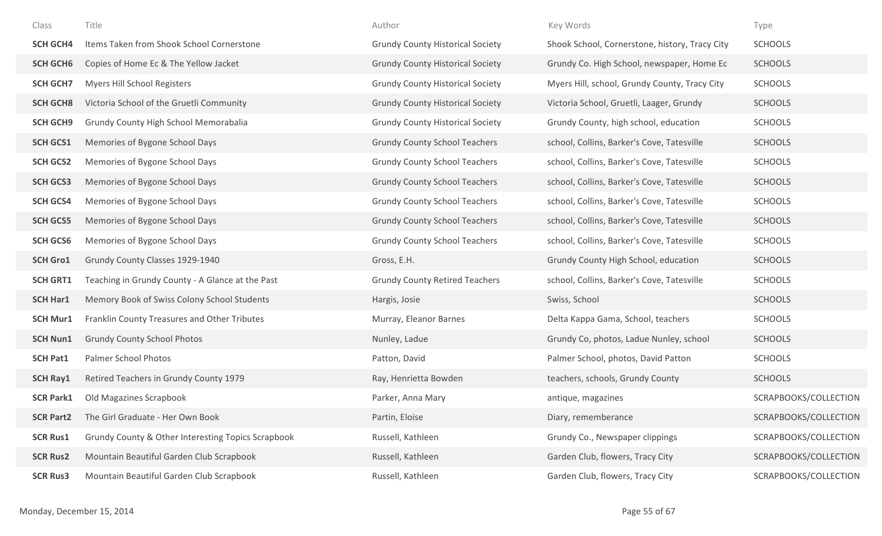| Class | Title | Author | Key Words | Type |
| --- | --- | --- | --- | --- |
| **SCH GCH4** | Items Taken from Shook School Cornerstone | Grundy County Historical Society | Shook School, Cornerstone, history, Tracy City | SCHOOLS |
| **SCH GCH6** | Copies of Home Ec & The Yellow Jacket | Grundy County Historical Society | Grundy Co. High School, newspaper, Home Ec | SCHOOLS |
| **SCH GCH7** | Myers Hill School Registers | Grundy County Historical Society | Myers Hill, school, Grundy County, Tracy City | SCHOOLS |
| **SCH GCH8** | Victoria School of the Gruetli Community | Grundy County Historical Society | Victoria School, Gruetli, Laager, Grundy | SCHOOLS |
| **SCH GCH9** | Grundy County High School Memorabalia | Grundy County Historical Society | Grundy County, high school, education | SCHOOLS |
| **SCH GCS1** | Memories of Bygone School Days | Grundy County School Teachers | school, Collins, Barker's Cove, Tatesville | SCHOOLS |
| **SCH GCS2** | Memories of Bygone School Days | Grundy County School Teachers | school, Collins, Barker's Cove, Tatesville | SCHOOLS |
| **SCH GCS3** | Memories of Bygone School Days | Grundy County School Teachers | school, Collins, Barker's Cove, Tatesville | SCHOOLS |
| **SCH GCS4** | Memories of Bygone School Days | Grundy County School Teachers | school, Collins, Barker's Cove, Tatesville | SCHOOLS |
| **SCH GCS5** | Memories of Bygone School Days | Grundy County School Teachers | school, Collins, Barker's Cove, Tatesville | SCHOOLS |
| **SCH GCS6** | Memories of Bygone School Days | Grundy County School Teachers | school, Collins, Barker's Cove, Tatesville | SCHOOLS |
| **SCH Gro1** | Grundy County Classes 1929-1940 | Gross, E.H. | Grundy County High School, education | SCHOOLS |
| **SCH GRT1** | Teaching in Grundy County - A Glance at the Past | Grundy County Retired Teachers | school, Collins, Barker's Cove, Tatesville | SCHOOLS |
| **SCH Har1** | Memory Book of Swiss Colony School Students | Hargis, Josie | Swiss, School | SCHOOLS |
| **SCH Mur1** | Franklin County Treasures and Other Tributes | Murray, Eleanor Barnes | Delta Kappa Gama, School, teachers | SCHOOLS |
| **SCH Nun1** | Grundy County School Photos | Nunley, Ladue | Grundy Co, photos, Ladue Nunley, school | SCHOOLS |
| **SCH Pat1** | Palmer School Photos | Patton, David | Palmer School, photos, David Patton | SCHOOLS |
| **SCH Ray1** | Retired Teachers in Grundy County 1979 | Ray, Henrietta Bowden | teachers, schools, Grundy County | SCHOOLS |
| **SCR Park1** | Old Magazines Scrapbook | Parker, Anna Mary | antique, magazines | SCRAPBOOKS/COLLECTION |
| **SCR Part2** | The Girl Graduate - Her Own Book | Partin, Eloise | Diary, rememberance | SCRAPBOOKS/COLLECTION |
| **SCR Rus1** | Grundy County & Other Interesting Topics Scrapbook | Russell, Kathleen | Grundy Co., Newspaper clippings | SCRAPBOOKS/COLLECTION |
| **SCR Rus2** | Mountain Beautiful Garden Club Scrapbook | Russell, Kathleen | Garden Club, flowers, Tracy City | SCRAPBOOKS/COLLECTION |
| **SCR Rus3** | Mountain Beautiful Garden Club Scrapbook | Russell, Kathleen | Garden Club, flowers, Tracy City | SCRAPBOOKS/COLLECTION |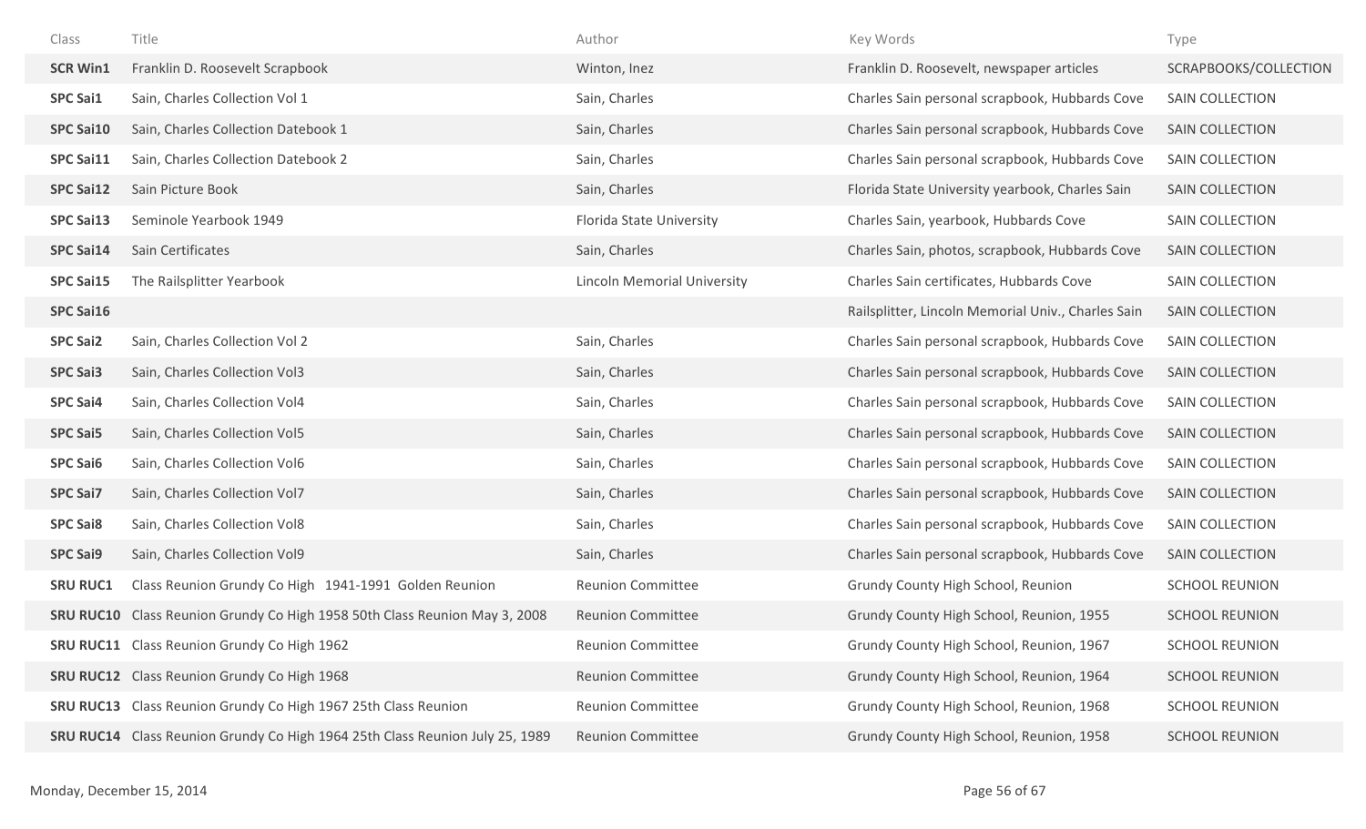| Class | Title | Author | Key Words | Type |
|---|---|---|---|---|
| **SCR Win1** | Franklin D. Roosevelt Scrapbook | Winton, Inez | Franklin D. Roosevelt, newspaper articles | SCRAPBOOKS/COLLECTION |
| **SPC Sai1** | Sain, Charles Collection Vol 1 | Sain, Charles | Charles Sain personal scrapbook, Hubbards Cove | SAIN COLLECTION |
| **SPC Sai10** | Sain, Charles Collection Datebook 1 | Sain, Charles | Charles Sain personal scrapbook, Hubbards Cove | SAIN COLLECTION |
| **SPC Sai11** | Sain, Charles Collection Datebook 2 | Sain, Charles | Charles Sain personal scrapbook, Hubbards Cove | SAIN COLLECTION |
| **SPC Sai12** | Sain Picture Book | Sain, Charles | Florida State University yearbook, Charles Sain | SAIN COLLECTION |
| **SPC Sai13** | Seminole Yearbook 1949 | Florida State University | Charles Sain, yearbook, Hubbards Cove | SAIN COLLECTION |
| **SPC Sai14** | Sain Certificates | Sain, Charles | Charles Sain, photos, scrapbook, Hubbards Cove | SAIN COLLECTION |
| **SPC Sai15** | The Railsplitter Yearbook | Lincoln Memorial University | Charles Sain certificates, Hubbards Cove | SAIN COLLECTION |
| **SPC Sai16** | | | Railsplitter, Lincoln Memorial Univ., Charles Sain | SAIN COLLECTION |
| **SPC Sai2** | Sain, Charles Collection Vol 2 | Sain, Charles | Charles Sain personal scrapbook, Hubbards Cove | SAIN COLLECTION |
| **SPC Sai3** | Sain, Charles Collection Vol3 | Sain, Charles | Charles Sain personal scrapbook, Hubbards Cove | SAIN COLLECTION |
| **SPC Sai4** | Sain, Charles Collection Vol4 | Sain, Charles | Charles Sain personal scrapbook, Hubbards Cove | SAIN COLLECTION |
| **SPC Sai5** | Sain, Charles Collection Vol5 | Sain, Charles | Charles Sain personal scrapbook, Hubbards Cove | SAIN COLLECTION |
| **SPC Sai6** | Sain, Charles Collection Vol6 | Sain, Charles | Charles Sain personal scrapbook, Hubbards Cove | SAIN COLLECTION |
| **SPC Sai7** | Sain, Charles Collection Vol7 | Sain, Charles | Charles Sain personal scrapbook, Hubbards Cove | SAIN COLLECTION |
| **SPC Sai8** | Sain, Charles Collection Vol8 | Sain, Charles | Charles Sain personal scrapbook, Hubbards Cove | SAIN COLLECTION |
| **SPC Sai9** | Sain, Charles Collection Vol9 | Sain, Charles | Charles Sain personal scrapbook, Hubbards Cove | SAIN COLLECTION |
| **SRU RUC1** | Class Reunion Grundy Co High 1941-1991 Golden Reunion | Reunion Committee | Grundy County High School, Reunion | SCHOOL REUNION |
| **SRU RUC10** | Class Reunion Grundy Co High 1958 50th Class Reunion May 3, 2008 | Reunion Committee | Grundy County High School, Reunion, 1955 | SCHOOL REUNION |
| **SRU RUC11** | Class Reunion Grundy Co High 1962 | Reunion Committee | Grundy County High School, Reunion, 1967 | SCHOOL REUNION |
| **SRU RUC12** | Class Reunion Grundy Co High 1968 | Reunion Committee | Grundy County High School, Reunion, 1964 | SCHOOL REUNION |
| **SRU RUC13** | Class Reunion Grundy Co High 1967 25th Class Reunion | Reunion Committee | Grundy County High School, Reunion, 1968 | SCHOOL REUNION |
| **SRU RUC14** | Class Reunion Grundy Co High 1964 25th Class Reunion July 25, 1989 | Reunion Committee | Grundy County High School, Reunion, 1958 | SCHOOL REUNION |

Monday, December 15, 2014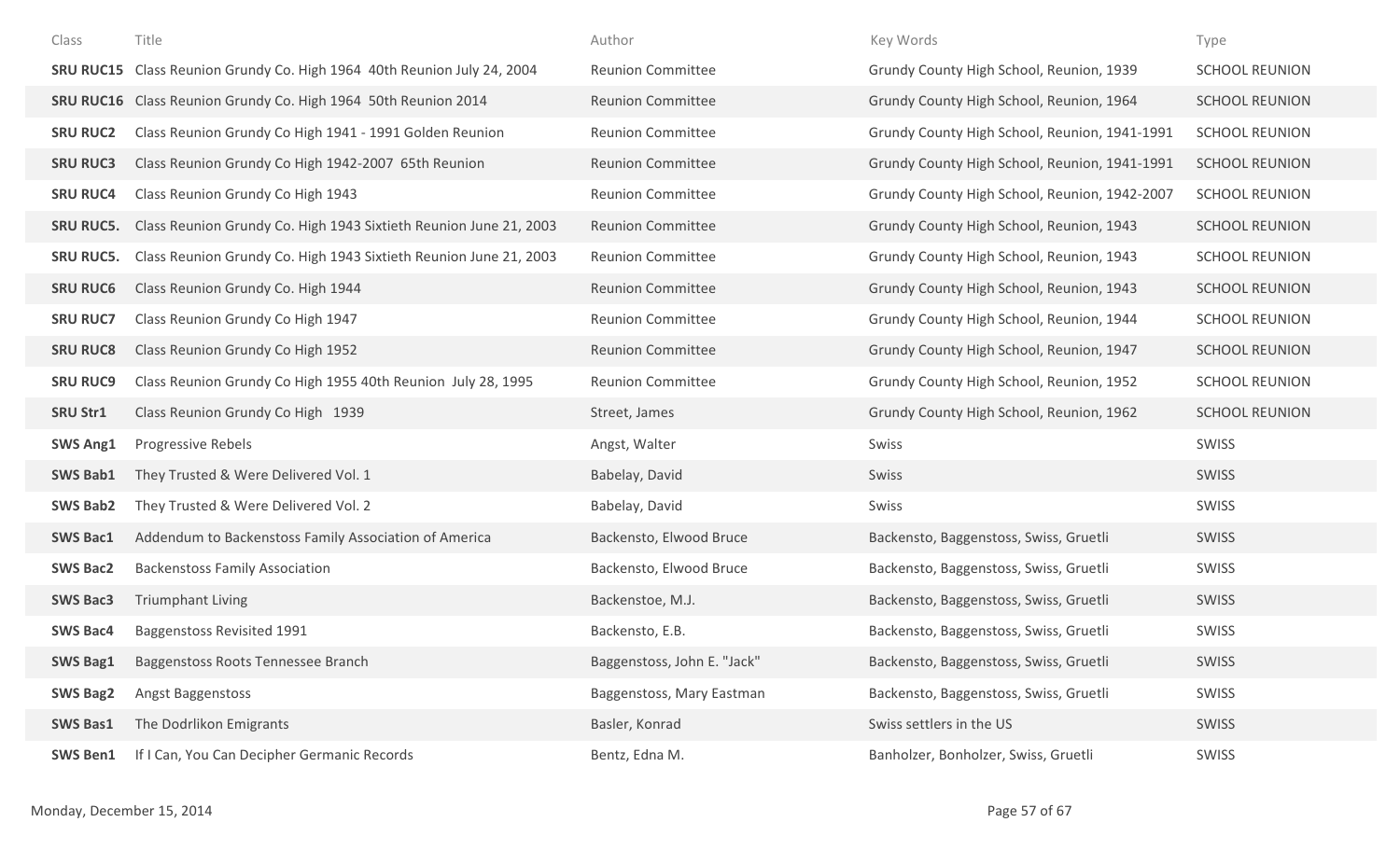| Class | Title | Author | Key Words | Type |
|---|---|---|---|---|
| **SRU RUC15** | Class Reunion Grundy Co. High 1964 40th Reunion July 24, 2004 | Reunion Committee | Grundy County High School, Reunion, 1939 | SCHOOL REUNION |
| **SRU RUC16** | Class Reunion Grundy Co. High 1964 50th Reunion 2014 | Reunion Committee | Grundy County High School, Reunion, 1964 | SCHOOL REUNION |
| **SRU RUC2** | Class Reunion Grundy Co High 1941 - 1991 Golden Reunion | Reunion Committee | Grundy County High School, Reunion, 1941-1991 | SCHOOL REUNION |
| **SRU RUC3** | Class Reunion Grundy Co High 1942-2007 65th Reunion | Reunion Committee | Grundy County High School, Reunion, 1941-1991 | SCHOOL REUNION |
| **SRU RUC4** | Class Reunion Grundy Co High 1943 | Reunion Committee | Grundy County High School, Reunion, 1942-2007 | SCHOOL REUNION |
| **SRU RUC5.** | Class Reunion Grundy Co. High 1943 Sixtieth Reunion June 21, 2003 | Reunion Committee | Grundy County High School, Reunion, 1943 | SCHOOL REUNION |
| **SRU RUC5.** | Class Reunion Grundy Co. High 1943 Sixtieth Reunion June 21, 2003 | Reunion Committee | Grundy County High School, Reunion, 1943 | SCHOOL REUNION |
| **SRU RUC6** | Class Reunion Grundy Co. High 1944 | Reunion Committee | Grundy County High School, Reunion, 1943 | SCHOOL REUNION |
| **SRU RUC7** | Class Reunion Grundy Co High 1947 | Reunion Committee | Grundy County High School, Reunion, 1944 | SCHOOL REUNION |
| **SRU RUC8** | Class Reunion Grundy Co High 1952 | Reunion Committee | Grundy County High School, Reunion, 1947 | SCHOOL REUNION |
| **SRU RUC9** | Class Reunion Grundy Co High 1955 40th Reunion July 28, 1995 | Reunion Committee | Grundy County High School, Reunion, 1952 | SCHOOL REUNION |
| **SRU Str1** | Class Reunion Grundy Co High 1939 | Street, James | Grundy County High School, Reunion, 1962 | SCHOOL REUNION |
| **SWS Ang1** | Progressive Rebels | Angst, Walter | Swiss | SWISS |
| **SWS Bab1** | They Trusted & Were Delivered Vol. 1 | Babelay, David | Swiss | SWISS |
| **SWS Bab2** | They Trusted & Were Delivered Vol. 2 | Babelay, David | Swiss | SWISS |
| **SWS Bac1** | Addendum to Backenstoss Family Association of America | Backensto, Elwood Bruce | Backensto, Baggenstoss, Swiss, Gruetli | SWISS |
| **SWS Bac2** | Backenstoss Family Association | Backensto, Elwood Bruce | Backensto, Baggenstoss, Swiss, Gruetli | SWISS |
| **SWS Bac3** | Triumphant Living | Backenstoe, M.J. | Backensto, Baggenstoss, Swiss, Gruetli | SWISS |
| **SWS Bac4** | Baggenstoss Revisited 1991 | Backensto, E.B. | Backensto, Baggenstoss, Swiss, Gruetli | SWISS |
| **SWS Bag1** | Baggenstoss Roots Tennessee Branch | Baggenstoss, John E. "Jack" | Backensto, Baggenstoss, Swiss, Gruetli | SWISS |
| **SWS Bag2** | Angst Baggenstoss | Baggenstoss, Mary Eastman | Backensto, Baggenstoss, Swiss, Gruetli | SWISS |
| **SWS Bas1** | The Dodrlikon Emigrants | Basler, Konrad | Swiss settlers in the US | SWISS |
| **SWS Ben1** | If I Can, You Can Decipher Germanic Records | Bentz, Edna M. | Banholzer, Bonholzer, Swiss, Gruetli | SWISS |

Monday, December 15, 2014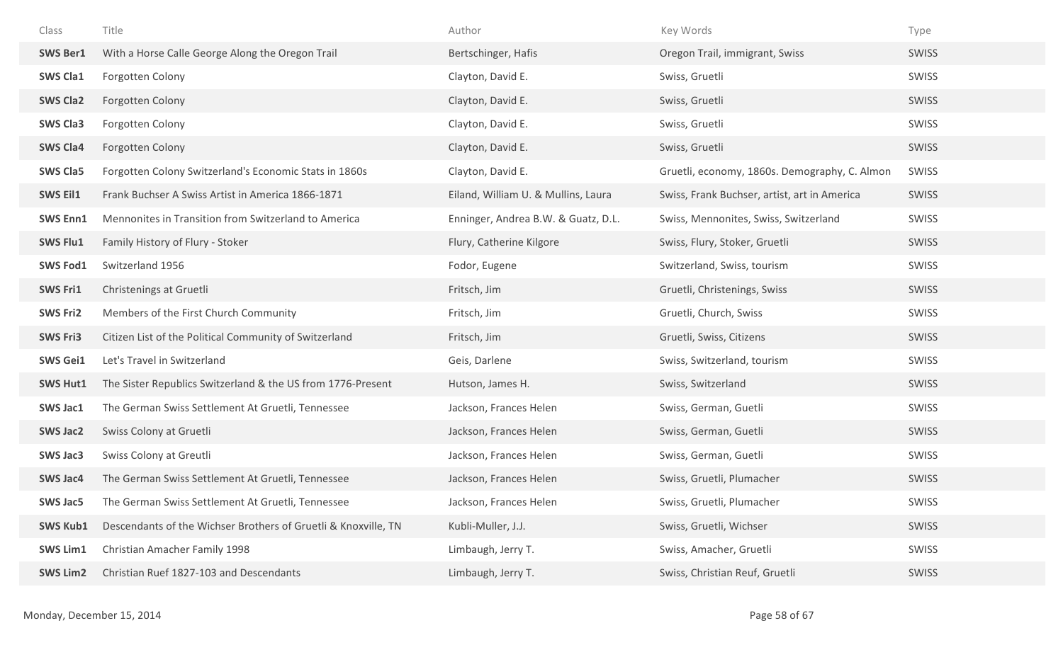| Class | Title | Author | Key Words | Type |
|---|---|---|---|---|
| **SWS Ber1** | With a Horse Calle George Along the Oregon Trail | Bertschinger, Hafis | Oregon Trail, immigrant, Swiss | SWISS |
| **SWS Cla1** | Forgotten Colony | Clayton, David E. | Swiss, Gruetli | SWISS |
| **SWS Cla2** | Forgotten Colony | Clayton, David E. | Swiss, Gruetli | SWISS |
| **SWS Cla3** | Forgotten Colony | Clayton, David E. | Swiss, Gruetli | SWISS |
| **SWS Cla4** | Forgotten Colony | Clayton, David E. | Swiss, Gruetli | SWISS |
| **SWS Cla5** | Forgotten Colony Switzerland's Economic Stats in 1860s | Clayton, David E. | Gruetli, economy, 1860s. Demography, C. Almon | SWISS |
| **SWS Eil1** | Frank Buchser A Swiss Artist in America 1866-1871 | Eiland, William U. & Mullins, Laura | Swiss, Frank Buchser, artist, art in America | SWISS |
| **SWS Enn1** | Mennonites in Transition from Switzerland to America | Enninger, Andrea B.W. & Guatz, D.L. | Swiss, Mennonites, Swiss, Switzerland | SWISS |
| **SWS Flu1** | Family History of Flury - Stoker | Flury, Catherine Kilgore | Swiss, Flury, Stoker, Gruetli | SWISS |
| **SWS Fod1** | Switzerland 1956 | Fodor, Eugene | Switzerland, Swiss, tourism | SWISS |
| **SWS Fri1** | Christenings at Gruetli | Fritsch, Jim | Gruetli, Christenings, Swiss | SWISS |
| **SWS Fri2** | Members of the First Church Community | Fritsch, Jim | Gruetli, Church, Swiss | SWISS |
| **SWS Fri3** | Citizen List of the Political Community of Switzerland | Fritsch, Jim | Gruetli, Swiss, Citizens | SWISS |
| **SWS Gei1** | Let's Travel in Switzerland | Geis, Darlene | Swiss, Switzerland, tourism | SWISS |
| **SWS Hut1** | The Sister Republics Switzerland & the US from 1776-Present | Hutson, James H. | Swiss, Switzerland | SWISS |
| **SWS Jac1** | The German Swiss Settlement At Gruetli, Tennessee | Jackson, Frances Helen | Swiss, German, Guetli | SWISS |
| **SWS Jac2** | Swiss Colony at Gruetli | Jackson, Frances Helen | Swiss, German, Guetli | SWISS |
| **SWS Jac3** | Swiss Colony at Greutli | Jackson, Frances Helen | Swiss, German, Guetli | SWISS |
| **SWS Jac4** | The German Swiss Settlement At Gruetli, Tennessee | Jackson, Frances Helen | Swiss, Gruetli, Plumacher | SWISS |
| **SWS Jac5** | The German Swiss Settlement At Gruetli, Tennessee | Jackson, Frances Helen | Swiss, Gruetli, Plumacher | SWISS |
| **SWS Kub1** | Descendants of the Wichser Brothers of Gruetli & Knoxville, TN | Kubli-Muller, J.J. | Swiss, Gruetli, Wichser | SWISS |
| **SWS Lim1** | Christian Amacher Family 1998 | Limbaugh, Jerry T. | Swiss, Amacher, Gruetli | SWISS |
| **SWS Lim2** | Christian Ruef 1827-103 and Descendants | Limbaugh, Jerry T. | Swiss, Christian Reuf, Gruetli | SWISS |

Monday, December 15, 2014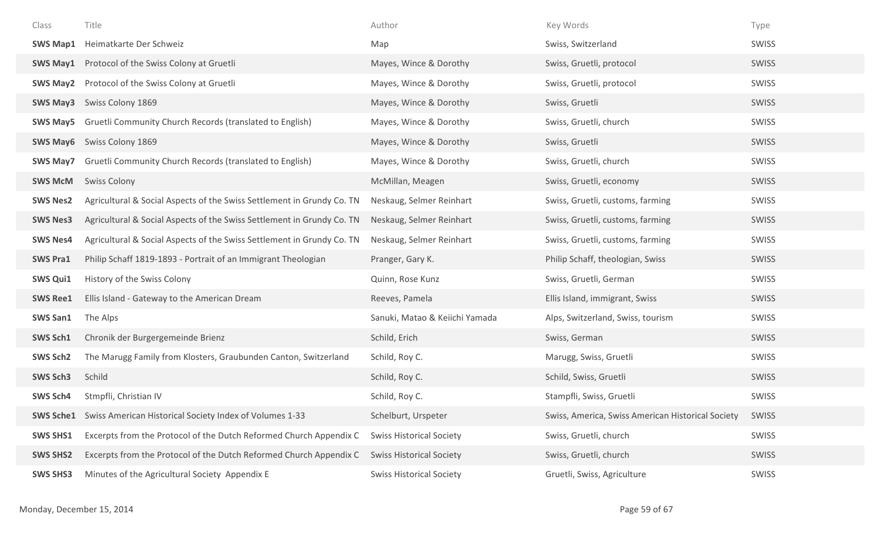| Class | Title | Author | Key Words | Type |
|---|---|---|---|---|
| **SWS Map1** | Heimatkarte Der Schweiz | Map | Swiss, Switzerland | SWISS |
| **SWS May1** | Protocol of the Swiss Colony at Gruetli | Mayes, Wince & Dorothy | Swiss, Gruetli, protocol | SWISS |
| **SWS May2** | Protocol of the Swiss Colony at Gruetli | Mayes, Wince & Dorothy | Swiss, Gruetli, protocol | SWISS |
| **SWS May3** | Swiss Colony 1869 | Mayes, Wince & Dorothy | Swiss, Gruetli | SWISS |
| **SWS May5** | Gruetli Community Church Records (translated to English) | Mayes, Wince & Dorothy | Swiss, Gruetli, church | SWISS |
| **SWS May6** | Swiss Colony 1869 | Mayes, Wince & Dorothy | Swiss, Gruetli | SWISS |
| **SWS May7** | Gruetli Community Church Records (translated to English) | Mayes, Wince & Dorothy | Swiss, Gruetli, church | SWISS |
| **SWS McM** | Swiss Colony | McMillan, Meagen | Swiss, Gruetli, economy | SWISS |
| **SWS Nes2** | Agricultural & Social Aspects of the Swiss Settlement in Grundy Co. TN | Neskaug, Selmer Reinhart | Swiss, Gruetli, customs, farming | SWISS |
| **SWS Nes3** | Agricultural & Social Aspects of the Swiss Settlement in Grundy Co. TN | Neskaug, Selmer Reinhart | Swiss, Gruetli, customs, farming | SWISS |
| **SWS Nes4** | Agricultural & Social Aspects of the Swiss Settlement in Grundy Co. TN | Neskaug, Selmer Reinhart | Swiss, Gruetli, customs, farming | SWISS |
| **SWS Pra1** | Philip Schaff 1819-1893 - Portrait of an Immigrant Theologian | Pranger, Gary K. | Philip Schaff, theologian, Swiss | SWISS |
| **SWS Qui1** | History of the Swiss Colony | Quinn, Rose Kunz | Swiss, Gruetli, German | SWISS |
| **SWS Ree1** | Ellis Island - Gateway to the American Dream | Reeves, Pamela | Ellis Island, immigrant, Swiss | SWISS |
| **SWS San1** | The Alps | Sanuki, Matao & Keiichi Yamada | Alps, Switzerland, Swiss, tourism | SWISS |
| **SWS Sch1** | Chronik der Burgergemeinde Brienz | Schild, Erich | Swiss, German | SWISS |
| **SWS Sch2** | The Marugg Family from Klosters, Graubunden Canton, Switzerland | Schild, Roy C. | Marugg, Swiss, Gruetli | SWISS |
| **SWS Sch3** | Schild | Schild, Roy C. | Schild, Swiss, Gruetli | SWISS |
| **SWS Sch4** | Stmpfli, Christian IV | Schild, Roy C. | Stampfli, Swiss, Gruetli | SWISS |
| **SWS Sche1** | Swiss American Historical Society Index of Volumes 1-33 | Schelburt, Urspeter | Swiss, America, Swiss American Historical Society | SWISS |
| **SWS SHS1** | Excerpts from the Protocol of the Dutch Reformed Church Appendix C | Swiss Historical Society | Swiss, Gruetli, church | SWISS |
| **SWS SHS2** | Excerpts from the Protocol of the Dutch Reformed Church Appendix C | Swiss Historical Society | Swiss, Gruetli, church | SWISS |
| **SWS SHS3** | Minutes of the Agricultural Society Appendix E | Swiss Historical Society | Gruetli, Swiss, Agriculture | SWISS |

Monday, December 15, 2014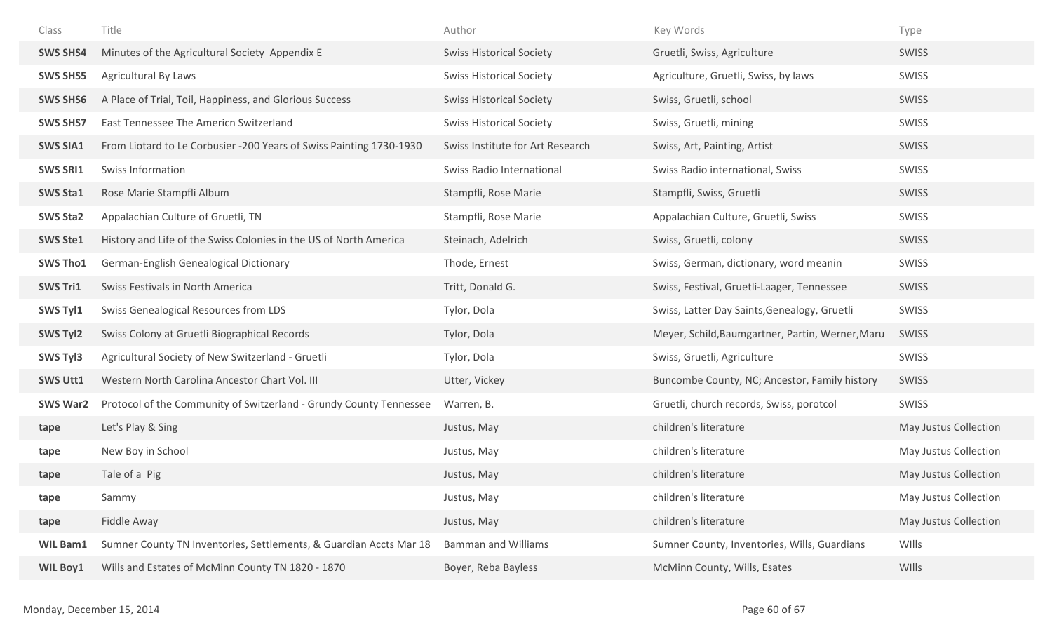| Class | Title | Author | Key Words | Type |
|---|---|---|---|---|
| **SWS SHS4** | Minutes of the Agricultural Society Appendix E | Swiss Historical Society | Gruetli, Swiss, Agriculture | SWISS |
| **SWS SHS5** | Agricultural By Laws | Swiss Historical Society | Agriculture, Gruetli, Swiss, by laws | SWISS |
| **SWS SHS6** | A Place of Trial, Toil, Happiness, and Glorious Success | Swiss Historical Society | Swiss, Gruetli, school | SWISS |
| **SWS SHS7** | East Tennessee The Americn Switzerland | Swiss Historical Society | Swiss, Gruetli, mining | SWISS |
| **SWS SIA1** | From Liotard to Le Corbusier -200 Years of Swiss Painting 1730-1930 | Swiss Institute for Art Research | Swiss, Art, Painting, Artist | SWISS |
| **SWS SRI1** | Swiss Information | Swiss Radio International | Swiss Radio international, Swiss | SWISS |
| **SWS Sta1** | Rose Marie Stampfli Album | Stampfli, Rose Marie | Stampfli, Swiss, Gruetli | SWISS |
| **SWS Sta2** | Appalachian Culture of Gruetli, TN | Stampfli, Rose Marie | Appalachian Culture, Gruetli, Swiss | SWISS |
| **SWS Ste1** | History and Life of the Swiss Colonies in the US of North America | Steinach, Adelrich | Swiss, Gruetli, colony | SWISS |
| **SWS Tho1** | German-English Genealogical Dictionary | Thode, Ernest | Swiss, German, dictionary, word meanin | SWISS |
| **SWS Tri1** | Swiss Festivals in North America | Tritt, Donald G. | Swiss, Festival, Gruetli-Laager, Tennessee | SWISS |
| **SWS Tyl1** | Swiss Genealogical Resources from LDS | Tylor, Dola | Swiss, Latter Day Saints,Genealogy, Gruetli | SWISS |
| **SWS Tyl2** | Swiss Colony at Gruetli Biographical Records | Tylor, Dola | Meyer, Schild,Baumgartner, Partin, Werner,Maru | SWISS |
| **SWS Tyl3** | Agricultural Society of New Switzerland - Gruetli | Tylor, Dola | Swiss, Gruetli, Agriculture | SWISS |
| **SWS Utt1** | Western North Carolina Ancestor Chart Vol. III | Utter, Vickey | Buncombe County, NC; Ancestor, Family history | SWISS |
| **SWS War2** | Protocol of the Community of Switzerland - Grundy County Tennessee | Warren, B. | Gruetli, church records, Swiss, porotcol | SWISS |
| **tape** | Let's Play & Sing | Justus, May | children's literature | May Justus Collection |
| **tape** | New Boy in School | Justus, May | children's literature | May Justus Collection |
| **tape** | Tale of a Pig | Justus, May | children's literature | May Justus Collection |
| **tape** | Sammy | Justus, May | children's literature | May Justus Collection |
| **tape** | Fiddle Away | Justus, May | children's literature | May Justus Collection |
| **WIL Bam1** | Sumner County TN Inventories, Settlements, & Guardian Accts Mar 18 | Bamman and Williams | Sumner County, Inventories, Wills, Guardians | WIlls |
| **WIL Boy1** | Wills and Estates of McMinn County TN 1820 - 1870 | Boyer, Reba Bayless | McMinn County, Wills, Esates | WIlls |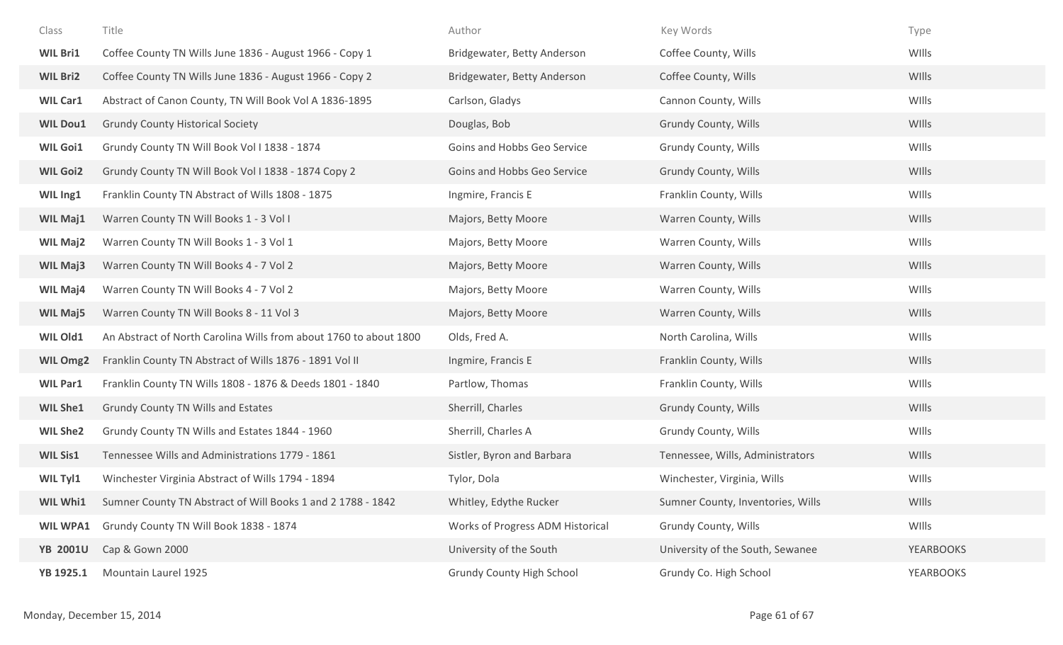| Class | Title | Author | Key Words | Type |
|---|---|---|---|---|
| **WIL Bri1** | Coffee County TN Wills June 1836 - August 1966 - Copy 1 | Bridgewater, Betty Anderson | Coffee County, Wills | WIlls |
| **WIL Bri2** | Coffee County TN Wills June 1836 - August 1966 - Copy 2 | Bridgewater, Betty Anderson | Coffee County, Wills | WIlls |
| **WIL Car1** | Abstract of Canon County, TN Will Book Vol A 1836-1895 | Carlson, Gladys | Cannon County, Wills | WIlls |
| **WIL Dou1** | Grundy County Historical Society | Douglas, Bob | Grundy County, Wills | WIlls |
| **WIL Goi1** | Grundy County TN Will Book Vol I 1838 - 1874 | Goins and Hobbs Geo Service | Grundy County, Wills | WIlls |
| **WIL Goi2** | Grundy County TN Will Book Vol I 1838 - 1874 Copy 2 | Goins and Hobbs Geo Service | Grundy County, Wills | WIlls |
| **WIL Ing1** | Franklin County TN Abstract of Wills 1808 - 1875 | Ingmire, Francis E | Franklin County, Wills | WIlls |
| **WIL Maj1** | Warren County TN Will Books 1 - 3 Vol I | Majors, Betty Moore | Warren County, Wills | WIlls |
| **WIL Maj2** | Warren County TN Will Books 1 - 3 Vol 1 | Majors, Betty Moore | Warren County, Wills | WIlls |
| **WIL Maj3** | Warren County TN Will Books 4 - 7 Vol 2 | Majors, Betty Moore | Warren County, Wills | WIlls |
| **WIL Maj4** | Warren County TN Will Books 4 - 7 Vol 2 | Majors, Betty Moore | Warren County, Wills | WIlls |
| **WIL Maj5** | Warren County TN Will Books 8 - 11 Vol 3 | Majors, Betty Moore | Warren County, Wills | WIlls |
| **WIL Old1** | An Abstract of North Carolina Wills from about 1760 to about 1800 | Olds, Fred A. | North Carolina, Wills | WIlls |
| **WIL Omg2** | Franklin County TN Abstract of Wills 1876 - 1891 Vol II | Ingmire, Francis E | Franklin County, Wills | WIlls |
| **WIL Par1** | Franklin County TN Wills 1808 - 1876 & Deeds 1801 - 1840 | Partlow, Thomas | Franklin County, Wills | WIlls |
| **WIL She1** | Grundy County TN Wills and Estates | Sherrill, Charles | Grundy County, Wills | WIlls |
| **WIL She2** | Grundy County TN Wills and Estates 1844 - 1960 | Sherrill, Charles A | Grundy County, Wills | WIlls |
| **WIL Sis1** | Tennessee Wills and Administrations 1779 - 1861 | Sistler, Byron and Barbara | Tennessee, Wills, Administrators | WIlls |
| **WIL Tyl1** | Winchester Virginia Abstract of Wills 1794 - 1894 | Tylor, Dola | Winchester, Virginia, Wills | WIlls |
| **WIL Whi1** | Sumner County TN Abstract of Will Books 1 and 2 1788 - 1842 | Whitley, Edythe Rucker | Sumner County, Inventories, Wills | WIlls |
| **WIL WPA1** | Grundy County TN Will Book 1838 - 1874 | Works of Progress ADM Historical | Grundy County, Wills | WIlls |
| **YB 2001U** | Cap & Gown 2000 | University of the South | University of the South, Sewanee | YEARBOOKS |
| **YB 1925.1** | Mountain Laurel 1925 | Grundy County High School | Grundy Co. High School | YEARBOOKS |

Monday, December 15, 2014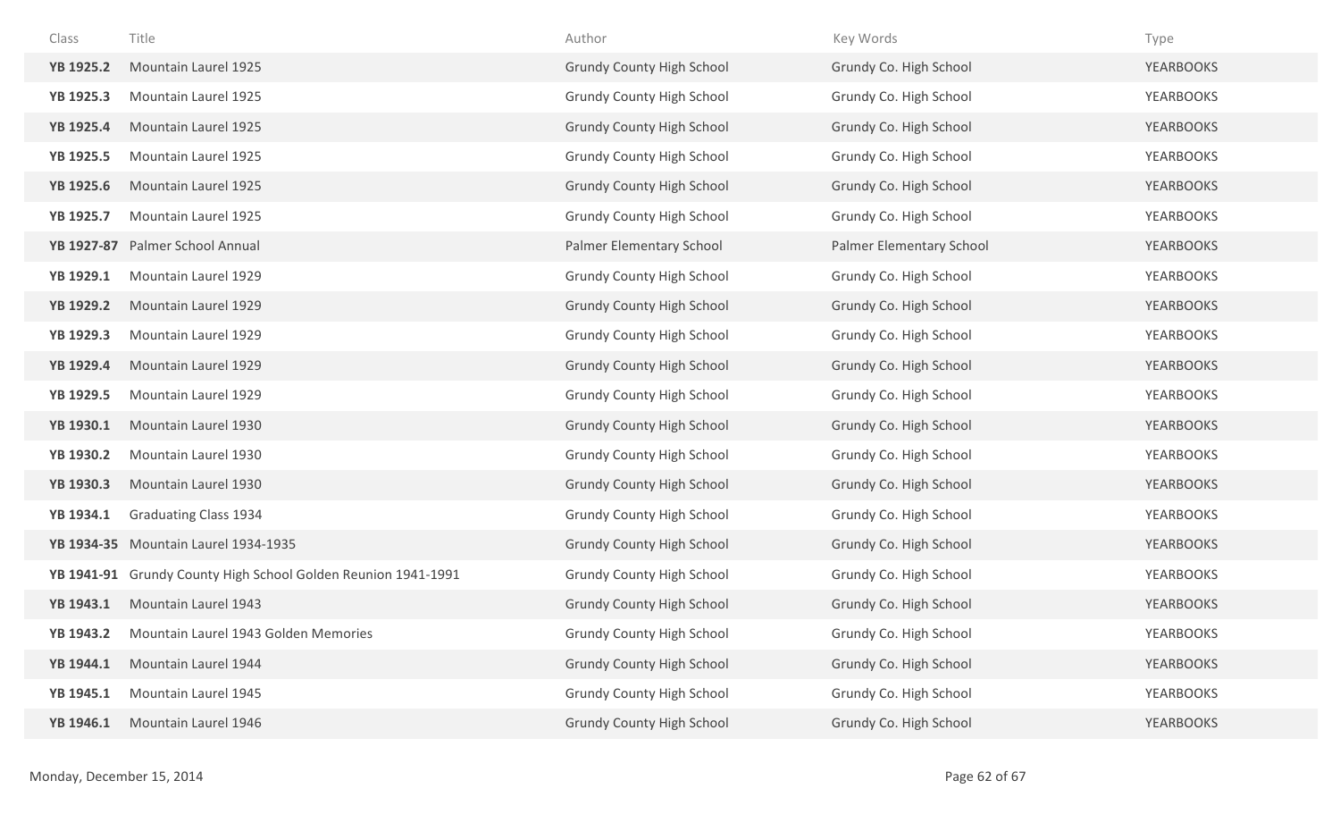| Class | Title | Author | Key Words | Type |
|---|---|---|---|---|
| **YB 1925.2** | Mountain Laurel 1925 | Grundy County High School | Grundy Co. High School | YEARBOOKS |
| **YB 1925.3** | Mountain Laurel 1925 | Grundy County High School | Grundy Co. High School | YEARBOOKS |
| **YB 1925.4** | Mountain Laurel 1925 | Grundy County High School | Grundy Co. High School | YEARBOOKS |
| **YB 1925.5** | Mountain Laurel 1925 | Grundy County High School | Grundy Co. High School | YEARBOOKS |
| **YB 1925.6** | Mountain Laurel 1925 | Grundy County High School | Grundy Co. High School | YEARBOOKS |
| **YB 1925.7** | Mountain Laurel 1925 | Grundy County High School | Grundy Co. High School | YEARBOOKS |
| **YB 1927-87** | Palmer School Annual | Palmer Elementary School | Palmer Elementary School | YEARBOOKS |
| **YB 1929.1** | Mountain Laurel 1929 | Grundy County High School | Grundy Co. High School | YEARBOOKS |
| **YB 1929.2** | Mountain Laurel 1929 | Grundy County High School | Grundy Co. High School | YEARBOOKS |
| **YB 1929.3** | Mountain Laurel 1929 | Grundy County High School | Grundy Co. High School | YEARBOOKS |
| **YB 1929.4** | Mountain Laurel 1929 | Grundy County High School | Grundy Co. High School | YEARBOOKS |
| **YB 1929.5** | Mountain Laurel 1929 | Grundy County High School | Grundy Co. High School | YEARBOOKS |
| **YB 1930.1** | Mountain Laurel 1930 | Grundy County High School | Grundy Co. High School | YEARBOOKS |
| **YB 1930.2** | Mountain Laurel 1930 | Grundy County High School | Grundy Co. High School | YEARBOOKS |
| **YB 1930.3** | Mountain Laurel 1930 | Grundy County High School | Grundy Co. High School | YEARBOOKS |
| **YB 1934.1** | Graduating Class 1934 | Grundy County High School | Grundy Co. High School | YEARBOOKS |
| **YB 1934-35** | Mountain Laurel 1934-1935 | Grundy County High School | Grundy Co. High School | YEARBOOKS |
| **YB 1941-91** | Grundy County High School Golden Reunion 1941-1991 | Grundy County High School | Grundy Co. High School | YEARBOOKS |
| **YB 1943.1** | Mountain Laurel 1943 | Grundy County High School | Grundy Co. High School | YEARBOOKS |
| **YB 1943.2** | Mountain Laurel 1943 Golden Memories | Grundy County High School | Grundy Co. High School | YEARBOOKS |
| **YB 1944.1** | Mountain Laurel 1944 | Grundy County High School | Grundy Co. High School | YEARBOOKS |
| **YB 1945.1** | Mountain Laurel 1945 | Grundy County High School | Grundy Co. High School | YEARBOOKS |
| **YB 1946.1** | Mountain Laurel 1946 | Grundy County High School | Grundy Co. High School | YEARBOOKS |

Monday, December 15, 2014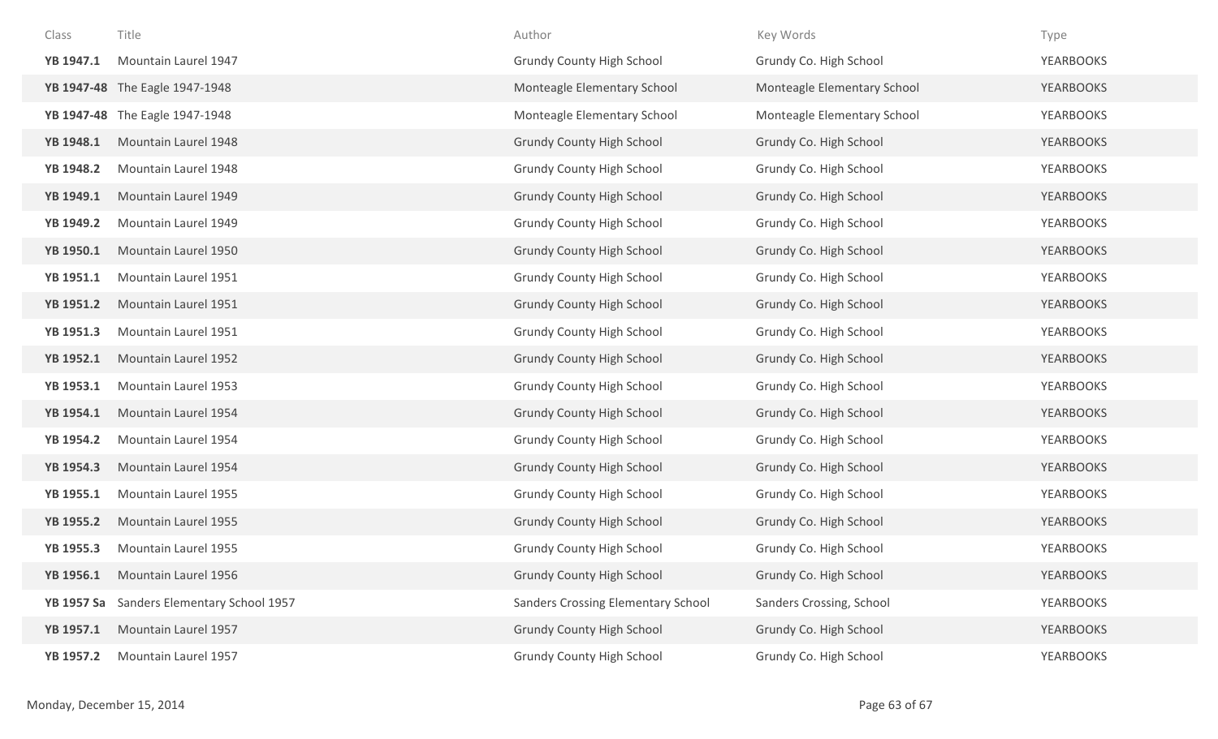| Class | Title | Author | Key Words | Type |
|---|---|---|---|---|
| **YB 1947.1** | Mountain Laurel 1947 | Grundy County High School | Grundy Co. High School | YEARBOOKS |
| **YB 1947-48** | The Eagle 1947-1948 | Monteagle Elementary School | Monteagle Elementary School | YEARBOOKS |
| **YB 1947-48** | The Eagle 1947-1948 | Monteagle Elementary School | Monteagle Elementary School | YEARBOOKS |
| **YB 1948.1** | Mountain Laurel 1948 | Grundy County High School | Grundy Co. High School | YEARBOOKS |
| **YB 1948.2** | Mountain Laurel 1948 | Grundy County High School | Grundy Co. High School | YEARBOOKS |
| **YB 1949.1** | Mountain Laurel 1949 | Grundy County High School | Grundy Co. High School | YEARBOOKS |
| **YB 1949.2** | Mountain Laurel 1949 | Grundy County High School | Grundy Co. High School | YEARBOOKS |
| **YB 1950.1** | Mountain Laurel 1950 | Grundy County High School | Grundy Co. High School | YEARBOOKS |
| **YB 1951.1** | Mountain Laurel 1951 | Grundy County High School | Grundy Co. High School | YEARBOOKS |
| **YB 1951.2** | Mountain Laurel 1951 | Grundy County High School | Grundy Co. High School | YEARBOOKS |
| **YB 1951.3** | Mountain Laurel 1951 | Grundy County High School | Grundy Co. High School | YEARBOOKS |
| **YB 1952.1** | Mountain Laurel 1952 | Grundy County High School | Grundy Co. High School | YEARBOOKS |
| **YB 1953.1** | Mountain Laurel 1953 | Grundy County High School | Grundy Co. High School | YEARBOOKS |
| **YB 1954.1** | Mountain Laurel 1954 | Grundy County High School | Grundy Co. High School | YEARBOOKS |
| **YB 1954.2** | Mountain Laurel 1954 | Grundy County High School | Grundy Co. High School | YEARBOOKS |
| **YB 1954.3** | Mountain Laurel 1954 | Grundy County High School | Grundy Co. High School | YEARBOOKS |
| **YB 1955.1** | Mountain Laurel 1955 | Grundy County High School | Grundy Co. High School | YEARBOOKS |
| **YB 1955.2** | Mountain Laurel 1955 | Grundy County High School | Grundy Co. High School | YEARBOOKS |
| **YB 1955.3** | Mountain Laurel 1955 | Grundy County High School | Grundy Co. High School | YEARBOOKS |
| **YB 1956.1** | Mountain Laurel 1956 | Grundy County High School | Grundy Co. High School | YEARBOOKS |
| **YB 1957 Sa** | Sanders Elementary School 1957 | Sanders Crossing Elementary School | Sanders Crossing, School | YEARBOOKS |
| **YB 1957.1** | Mountain Laurel 1957 | Grundy County High School | Grundy Co. High School | YEARBOOKS |
| **YB 1957.2** | Mountain Laurel 1957 | Grundy County High School | Grundy Co. High School | YEARBOOKS |

Monday, December 15, 2014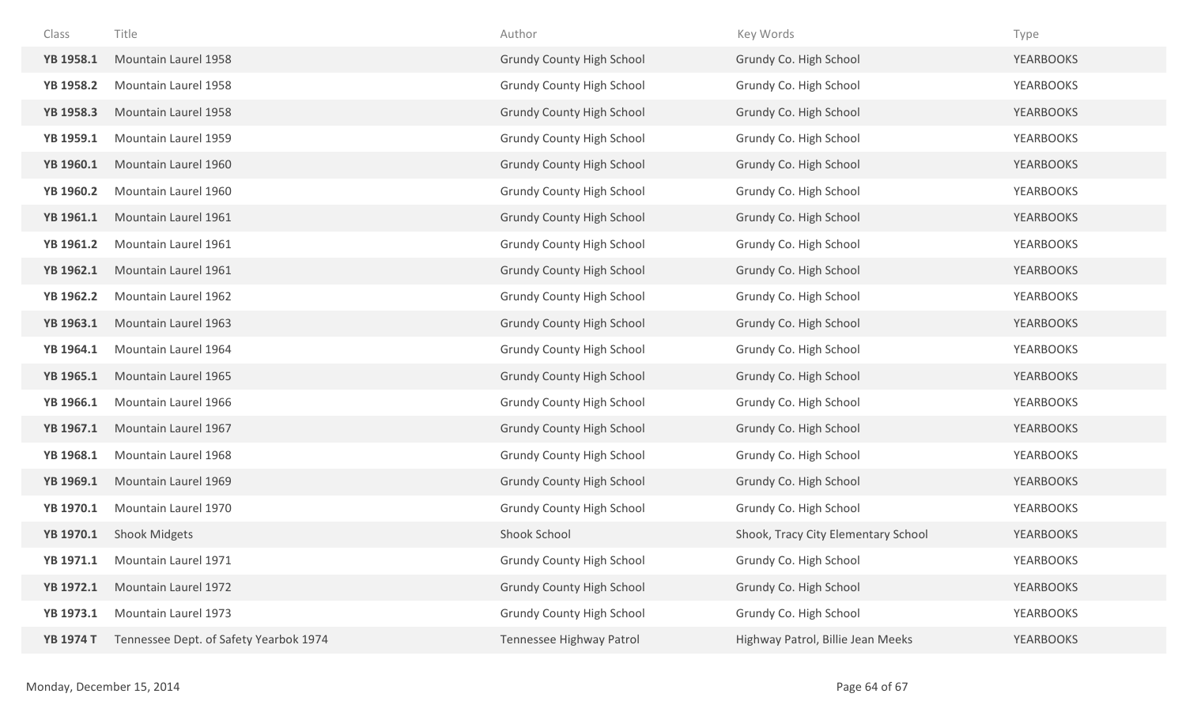| Class | Title | Author | Key Words | Type |
|---|---|---|---|---|
| **YB 1958.1** | Mountain Laurel 1958 | Grundy County High School | Grundy Co. High School | YEARBOOKS |
| **YB 1958.2** | Mountain Laurel 1958 | Grundy County High School | Grundy Co. High School | YEARBOOKS |
| **YB 1958.3** | Mountain Laurel 1958 | Grundy County High School | Grundy Co. High School | YEARBOOKS |
| **YB 1959.1** | Mountain Laurel 1959 | Grundy County High School | Grundy Co. High School | YEARBOOKS |
| **YB 1960.1** | Mountain Laurel 1960 | Grundy County High School | Grundy Co. High School | YEARBOOKS |
| **YB 1960.2** | Mountain Laurel 1960 | Grundy County High School | Grundy Co. High School | YEARBOOKS |
| **YB 1961.1** | Mountain Laurel 1961 | Grundy County High School | Grundy Co. High School | YEARBOOKS |
| **YB 1961.2** | Mountain Laurel 1961 | Grundy County High School | Grundy Co. High School | YEARBOOKS |
| **YB 1962.1** | Mountain Laurel 1961 | Grundy County High School | Grundy Co. High School | YEARBOOKS |
| **YB 1962.2** | Mountain Laurel 1962 | Grundy County High School | Grundy Co. High School | YEARBOOKS |
| **YB 1963.1** | Mountain Laurel 1963 | Grundy County High School | Grundy Co. High School | YEARBOOKS |
| **YB 1964.1** | Mountain Laurel 1964 | Grundy County High School | Grundy Co. High School | YEARBOOKS |
| **YB 1965.1** | Mountain Laurel 1965 | Grundy County High School | Grundy Co. High School | YEARBOOKS |
| **YB 1966.1** | Mountain Laurel 1966 | Grundy County High School | Grundy Co. High School | YEARBOOKS |
| **YB 1967.1** | Mountain Laurel 1967 | Grundy County High School | Grundy Co. High School | YEARBOOKS |
| **YB 1968.1** | Mountain Laurel 1968 | Grundy County High School | Grundy Co. High School | YEARBOOKS |
| **YB 1969.1** | Mountain Laurel 1969 | Grundy County High School | Grundy Co. High School | YEARBOOKS |
| **YB 1970.1** | Mountain Laurel 1970 | Grundy County High School | Grundy Co. High School | YEARBOOKS |
| **YB 1970.1** | Shook Midgets | Shook School | Shook, Tracy City Elementary School | YEARBOOKS |
| **YB 1971.1** | Mountain Laurel 1971 | Grundy County High School | Grundy Co. High School | YEARBOOKS |
| **YB 1972.1** | Mountain Laurel 1972 | Grundy County High School | Grundy Co. High School | YEARBOOKS |
| **YB 1973.1** | Mountain Laurel 1973 | Grundy County High School | Grundy Co. High School | YEARBOOKS |
| **YB 1974 T** | Tennessee Dept. of Safety Yearbok 1974 | Tennessee Highway Patrol | Highway Patrol, Billie Jean Meeks | YEARBOOKS |

Monday, December 15, 2014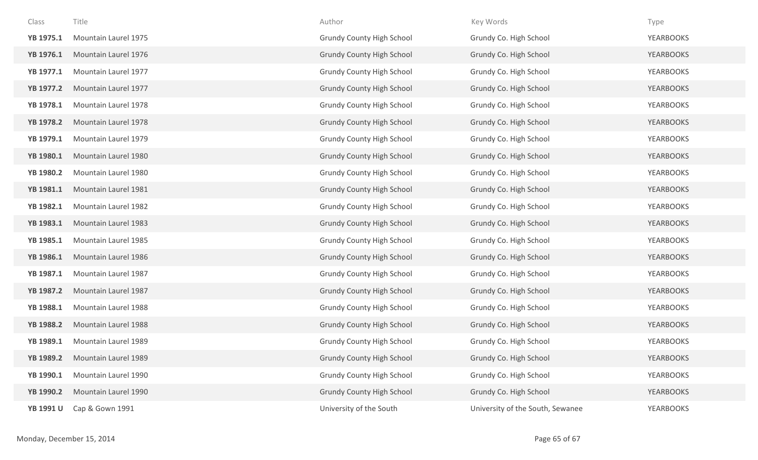| Class | Title | Author | Key Words | Type |
|---|---|---|---|---|
| **YB 1975.1** | Mountain Laurel 1975 | Grundy County High School | Grundy Co. High School | YEARBOOKS |
| **YB 1976.1** | Mountain Laurel 1976 | Grundy County High School | Grundy Co. High School | YEARBOOKS |
| **YB 1977.1** | Mountain Laurel 1977 | Grundy County High School | Grundy Co. High School | YEARBOOKS |
| **YB 1977.2** | Mountain Laurel 1977 | Grundy County High School | Grundy Co. High School | YEARBOOKS |
| **YB 1978.1** | Mountain Laurel 1978 | Grundy County High School | Grundy Co. High School | YEARBOOKS |
| **YB 1978.2** | Mountain Laurel 1978 | Grundy County High School | Grundy Co. High School | YEARBOOKS |
| **YB 1979.1** | Mountain Laurel 1979 | Grundy County High School | Grundy Co. High School | YEARBOOKS |
| **YB 1980.1** | Mountain Laurel 1980 | Grundy County High School | Grundy Co. High School | YEARBOOKS |
| **YB 1980.2** | Mountain Laurel 1980 | Grundy County High School | Grundy Co. High School | YEARBOOKS |
| **YB 1981.1** | Mountain Laurel 1981 | Grundy County High School | Grundy Co. High School | YEARBOOKS |
| **YB 1982.1** | Mountain Laurel 1982 | Grundy County High School | Grundy Co. High School | YEARBOOKS |
| **YB 1983.1** | Mountain Laurel 1983 | Grundy County High School | Grundy Co. High School | YEARBOOKS |
| **YB 1985.1** | Mountain Laurel 1985 | Grundy County High School | Grundy Co. High School | YEARBOOKS |
| **YB 1986.1** | Mountain Laurel 1986 | Grundy County High School | Grundy Co. High School | YEARBOOKS |
| **YB 1987.1** | Mountain Laurel 1987 | Grundy County High School | Grundy Co. High School | YEARBOOKS |
| **YB 1987.2** | Mountain Laurel 1987 | Grundy County High School | Grundy Co. High School | YEARBOOKS |
| **YB 1988.1** | Mountain Laurel 1988 | Grundy County High School | Grundy Co. High School | YEARBOOKS |
| **YB 1988.2** | Mountain Laurel 1988 | Grundy County High School | Grundy Co. High School | YEARBOOKS |
| **YB 1989.1** | Mountain Laurel 1989 | Grundy County High School | Grundy Co. High School | YEARBOOKS |
| **YB 1989.2** | Mountain Laurel 1989 | Grundy County High School | Grundy Co. High School | YEARBOOKS |
| **YB 1990.1** | Mountain Laurel 1990 | Grundy County High School | Grundy Co. High School | YEARBOOKS |
| **YB 1990.2** | Mountain Laurel 1990 | Grundy County High School | Grundy Co. High School | YEARBOOKS |
| **YB 1991 U** | Cap & Gown 1991 | University of the South | University of the South, Sewanee | YEARBOOKS |

Monday, December 15, 2014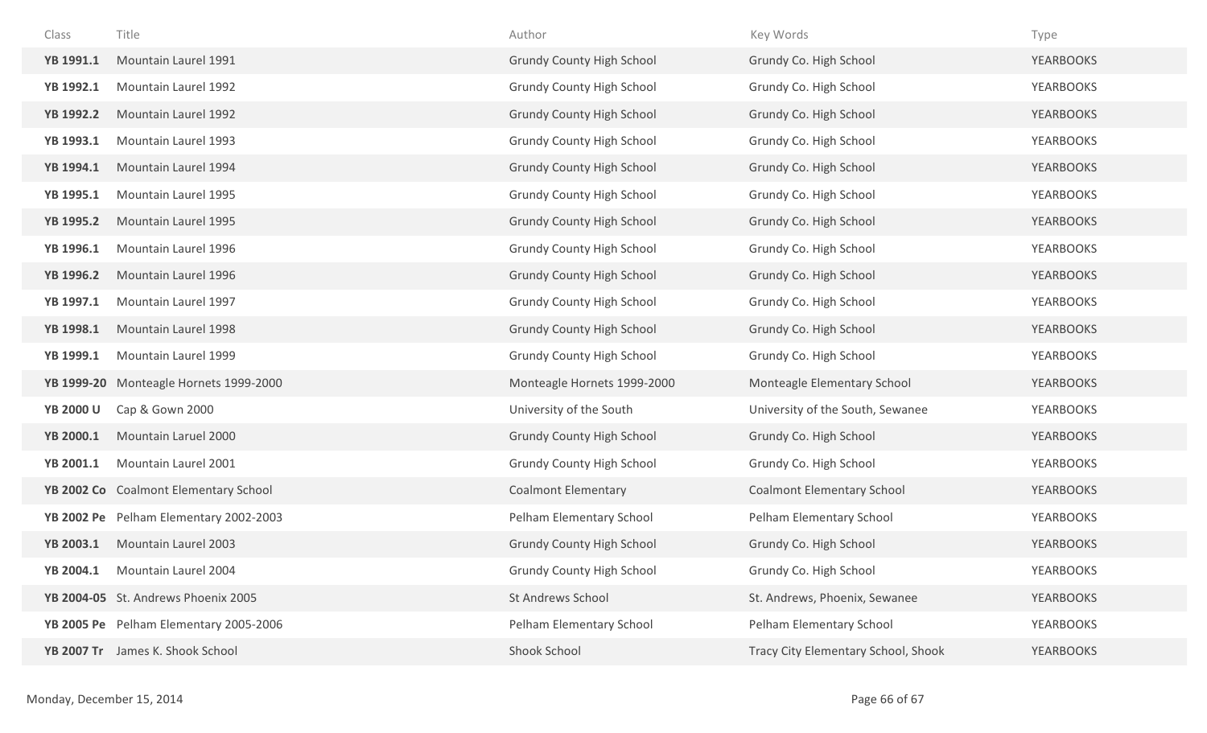| Class | Title | Author | Key Words | Type |
|---|---|---|---|---|
| **YB 1991.1** | Mountain Laurel 1991 | Grundy County High School | Grundy Co. High School | YEARBOOKS |
| **YB 1992.1** | Mountain Laurel 1992 | Grundy County High School | Grundy Co. High School | YEARBOOKS |
| **YB 1992.2** | Mountain Laurel 1992 | Grundy County High School | Grundy Co. High School | YEARBOOKS |
| **YB 1993.1** | Mountain Laurel 1993 | Grundy County High School | Grundy Co. High School | YEARBOOKS |
| **YB 1994.1** | Mountain Laurel 1994 | Grundy County High School | Grundy Co. High School | YEARBOOKS |
| **YB 1995.1** | Mountain Laurel 1995 | Grundy County High School | Grundy Co. High School | YEARBOOKS |
| **YB 1995.2** | Mountain Laurel 1995 | Grundy County High School | Grundy Co. High School | YEARBOOKS |
| **YB 1996.1** | Mountain Laurel 1996 | Grundy County High School | Grundy Co. High School | YEARBOOKS |
| **YB 1996.2** | Mountain Laurel 1996 | Grundy County High School | Grundy Co. High School | YEARBOOKS |
| **YB 1997.1** | Mountain Laurel 1997 | Grundy County High School | Grundy Co. High School | YEARBOOKS |
| **YB 1998.1** | Mountain Laurel 1998 | Grundy County High School | Grundy Co. High School | YEARBOOKS |
| **YB 1999.1** | Mountain Laurel 1999 | Grundy County High School | Grundy Co. High School | YEARBOOKS |
| **YB 1999-20** | Monteagle Hornets 1999-2000 | Monteagle Hornets 1999-2000 | Monteagle Elementary School | YEARBOOKS |
| **YB 2000 U** | Cap & Gown 2000 | University of the South | University of the South, Sewanee | YEARBOOKS |
| **YB 2000.1** | Mountain Laruel 2000 | Grundy County High School | Grundy Co. High School | YEARBOOKS |
| **YB 2001.1** | Mountain Laurel 2001 | Grundy County High School | Grundy Co. High School | YEARBOOKS |
| **YB 2002 Co** | Coalmont Elementary School | Coalmont Elementary | Coalmont Elementary School | YEARBOOKS |
| **YB 2002 Pe** | Pelham Elementary 2002-2003 | Pelham Elementary School | Pelham Elementary School | YEARBOOKS |
| **YB 2003.1** | Mountain Laurel 2003 | Grundy County High School | Grundy Co. High School | YEARBOOKS |
| **YB 2004.1** | Mountain Laurel 2004 | Grundy County High School | Grundy Co. High School | YEARBOOKS |
| **YB 2004-05** | St. Andrews Phoenix 2005 | St Andrews School | St. Andrews, Phoenix, Sewanee | YEARBOOKS |
| **YB 2005 Pe** | Pelham Elementary 2005-2006 | Pelham Elementary School | Pelham Elementary School | YEARBOOKS |
| **YB 2007 Tr** | James K. Shook School | Shook School | Tracy City Elementary School, Shook | YEARBOOKS |

Monday, December 15, 2014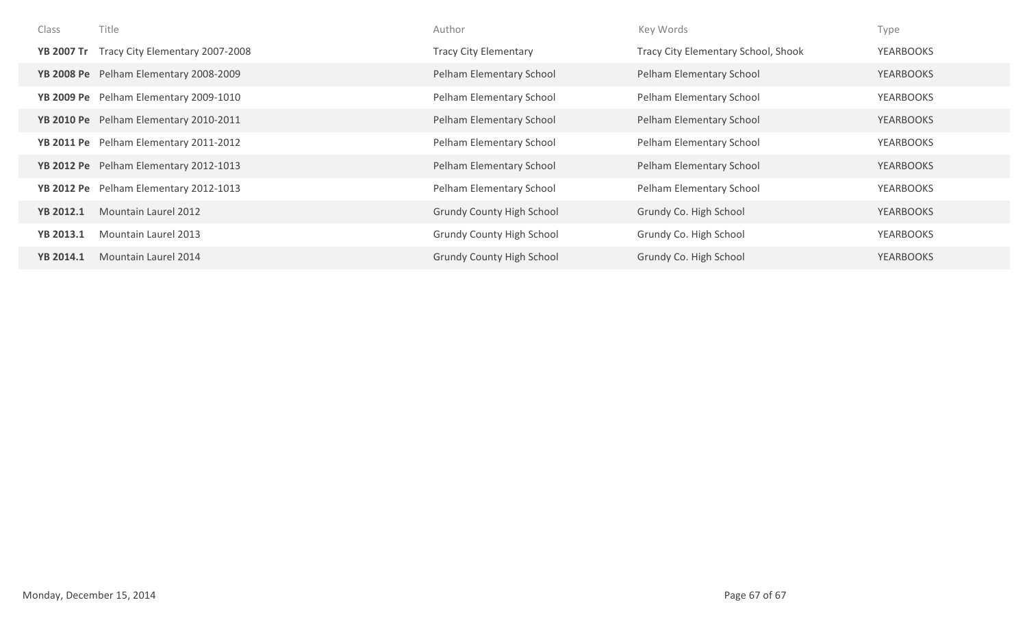| Class | Title | Author | Key Words | Type |
| --- | --- | --- | --- | --- |
| **YB 2007 Tr** | Tracy City Elementary 2007-2008 | Tracy City Elementary | Tracy City Elementary School, Shook | YEARBOOKS |
| **YB 2008 Pe** | Pelham Elementary 2008-2009 | Pelham Elementary School | Pelham Elementary School | YEARBOOKS |
| **YB 2009 Pe** | Pelham Elementary 2009-1010 | Pelham Elementary School | Pelham Elementary School | YEARBOOKS |
| **YB 2010 Pe** | Pelham Elementary 2010-2011 | Pelham Elementary School | Pelham Elementary School | YEARBOOKS |
| **YB 2011 Pe** | Pelham Elementary 2011-2012 | Pelham Elementary School | Pelham Elementary School | YEARBOOKS |
| **YB 2012 Pe** | Pelham Elementary 2012-1013 | Pelham Elementary School | Pelham Elementary School | YEARBOOKS |
| **YB 2012 Pe** | Pelham Elementary 2012-1013 | Pelham Elementary School | Pelham Elementary School | YEARBOOKS |
| **YB 2012.1** | Mountain Laurel 2012 | Grundy County High School | Grundy Co. High School | YEARBOOKS |
| **YB 2013.1** | Mountain Laurel 2013 | Grundy County High School | Grundy Co. High School | YEARBOOKS |
| **YB 2014.1** | Mountain Laurel 2014 | Grundy County High School | Grundy Co. High School | YEARBOOKS |

Monday, December 15, 2014